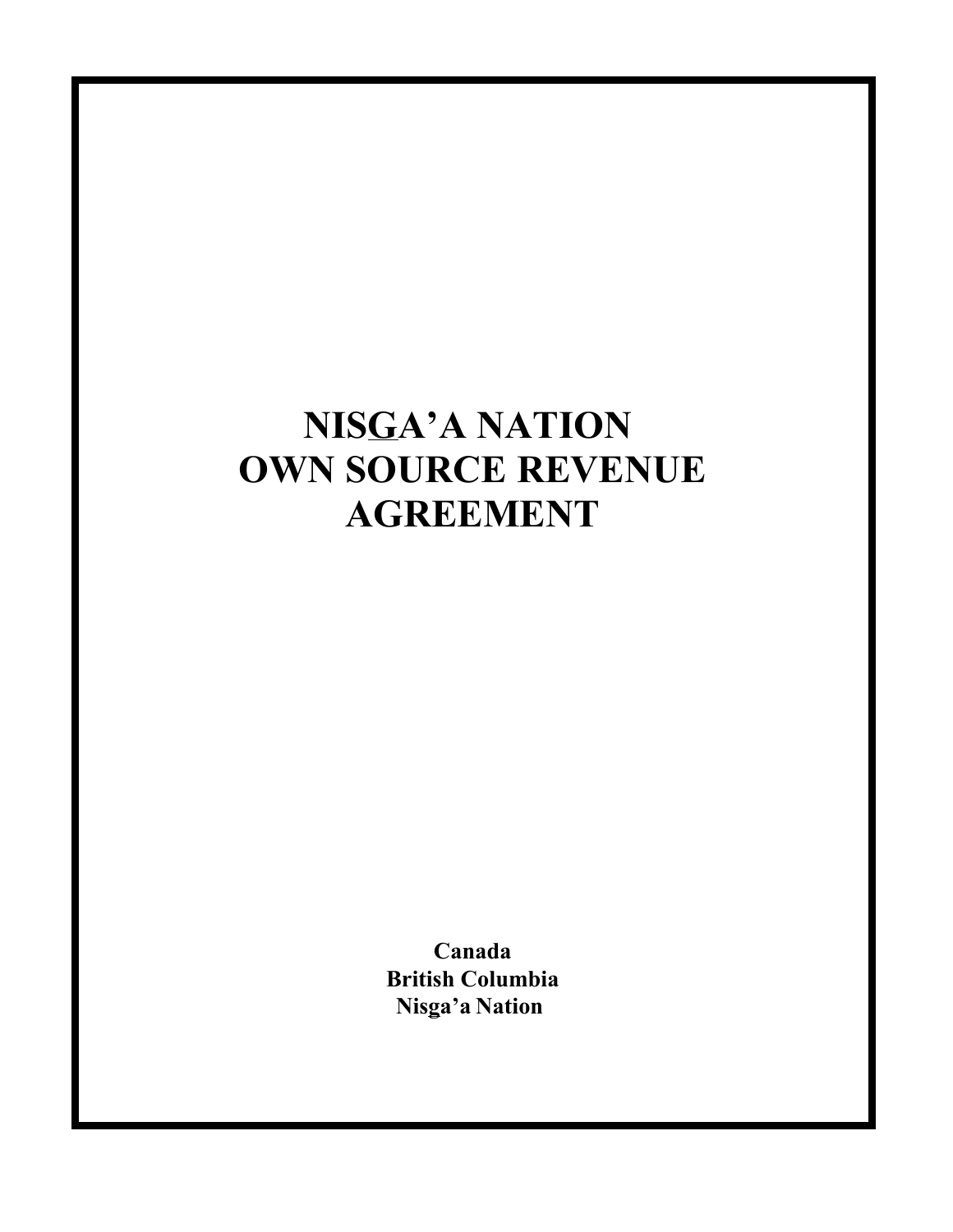# NISGA'A NATION OWN SOURCE REVENUE AGREEMENT

**Canada**
**British Columbia**
**Nisga'a Nation**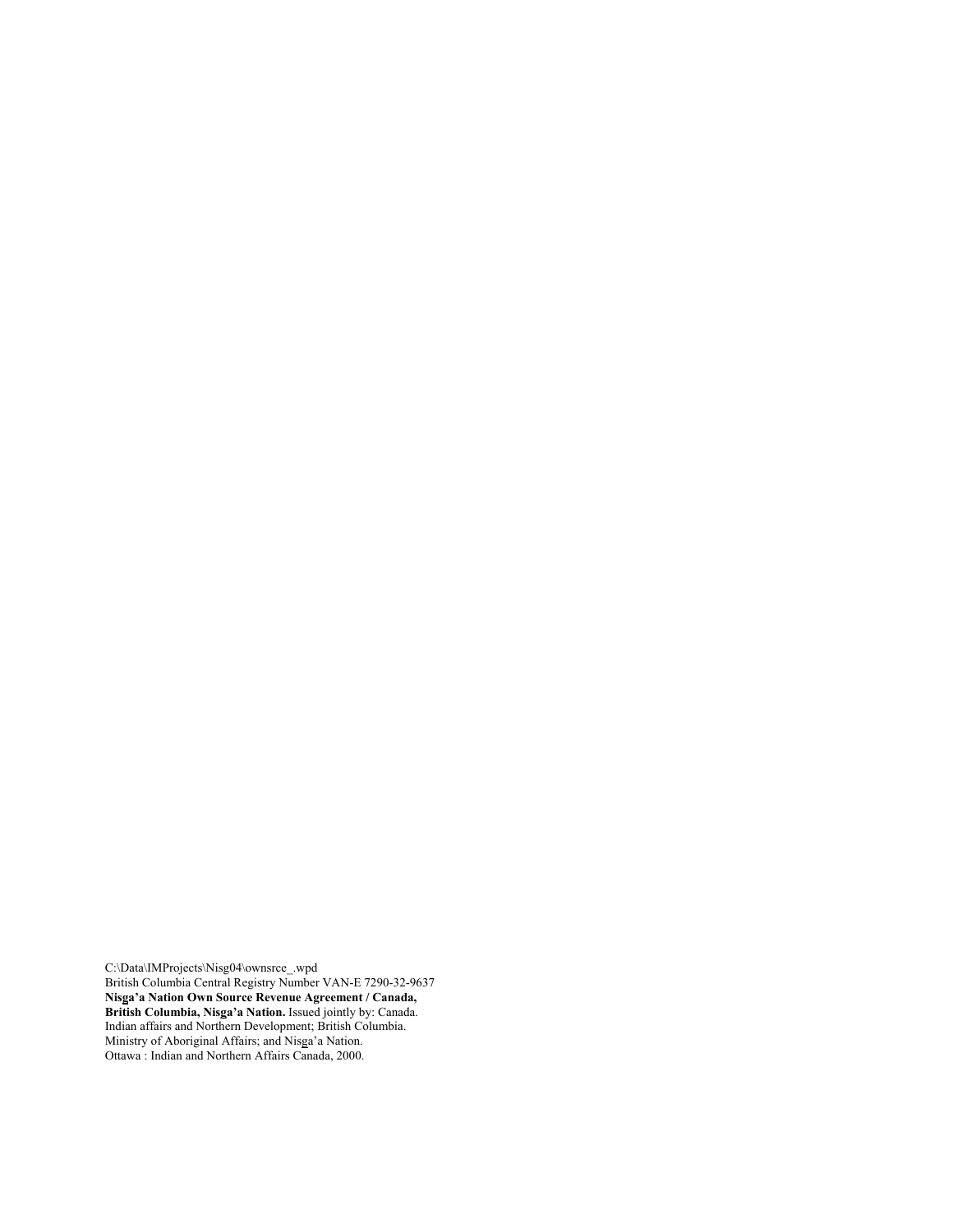C:\Data\IMProjects\Nisg04\ownsrce_.wpd
British Columbia Central Registry Number VAN-E 7290-32-9637
**Nisga'a Nation Own Source Revenue Agreement / Canada, British Columbia, Nisga'a Nation.** Issued jointly by: Canada. Indian affairs and Northern Development; British Columbia. Ministry of Aboriginal Affairs; and Nisga'a Nation.
Ottawa : Indian and Northern Affairs Canada, 2000.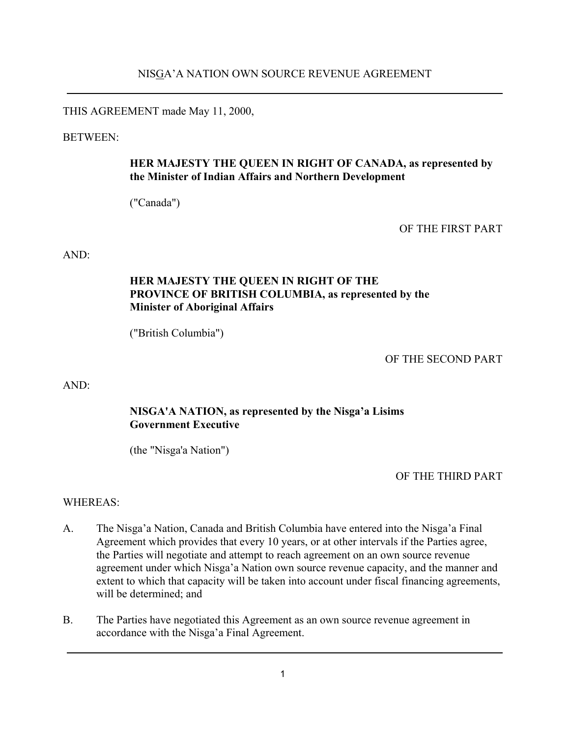# NIS<u>G</u>A'A NATION OWN SOURCE REVENUE AGREEMENT

---

THIS AGREEMENT made May 11, 2000,

BETWEEN:

> **HER MAJESTY THE QUEEN IN RIGHT OF CANADA, as represented by the Minister of Indian Affairs and Northern Development**
>
> ("Canada")

OF THE FIRST PART

AND:

> **HER MAJESTY THE QUEEN IN RIGHT OF THE PROVINCE OF BRITISH COLUMBIA, as represented by the Minister of Aboriginal Affairs**
>
> ("British Columbia")

OF THE SECOND PART

AND:

> **NISGA'A NATION, as represented by the Nisga'a Lisims Government Executive**
>
> (the "Nisga'a Nation")

OF THE THIRD PART

WHEREAS:

A. The Nisga'a Nation, Canada and British Columbia have entered into the Nisga'a Final Agreement which provides that every 10 years, or at other intervals if the Parties agree, the Parties will negotiate and attempt to reach agreement on an own source revenue agreement under which Nisga'a Nation own source revenue capacity, and the manner and extent to which that capacity will be taken into account under fiscal financing agreements, will be determined; and

B. The Parties have negotiated this Agreement as an own source revenue agreement in accordance with the Nisga'a Final Agreement.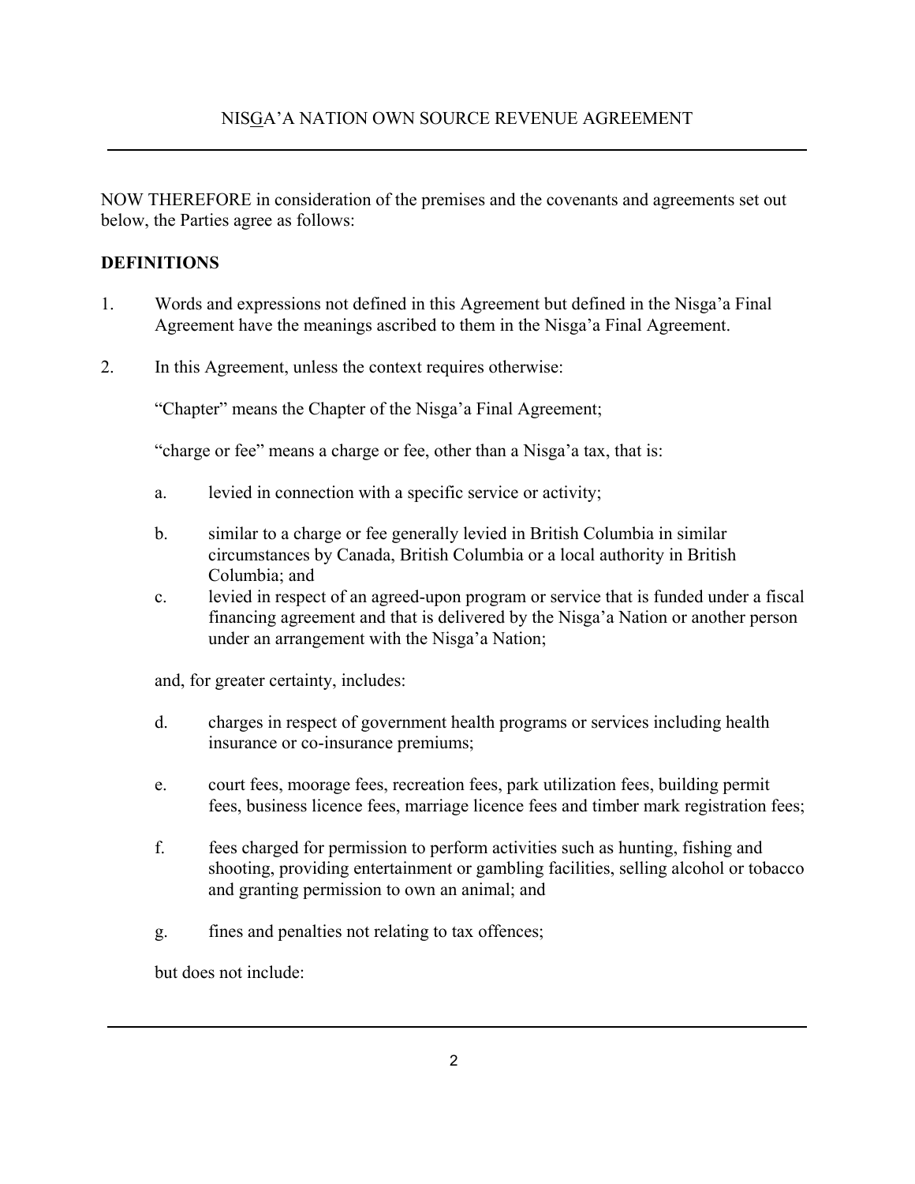NOW THEREFORE in consideration of the premises and the covenants and agreements set out below, the Parties agree as follows:

**DEFINITIONS**

1. Words and expressions not defined in this Agreement but defined in the Nisga'a Final Agreement have the meanings ascribed to them in the Nisga'a Final Agreement.

2. In this Agreement, unless the context requires otherwise:

   "Chapter" means the Chapter of the Nisga'a Final Agreement;

   "charge or fee" means a charge or fee, other than a Nisga'a tax, that is:

   a. levied in connection with a specific service or activity;

   b. similar to a charge or fee generally levied in British Columbia in similar circumstances by Canada, British Columbia or a local authority in British Columbia; and

   c. levied in respect of an agreed-upon program or service that is funded under a fiscal financing agreement and that is delivered by the Nisga'a Nation or another person under an arrangement with the Nisga'a Nation;

   and, for greater certainty, includes:

   d. charges in respect of government health programs or services including health insurance or co-insurance premiums;

   e. court fees, moorage fees, recreation fees, park utilization fees, building permit fees, business licence fees, marriage licence fees and timber mark registration fees;

   f. fees charged for permission to perform activities such as hunting, fishing and shooting, providing entertainment or gambling facilities, selling alcohol or tobacco and granting permission to own an animal; and

   g. fines and penalties not relating to tax offences;

   but does not include: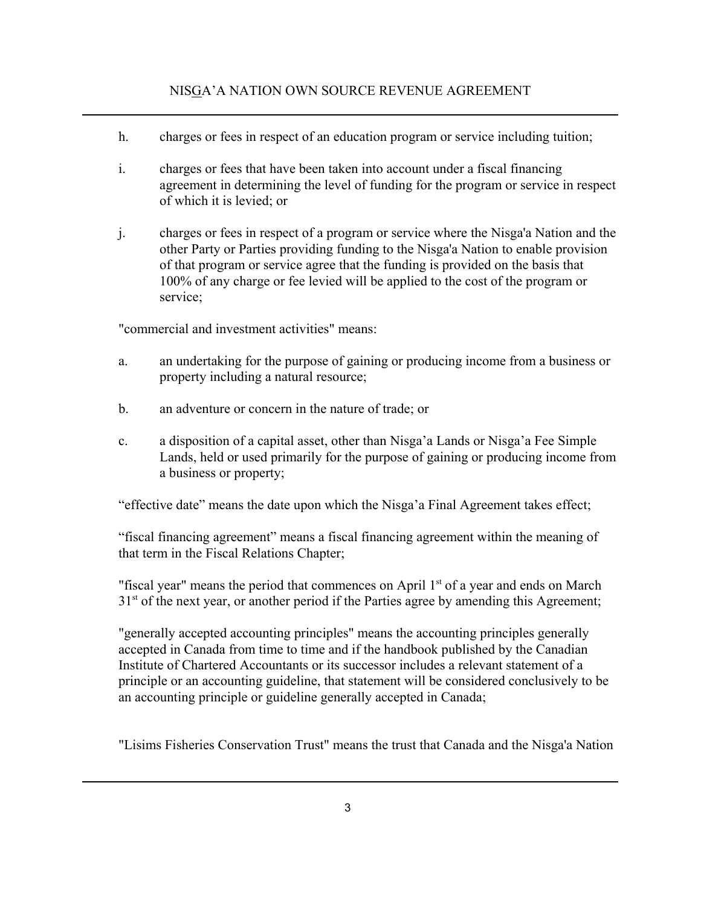h. charges or fees in respect of an education program or service including tuition;

i. charges or fees that have been taken into account under a fiscal financing agreement in determining the level of funding for the program or service in respect of which it is levied; or

j. charges or fees in respect of a program or service where the Nisga'a Nation and the other Party or Parties providing funding to the Nisga'a Nation to enable provision of that program or service agree that the funding is provided on the basis that 100% of any charge or fee levied will be applied to the cost of the program or service;

"commercial and investment activities" means:

a. an undertaking for the purpose of gaining or producing income from a business or property including a natural resource;

b. an adventure or concern in the nature of trade; or

c. a disposition of a capital asset, other than Nisga'a Lands or Nisga'a Fee Simple Lands, held or used primarily for the purpose of gaining or producing income from a business or property;

"effective date" means the date upon which the Nisga'a Final Agreement takes effect;

"fiscal financing agreement" means a fiscal financing agreement within the meaning of that term in the Fiscal Relations Chapter;

"fiscal year" means the period that commences on April 1st of a year and ends on March 31st of the next year, or another period if the Parties agree by amending this Agreement;

"generally accepted accounting principles" means the accounting principles generally accepted in Canada from time to time and if the handbook published by the Canadian Institute of Chartered Accountants or its successor includes a relevant statement of a principle or an accounting guideline, that statement will be considered conclusively to be an accounting principle or guideline generally accepted in Canada;

"Lisims Fisheries Conservation Trust" means the trust that Canada and the Nisga'a Nation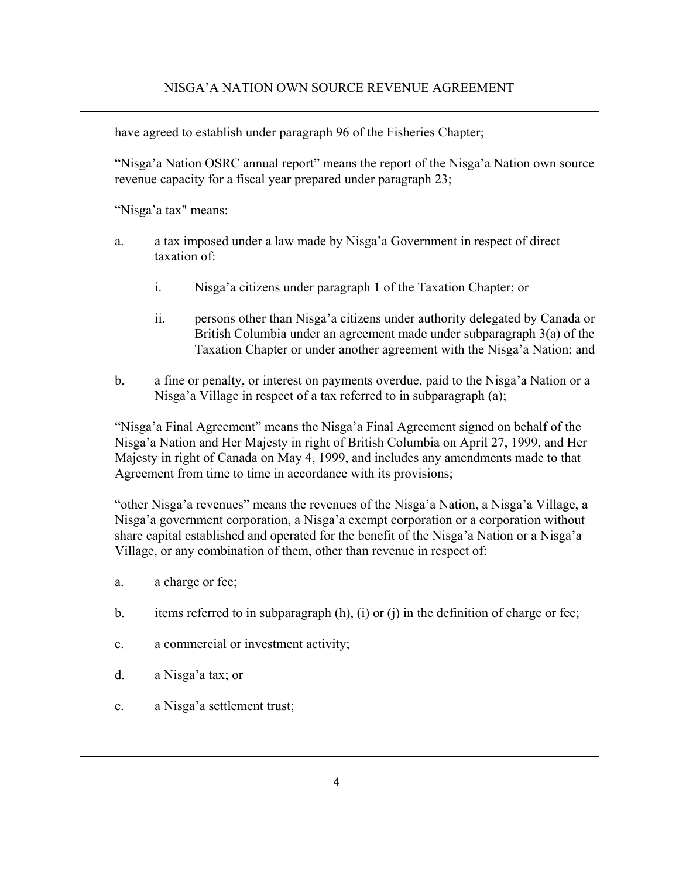have agreed to establish under paragraph 96 of the Fisheries Chapter;

"Nisga'a Nation OSRC annual report" means the report of the Nisga'a Nation own source revenue capacity for a fiscal year prepared under paragraph 23;

"Nisga'a tax" means:

a. a tax imposed under a law made by Nisga'a Government in respect of direct taxation of:

   i. Nisga'a citizens under paragraph 1 of the Taxation Chapter; or

   ii. persons other than Nisga'a citizens under authority delegated by Canada or British Columbia under an agreement made under subparagraph 3(a) of the Taxation Chapter or under another agreement with the Nisga'a Nation; and

b. a fine or penalty, or interest on payments overdue, paid to the Nisga'a Nation or a Nisga'a Village in respect of a tax referred to in subparagraph (a);

"Nisga'a Final Agreement" means the Nisga'a Final Agreement signed on behalf of the Nisga'a Nation and Her Majesty in right of British Columbia on April 27, 1999, and Her Majesty in right of Canada on May 4, 1999, and includes any amendments made to that Agreement from time to time in accordance with its provisions;

"other Nisga'a revenues" means the revenues of the Nisga'a Nation, a Nisga'a Village, a Nisga'a government corporation, a Nisga'a exempt corporation or a corporation without share capital established and operated for the benefit of the Nisga'a Nation or a Nisga'a Village, or any combination of them, other than revenue in respect of:

a. a charge or fee;

b. items referred to in subparagraph (h), (i) or (j) in the definition of charge or fee;

c. a commercial or investment activity;

d. a Nisga'a tax; or

e. a Nisga'a settlement trust;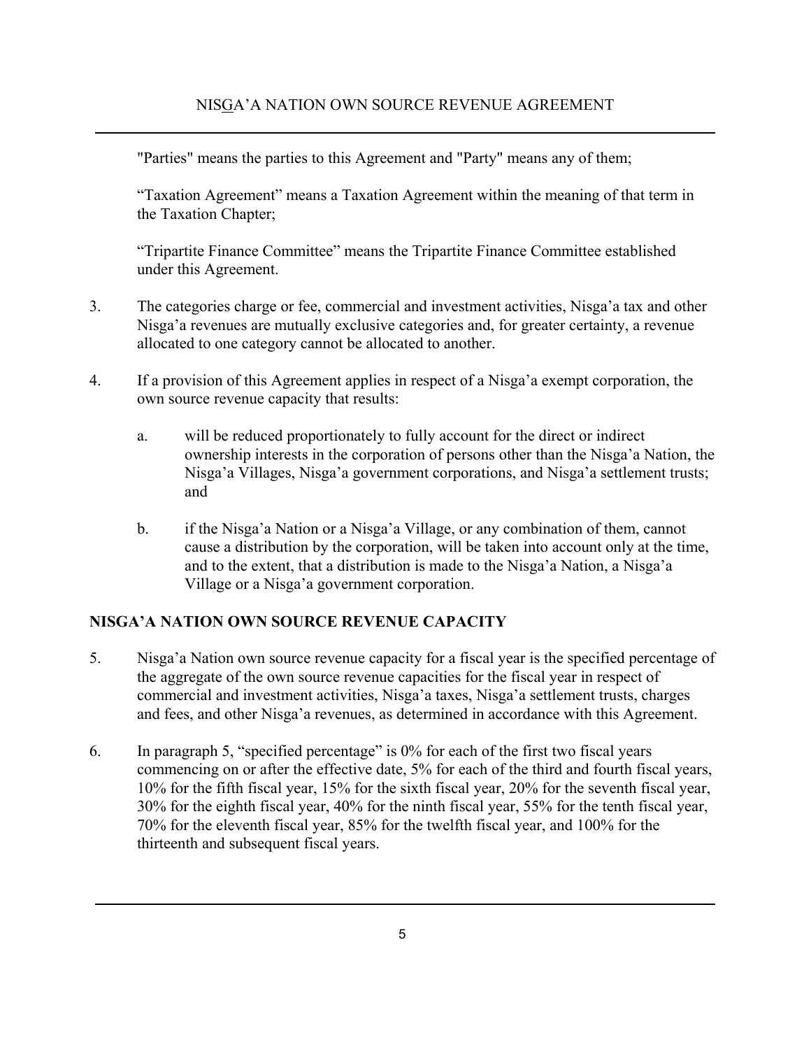"Parties" means the parties to this Agreement and "Party" means any of them;

"Taxation Agreement" means a Taxation Agreement within the meaning of that term in the Taxation Chapter;

"Tripartite Finance Committee" means the Tripartite Finance Committee established under this Agreement.

3. The categories charge or fee, commercial and investment activities, Nisga'a tax and other Nisga'a revenues are mutually exclusive categories and, for greater certainty, a revenue allocated to one category cannot be allocated to another.

4. If a provision of this Agreement applies in respect of a Nisga'a exempt corporation, the own source revenue capacity that results:

   a. will be reduced proportionately to fully account for the direct or indirect ownership interests in the corporation of persons other than the Nisga'a Nation, the Nisga'a Villages, Nisga'a government corporations, and Nisga'a settlement trusts; and

   b. if the Nisga'a Nation or a Nisga'a Village, or any combination of them, cannot cause a distribution by the corporation, will be taken into account only at the time, and to the extent, that a distribution is made to the Nisga'a Nation, a Nisga'a Village or a Nisga'a government corporation.

## NISGA'A NATION OWN SOURCE REVENUE CAPACITY

5. Nisga'a Nation own source revenue capacity for a fiscal year is the specified percentage of the aggregate of the own source revenue capacities for the fiscal year in respect of commercial and investment activities, Nisga'a taxes, Nisga'a settlement trusts, charges and fees, and other Nisga'a revenues, as determined in accordance with this Agreement.

6. In paragraph 5, "specified percentage" is 0% for each of the first two fiscal years commencing on or after the effective date, 5% for each of the third and fourth fiscal years, 10% for the fifth fiscal year, 15% for the sixth fiscal year, 20% for the seventh fiscal year, 30% for the eighth fiscal year, 40% for the ninth fiscal year, 55% for the tenth fiscal year, 70% for the eleventh fiscal year, 85% for the twelfth fiscal year, and 100% for the thirteenth and subsequent fiscal years.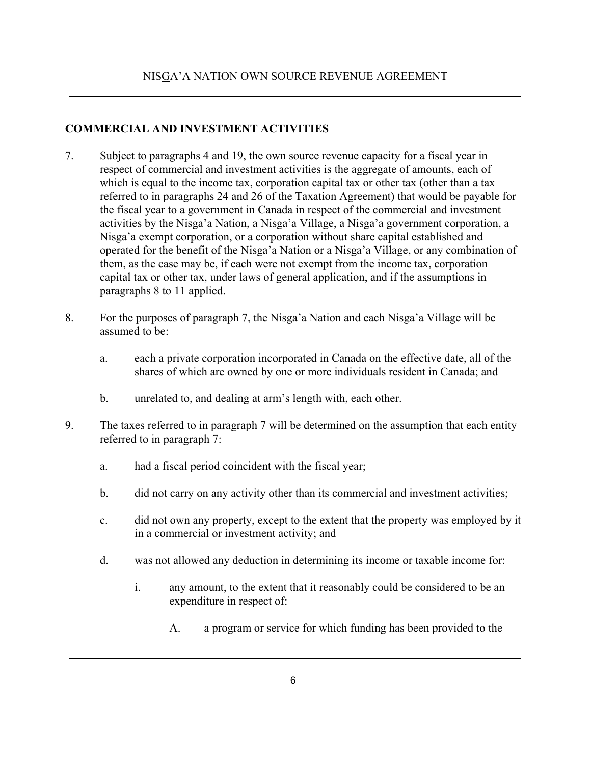## COMMERCIAL AND INVESTMENT ACTIVITIES

7. Subject to paragraphs 4 and 19, the own source revenue capacity for a fiscal year in respect of commercial and investment activities is the aggregate of amounts, each of which is equal to the income tax, corporation capital tax or other tax (other than a tax referred to in paragraphs 24 and 26 of the Taxation Agreement) that would be payable for the fiscal year to a government in Canada in respect of the commercial and investment activities by the Nisga'a Nation, a Nisga'a Village, a Nisga'a government corporation, a Nisga'a exempt corporation, or a corporation without share capital established and operated for the benefit of the Nisga'a Nation or a Nisga'a Village, or any combination of them, as the case may be, if each were not exempt from the income tax, corporation capital tax or other tax, under laws of general application, and if the assumptions in paragraphs 8 to 11 applied.

8. For the purposes of paragraph 7, the Nisga'a Nation and each Nisga'a Village will be assumed to be:

    a. each a private corporation incorporated in Canada on the effective date, all of the shares of which are owned by one or more individuals resident in Canada; and

    b. unrelated to, and dealing at arm's length with, each other.

9. The taxes referred to in paragraph 7 will be determined on the assumption that each entity referred to in paragraph 7:

    a. had a fiscal period coincident with the fiscal year;

    b. did not carry on any activity other than its commercial and investment activities;

    c. did not own any property, except to the extent that the property was employed by it in a commercial or investment activity; and

    d. was not allowed any deduction in determining its income or taxable income for:

        i. any amount, to the extent that it reasonably could be considered to be an expenditure in respect of:

            A. a program or service for which funding has been provided to the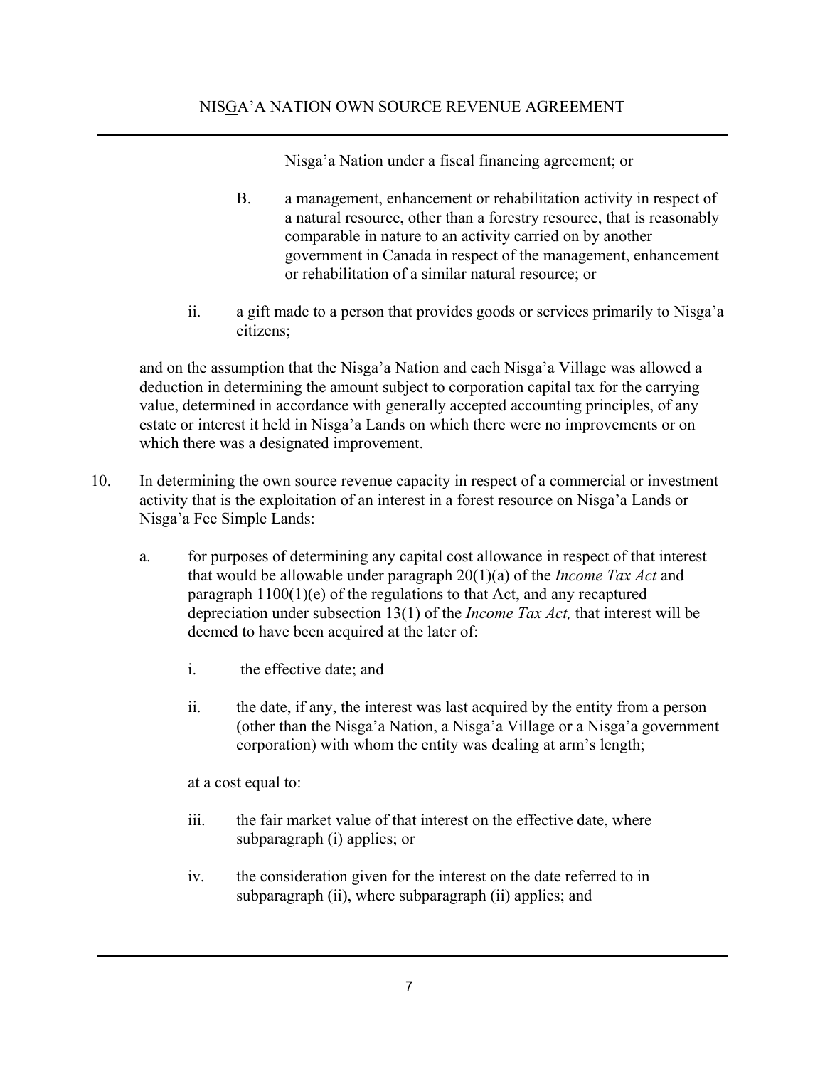Nisga'a Nation under a fiscal financing agreement; or

B. a management, enhancement or rehabilitation activity in respect of a natural resource, other than a forestry resource, that is reasonably comparable in nature to an activity carried on by another government in Canada in respect of the management, enhancement or rehabilitation of a similar natural resource; or

ii. a gift made to a person that provides goods or services primarily to Nisga'a citizens;

and on the assumption that the Nisga'a Nation and each Nisga'a Village was allowed a deduction in determining the amount subject to corporation capital tax for the carrying value, determined in accordance with generally accepted accounting principles, of any estate or interest it held in Nisga'a Lands on which there were no improvements or on which there was a designated improvement.

10. In determining the own source revenue capacity in respect of a commercial or investment activity that is the exploitation of an interest in a forest resource on Nisga'a Lands or Nisga'a Fee Simple Lands:

   a. for purposes of determining any capital cost allowance in respect of that interest that would be allowable under paragraph 20(1)(a) of the *Income Tax Act* and paragraph 1100(1)(e) of the regulations to that Act, and any recaptured depreciation under subsection 13(1) of the *Income Tax Act,* that interest will be deemed to have been acquired at the later of:

      i. the effective date; and

      ii. the date, if any, the interest was last acquired by the entity from a person (other than the Nisga'a Nation, a Nisga'a Village or a Nisga'a government corporation) with whom the entity was dealing at arm's length;

      at a cost equal to:

      iii. the fair market value of that interest on the effective date, where subparagraph (i) applies; or

      iv. the consideration given for the interest on the date referred to in subparagraph (ii), where subparagraph (ii) applies; and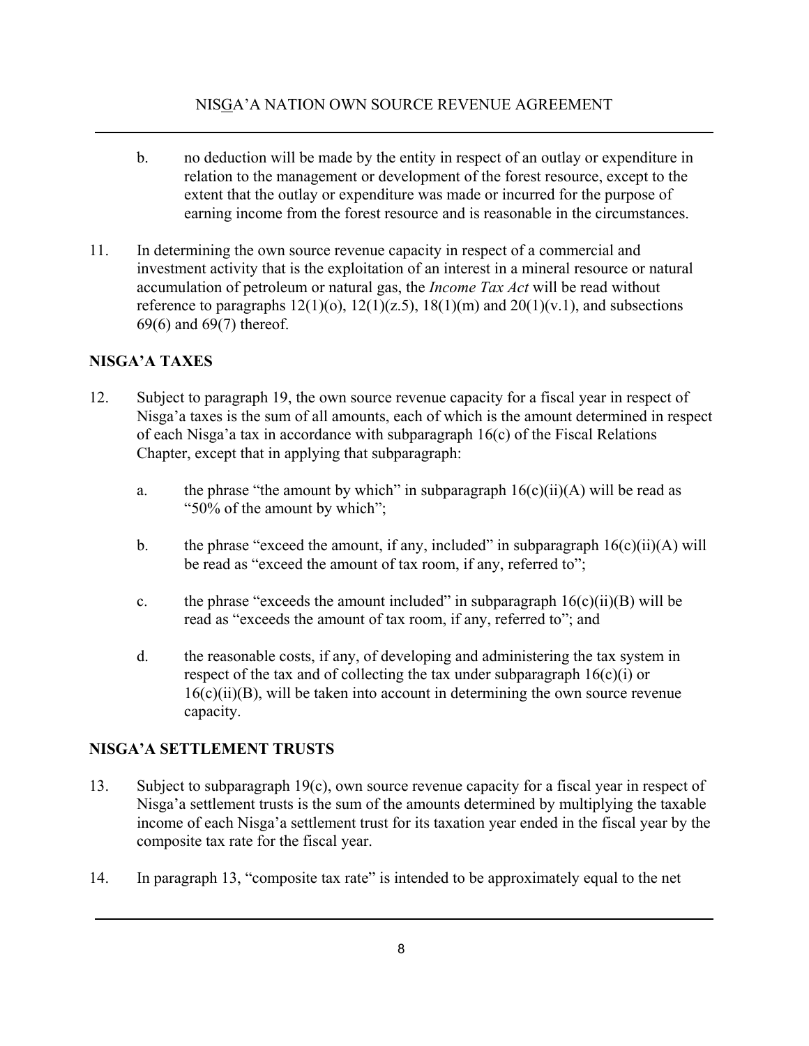b. no deduction will be made by the entity in respect of an outlay or expenditure in relation to the management or development of the forest resource, except to the extent that the outlay or expenditure was made or incurred for the purpose of earning income from the forest resource and is reasonable in the circumstances.

11. In determining the own source revenue capacity in respect of a commercial and investment activity that is the exploitation of an interest in a mineral resource or natural accumulation of petroleum or natural gas, the *Income Tax Act* will be read without reference to paragraphs 12(1)(o), 12(1)(z.5), 18(1)(m) and 20(1)(v.1), and subsections 69(6) and 69(7) thereof.

## NISGA'A TAXES

12. Subject to paragraph 19, the own source revenue capacity for a fiscal year in respect of Nisga'a taxes is the sum of all amounts, each of which is the amount determined in respect of each Nisga'a tax in accordance with subparagraph 16(c) of the Fiscal Relations Chapter, except that in applying that subparagraph:

    a. the phrase "the amount by which" in subparagraph 16(c)(ii)(A) will be read as "50% of the amount by which";

    b. the phrase "exceed the amount, if any, included" in subparagraph 16(c)(ii)(A) will be read as "exceed the amount of tax room, if any, referred to";

    c. the phrase "exceeds the amount included" in subparagraph 16(c)(ii)(B) will be read as "exceeds the amount of tax room, if any, referred to"; and

    d. the reasonable costs, if any, of developing and administering the tax system in respect of the tax and of collecting the tax under subparagraph 16(c)(i) or 16(c)(ii)(B), will be taken into account in determining the own source revenue capacity.

## NISGA'A SETTLEMENT TRUSTS

13. Subject to subparagraph 19(c), own source revenue capacity for a fiscal year in respect of Nisga'a settlement trusts is the sum of the amounts determined by multiplying the taxable income of each Nisga'a settlement trust for its taxation year ended in the fiscal year by the composite tax rate for the fiscal year.

14. In paragraph 13, "composite tax rate" is intended to be approximately equal to the net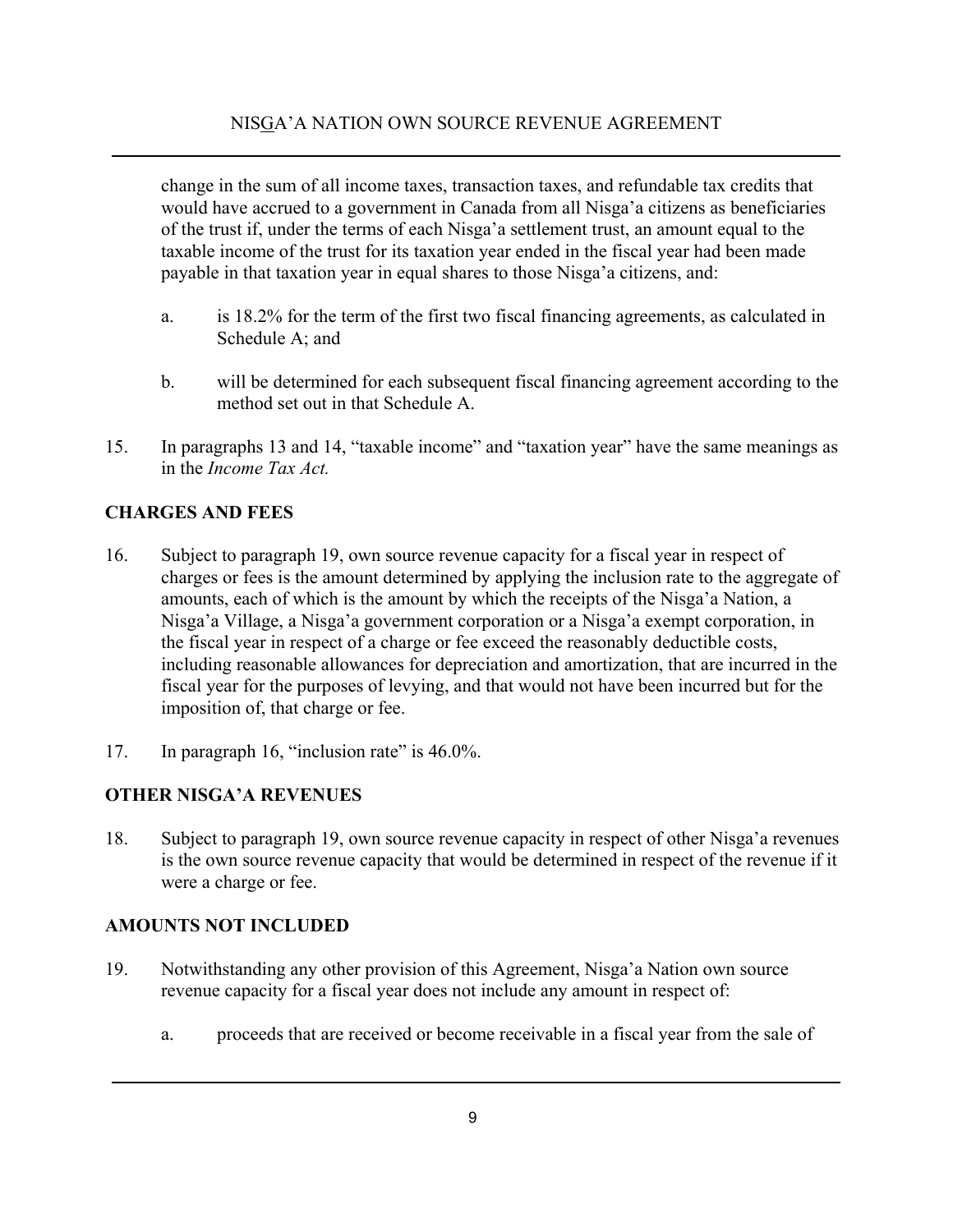change in the sum of all income taxes, transaction taxes, and refundable tax credits that would have accrued to a government in Canada from all Nisga'a citizens as beneficiaries of the trust if, under the terms of each Nisga'a settlement trust, an amount equal to the taxable income of the trust for its taxation year ended in the fiscal year had been made payable in that taxation year in equal shares to those Nisga'a citizens, and:

a. is 18.2% for the term of the first two fiscal financing agreements, as calculated in Schedule A; and

b. will be determined for each subsequent fiscal financing agreement according to the method set out in that Schedule A.

15. In paragraphs 13 and 14, "taxable income" and "taxation year" have the same meanings as in the *Income Tax Act.*

## CHARGES AND FEES

16. Subject to paragraph 19, own source revenue capacity for a fiscal year in respect of charges or fees is the amount determined by applying the inclusion rate to the aggregate of amounts, each of which is the amount by which the receipts of the Nisga'a Nation, a Nisga'a Village, a Nisga'a government corporation or a Nisga'a exempt corporation, in the fiscal year in respect of a charge or fee exceed the reasonably deductible costs, including reasonable allowances for depreciation and amortization, that are incurred in the fiscal year for the purposes of levying, and that would not have been incurred but for the imposition of, that charge or fee.

17. In paragraph 16, "inclusion rate" is 46.0%.

## OTHER NISGA'A REVENUES

18. Subject to paragraph 19, own source revenue capacity in respect of other Nisga'a revenues is the own source revenue capacity that would be determined in respect of the revenue if it were a charge or fee.

## AMOUNTS NOT INCLUDED

19. Notwithstanding any other provision of this Agreement, Nisga'a Nation own source revenue capacity for a fiscal year does not include any amount in respect of:

a. proceeds that are received or become receivable in a fiscal year from the sale of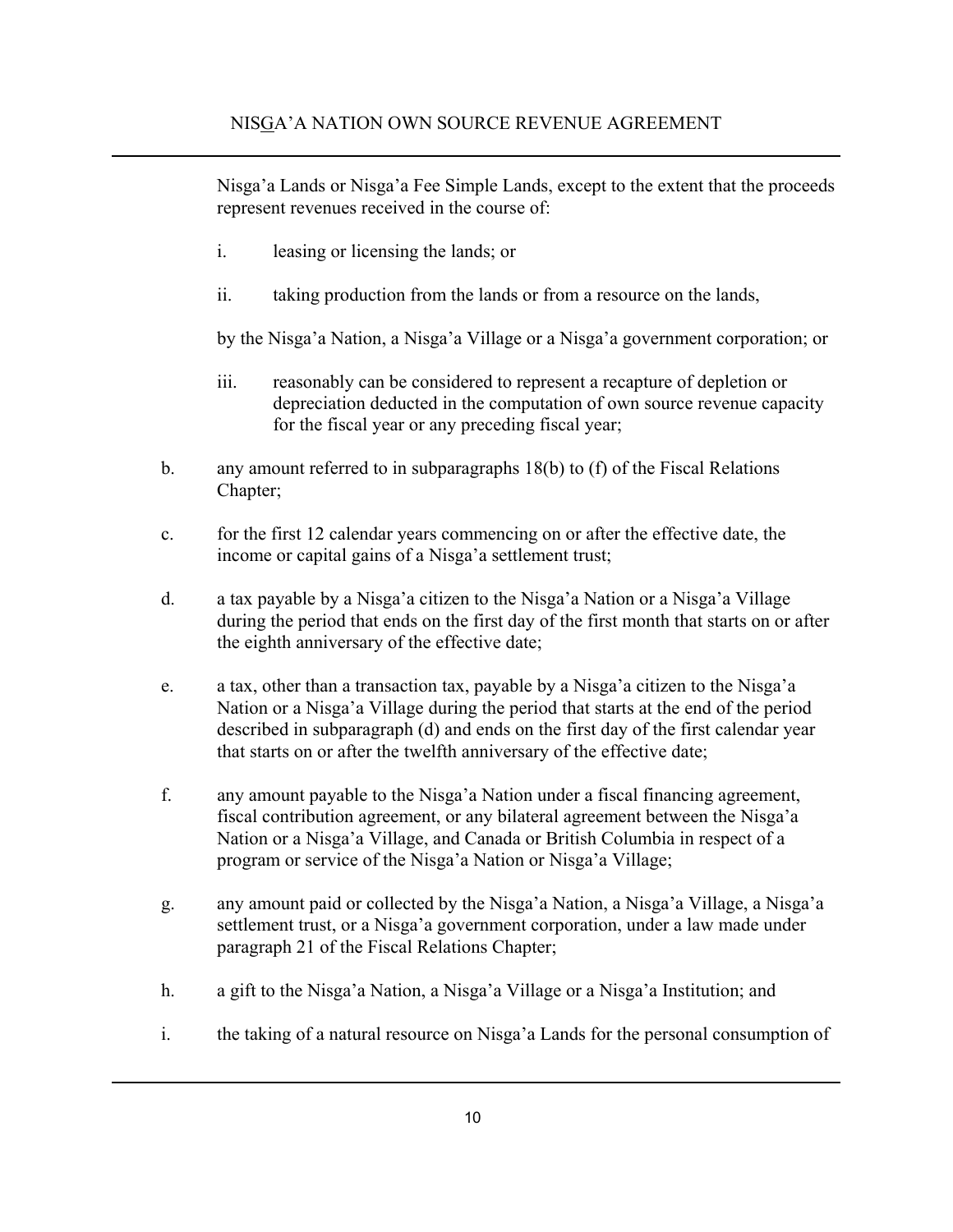Nisga'a Lands or Nisga'a Fee Simple Lands, except to the extent that the proceeds represent revenues received in the course of:

i. leasing or licensing the lands; or

ii. taking production from the lands or from a resource on the lands,

by the Nisga'a Nation, a Nisga'a Village or a Nisga'a government corporation; or

iii. reasonably can be considered to represent a recapture of depletion or depreciation deducted in the computation of own source revenue capacity for the fiscal year or any preceding fiscal year;

b. any amount referred to in subparagraphs 18(b) to (f) of the Fiscal Relations Chapter;

c. for the first 12 calendar years commencing on or after the effective date, the income or capital gains of a Nisga'a settlement trust;

d. a tax payable by a Nisga'a citizen to the Nisga'a Nation or a Nisga'a Village during the period that ends on the first day of the first month that starts on or after the eighth anniversary of the effective date;

e. a tax, other than a transaction tax, payable by a Nisga'a citizen to the Nisga'a Nation or a Nisga'a Village during the period that starts at the end of the period described in subparagraph (d) and ends on the first day of the first calendar year that starts on or after the twelfth anniversary of the effective date;

f. any amount payable to the Nisga'a Nation under a fiscal financing agreement, fiscal contribution agreement, or any bilateral agreement between the Nisga'a Nation or a Nisga'a Village, and Canada or British Columbia in respect of a program or service of the Nisga'a Nation or Nisga'a Village;

g. any amount paid or collected by the Nisga'a Nation, a Nisga'a Village, a Nisga'a settlement trust, or a Nisga'a government corporation, under a law made under paragraph 21 of the Fiscal Relations Chapter;

h. a gift to the Nisga'a Nation, a Nisga'a Village or a Nisga'a Institution; and

i. the taking of a natural resource on Nisga'a Lands for the personal consumption of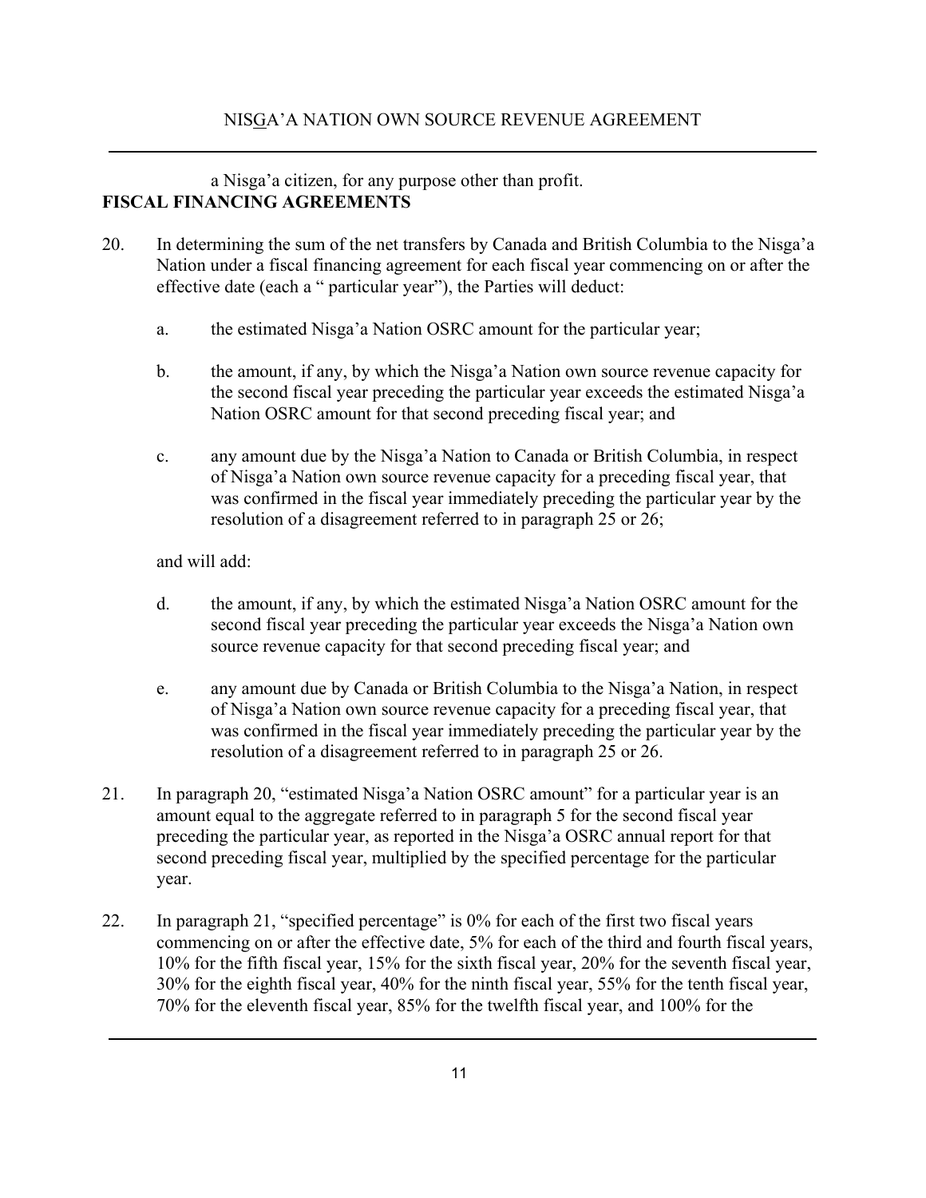a Nisga'a citizen, for any purpose other than profit.

**FISCAL FINANCING AGREEMENTS**

20. In determining the sum of the net transfers by Canada and British Columbia to the Nisga'a Nation under a fiscal financing agreement for each fiscal year commencing on or after the effective date (each a " particular year"), the Parties will deduct:

    a. the estimated Nisga'a Nation OSRC amount for the particular year;

    b. the amount, if any, by which the Nisga'a Nation own source revenue capacity for the second fiscal year preceding the particular year exceeds the estimated Nisga'a Nation OSRC amount for that second preceding fiscal year; and

    c. any amount due by the Nisga'a Nation to Canada or British Columbia, in respect of Nisga'a Nation own source revenue capacity for a preceding fiscal year, that was confirmed in the fiscal year immediately preceding the particular year by the resolution of a disagreement referred to in paragraph 25 or 26;

    and will add:

    d. the amount, if any, by which the estimated Nisga'a Nation OSRC amount for the second fiscal year preceding the particular year exceeds the Nisga'a Nation own source revenue capacity for that second preceding fiscal year; and

    e. any amount due by Canada or British Columbia to the Nisga'a Nation, in respect of Nisga'a Nation own source revenue capacity for a preceding fiscal year, that was confirmed in the fiscal year immediately preceding the particular year by the resolution of a disagreement referred to in paragraph 25 or 26.

21. In paragraph 20, "estimated Nisga'a Nation OSRC amount" for a particular year is an amount equal to the aggregate referred to in paragraph 5 for the second fiscal year preceding the particular year, as reported in the Nisga'a OSRC annual report for that second preceding fiscal year, multiplied by the specified percentage for the particular year.

22. In paragraph 21, "specified percentage" is 0% for each of the first two fiscal years commencing on or after the effective date, 5% for each of the third and fourth fiscal years, 10% for the fifth fiscal year, 15% for the sixth fiscal year, 20% for the seventh fiscal year, 30% for the eighth fiscal year, 40% for the ninth fiscal year, 55% for the tenth fiscal year, 70% for the eleventh fiscal year, 85% for the twelfth fiscal year, and 100% for the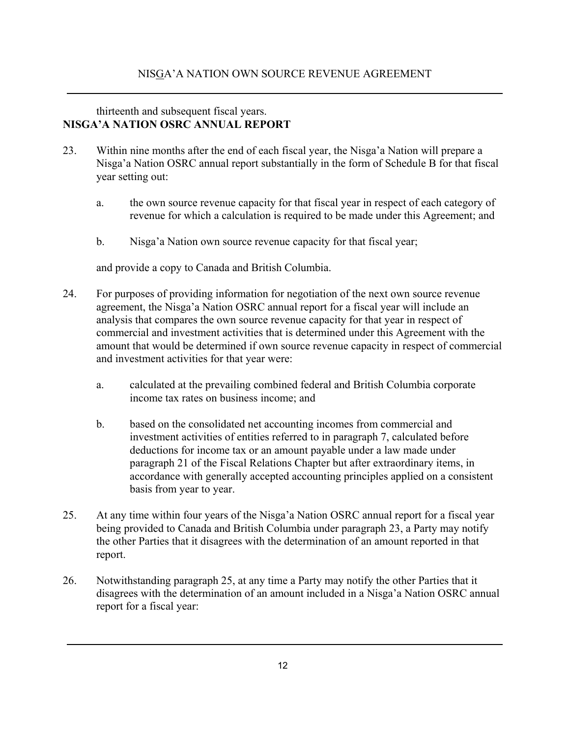thirteenth and subsequent fiscal years.

**NISGA'A NATION OSRC ANNUAL REPORT**

23. Within nine months after the end of each fiscal year, the Nisga'a Nation will prepare a Nisga'a Nation OSRC annual report substantially in the form of Schedule B for that fiscal year setting out:

    a. the own source revenue capacity for that fiscal year in respect of each category of revenue for which a calculation is required to be made under this Agreement; and

    b. Nisga'a Nation own source revenue capacity for that fiscal year;

    and provide a copy to Canada and British Columbia.

24. For purposes of providing information for negotiation of the next own source revenue agreement, the Nisga'a Nation OSRC annual report for a fiscal year will include an analysis that compares the own source revenue capacity for that year in respect of commercial and investment activities that is determined under this Agreement with the amount that would be determined if own source revenue capacity in respect of commercial and investment activities for that year were:

    a. calculated at the prevailing combined federal and British Columbia corporate income tax rates on business income; and

    b. based on the consolidated net accounting incomes from commercial and investment activities of entities referred to in paragraph 7, calculated before deductions for income tax or an amount payable under a law made under paragraph 21 of the Fiscal Relations Chapter but after extraordinary items, in accordance with generally accepted accounting principles applied on a consistent basis from year to year.

25. At any time within four years of the Nisga'a Nation OSRC annual report for a fiscal year being provided to Canada and British Columbia under paragraph 23, a Party may notify the other Parties that it disagrees with the determination of an amount reported in that report.

26. Notwithstanding paragraph 25, at any time a Party may notify the other Parties that it disagrees with the determination of an amount included in a Nisga'a Nation OSRC annual report for a fiscal year: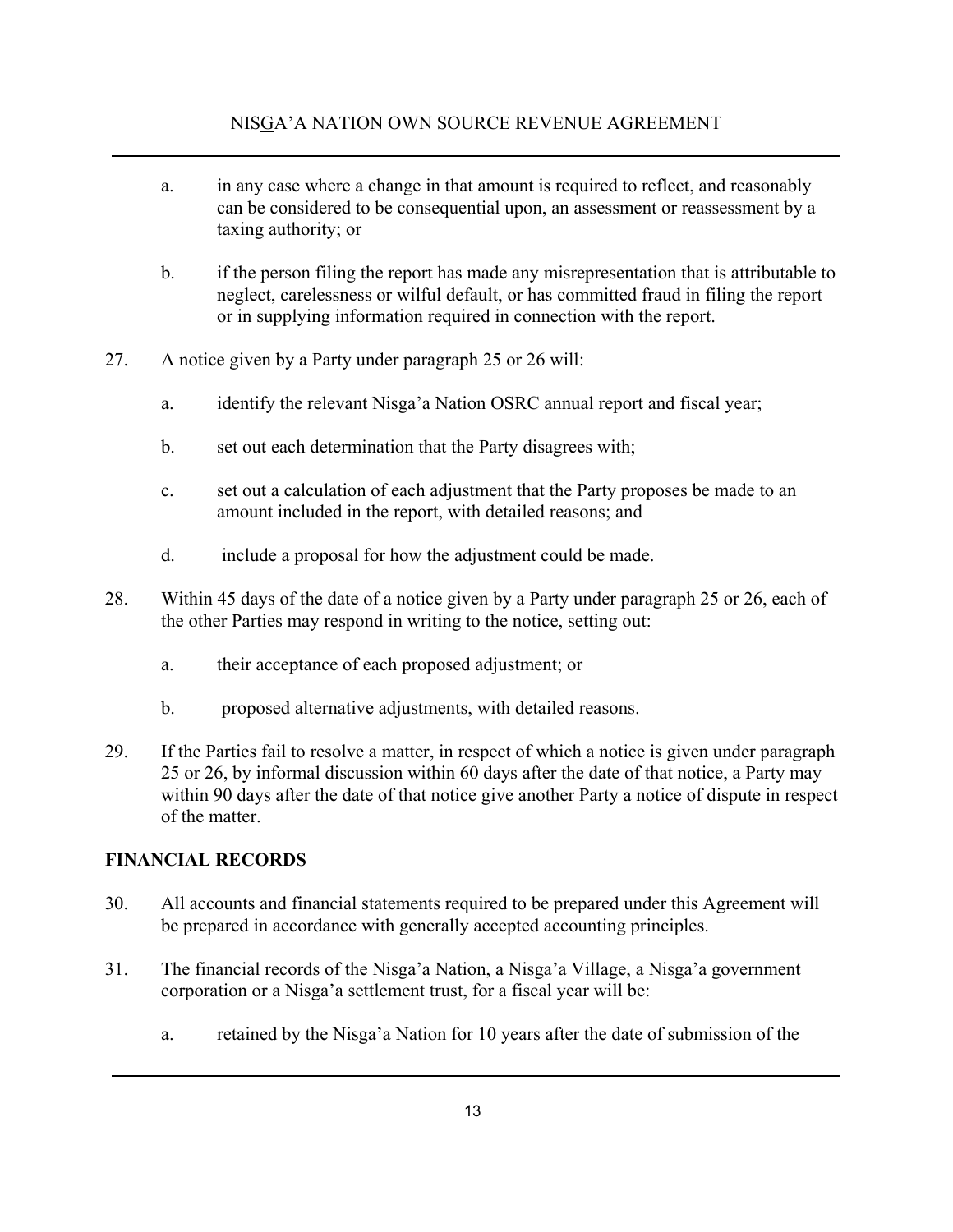a. in any case where a change in that amount is required to reflect, and reasonably can be considered to be consequential upon, an assessment or reassessment by a taxing authority; or

b. if the person filing the report has made any misrepresentation that is attributable to neglect, carelessness or wilful default, or has committed fraud in filing the report or in supplying information required in connection with the report.

27. A notice given by a Party under paragraph 25 or 26 will:

a. identify the relevant Nisga'a Nation OSRC annual report and fiscal year;

b. set out each determination that the Party disagrees with;

c. set out a calculation of each adjustment that the Party proposes be made to an amount included in the report, with detailed reasons; and

d. include a proposal for how the adjustment could be made.

28. Within 45 days of the date of a notice given by a Party under paragraph 25 or 26, each of the other Parties may respond in writing to the notice, setting out:

a. their acceptance of each proposed adjustment; or

b. proposed alternative adjustments, with detailed reasons.

29. If the Parties fail to resolve a matter, in respect of which a notice is given under paragraph 25 or 26, by informal discussion within 60 days after the date of that notice, a Party may within 90 days after the date of that notice give another Party a notice of dispute in respect of the matter.

## FINANCIAL RECORDS

30. All accounts and financial statements required to be prepared under this Agreement will be prepared in accordance with generally accepted accounting principles.

31. The financial records of the Nisga'a Nation, a Nisga'a Village, a Nisga'a government corporation or a Nisga'a settlement trust, for a fiscal year will be:

a. retained by the Nisga'a Nation for 10 years after the date of submission of the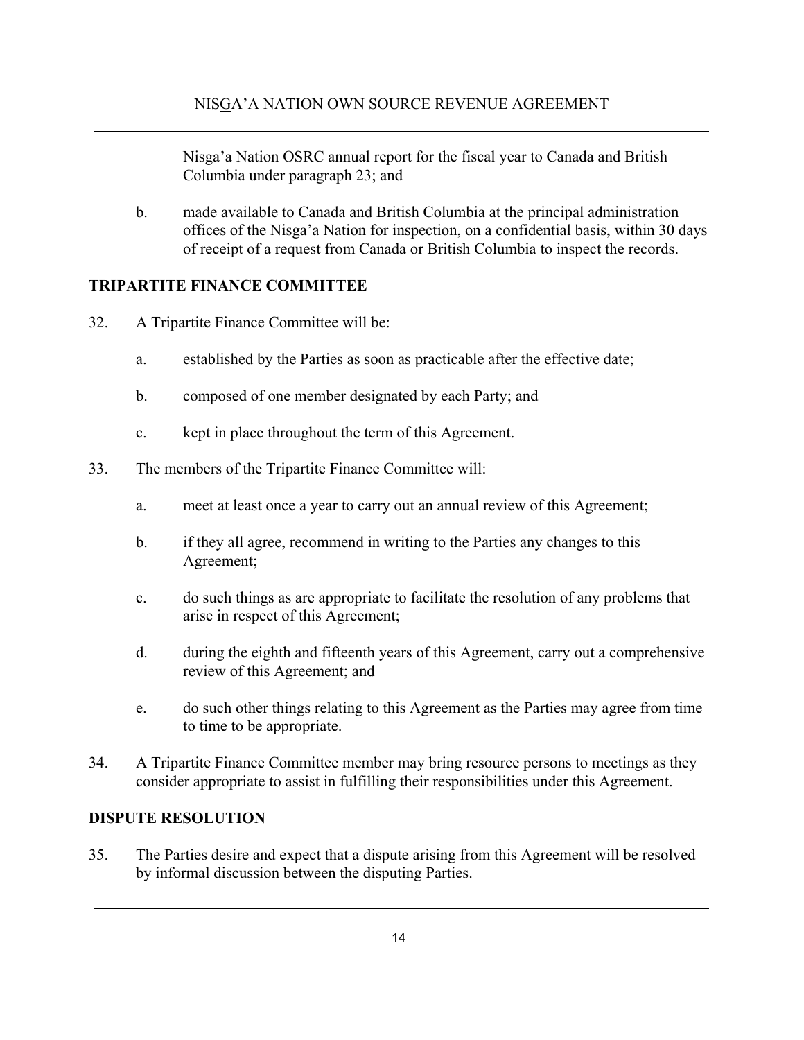Nisga'a Nation OSRC annual report for the fiscal year to Canada and British Columbia under paragraph 23; and

b. made available to Canada and British Columbia at the principal administration offices of the Nisga'a Nation for inspection, on a confidential basis, within 30 days of receipt of a request from Canada or British Columbia to inspect the records.

## TRIPARTITE FINANCE COMMITTEE

32. A Tripartite Finance Committee will be:

    a. established by the Parties as soon as practicable after the effective date;

    b. composed of one member designated by each Party; and

    c. kept in place throughout the term of this Agreement.

33. The members of the Tripartite Finance Committee will:

    a. meet at least once a year to carry out an annual review of this Agreement;

    b. if they all agree, recommend in writing to the Parties any changes to this Agreement;

    c. do such things as are appropriate to facilitate the resolution of any problems that arise in respect of this Agreement;

    d. during the eighth and fifteenth years of this Agreement, carry out a comprehensive review of this Agreement; and

    e. do such other things relating to this Agreement as the Parties may agree from time to time to be appropriate.

34. A Tripartite Finance Committee member may bring resource persons to meetings as they consider appropriate to assist in fulfilling their responsibilities under this Agreement.

## DISPUTE RESOLUTION

35. The Parties desire and expect that a dispute arising from this Agreement will be resolved by informal discussion between the disputing Parties.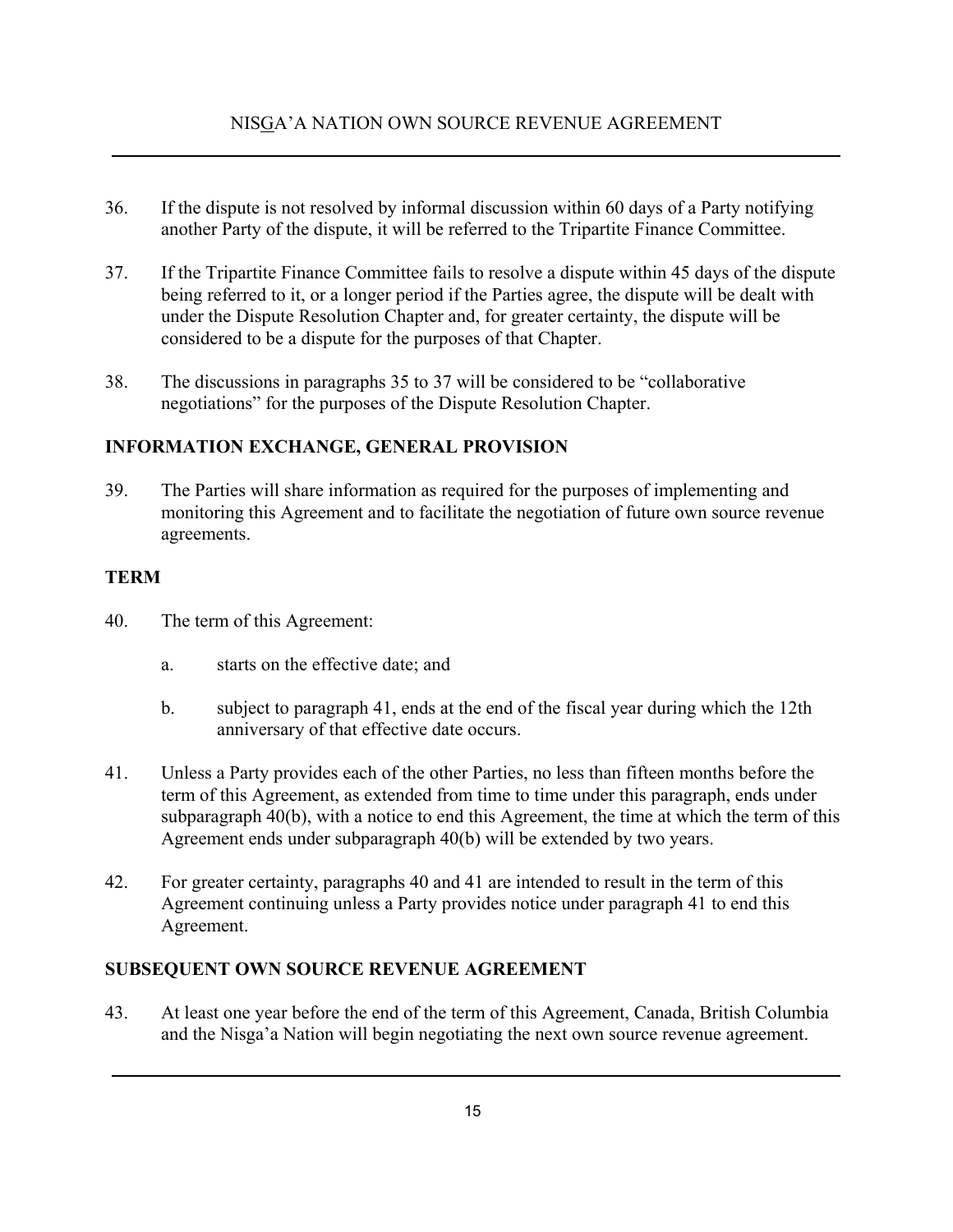36. If the dispute is not resolved by informal discussion within 60 days of a Party notifying another Party of the dispute, it will be referred to the Tripartite Finance Committee.

37. If the Tripartite Finance Committee fails to resolve a dispute within 45 days of the dispute being referred to it, or a longer period if the Parties agree, the dispute will be dealt with under the Dispute Resolution Chapter and, for greater certainty, the dispute will be considered to be a dispute for the purposes of that Chapter.

38. The discussions in paragraphs 35 to 37 will be considered to be "collaborative negotiations" for the purposes of the Dispute Resolution Chapter.

## INFORMATION EXCHANGE, GENERAL PROVISION

39. The Parties will share information as required for the purposes of implementing and monitoring this Agreement and to facilitate the negotiation of future own source revenue agreements.

## TERM

40. The term of this Agreement:

    a. starts on the effective date; and

    b. subject to paragraph 41, ends at the end of the fiscal year during which the 12th anniversary of that effective date occurs.

41. Unless a Party provides each of the other Parties, no less than fifteen months before the term of this Agreement, as extended from time to time under this paragraph, ends under subparagraph 40(b), with a notice to end this Agreement, the time at which the term of this Agreement ends under subparagraph 40(b) will be extended by two years.

42. For greater certainty, paragraphs 40 and 41 are intended to result in the term of this Agreement continuing unless a Party provides notice under paragraph 41 to end this Agreement.

## SUBSEQUENT OWN SOURCE REVENUE AGREEMENT

43. At least one year before the end of the term of this Agreement, Canada, British Columbia and the Nisga'a Nation will begin negotiating the next own source revenue agreement.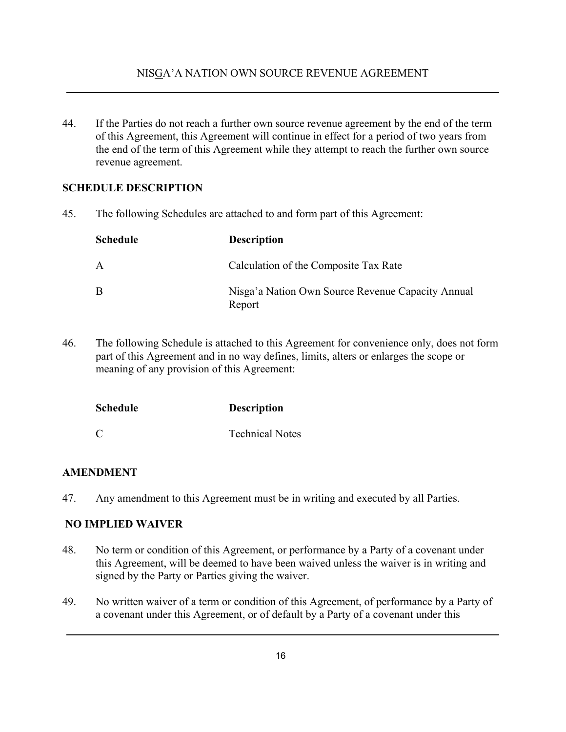44. If the Parties do not reach a further own source revenue agreement by the end of the term of this Agreement, this Agreement will continue in effect for a period of two years from the end of the term of this Agreement while they attempt to reach the further own source revenue agreement.

**SCHEDULE DESCRIPTION**

45. The following Schedules are attached to and form part of this Agreement:

| Schedule | Description |
|---|---|
| A | Calculation of the Composite Tax Rate |
| B | Nisga'a Nation Own Source Revenue Capacity Annual Report |

46. The following Schedule is attached to this Agreement for convenience only, does not form part of this Agreement and in no way defines, limits, alters or enlarges the scope or meaning of any provision of this Agreement:

| Schedule | Description |
|---|---|
| C | Technical Notes |

**AMENDMENT**

47. Any amendment to this Agreement must be in writing and executed by all Parties.

**NO IMPLIED WAIVER**

48. No term or condition of this Agreement, or performance by a Party of a covenant under this Agreement, will be deemed to have been waived unless the waiver is in writing and signed by the Party or Parties giving the waiver.

49. No written waiver of a term or condition of this Agreement, of performance by a Party of a covenant under this Agreement, or of default by a Party of a covenant under this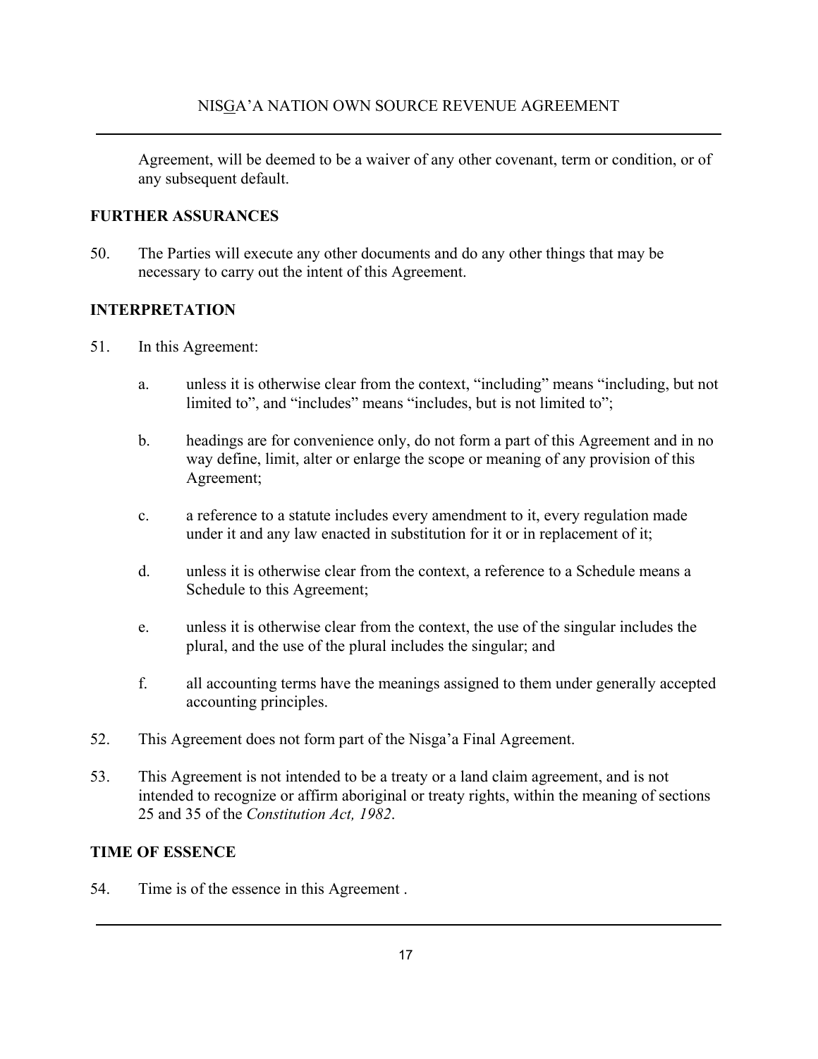Agreement, will be deemed to be a waiver of any other covenant, term or condition, or of any subsequent default.

**FURTHER ASSURANCES**

50. The Parties will execute any other documents and do any other things that may be necessary to carry out the intent of this Agreement.

**INTERPRETATION**

51. In this Agreement:

    a. unless it is otherwise clear from the context, "including" means "including, but not limited to", and "includes" means "includes, but is not limited to";

    b. headings are for convenience only, do not form a part of this Agreement and in no way define, limit, alter or enlarge the scope or meaning of any provision of this Agreement;

    c. a reference to a statute includes every amendment to it, every regulation made under it and any law enacted in substitution for it or in replacement of it;

    d. unless it is otherwise clear from the context, a reference to a Schedule means a Schedule to this Agreement;

    e. unless it is otherwise clear from the context, the use of the singular includes the plural, and the use of the plural includes the singular; and

    f. all accounting terms have the meanings assigned to them under generally accepted accounting principles.

52. This Agreement does not form part of the Nisga'a Final Agreement.

53. This Agreement is not intended to be a treaty or a land claim agreement, and is not intended to recognize or affirm aboriginal or treaty rights, within the meaning of sections 25 and 35 of the *Constitution Act, 1982*.

**TIME OF ESSENCE**

54. Time is of the essence in this Agreement .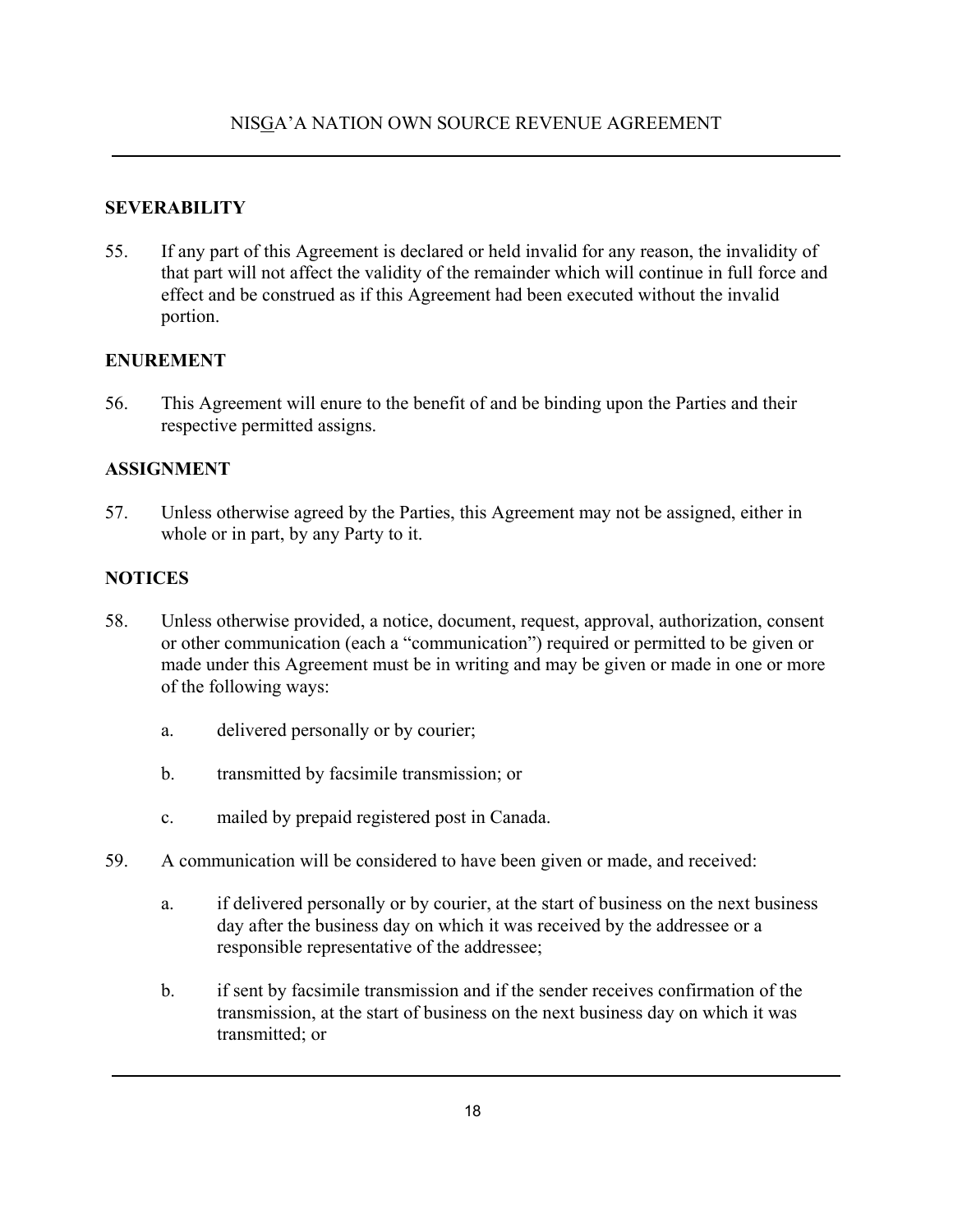## SEVERABILITY

55. If any part of this Agreement is declared or held invalid for any reason, the invalidity of that part will not affect the validity of the remainder which will continue in full force and effect and be construed as if this Agreement had been executed without the invalid portion.

## ENUREMENT

56. This Agreement will enure to the benefit of and be binding upon the Parties and their respective permitted assigns.

## ASSIGNMENT

57. Unless otherwise agreed by the Parties, this Agreement may not be assigned, either in whole or in part, by any Party to it.

## NOTICES

58. Unless otherwise provided, a notice, document, request, approval, authorization, consent or other communication (each a "communication") required or permitted to be given or made under this Agreement must be in writing and may be given or made in one or more of the following ways:

    a. delivered personally or by courier;

    b. transmitted by facsimile transmission; or

    c. mailed by prepaid registered post in Canada.

59. A communication will be considered to have been given or made, and received:

    a. if delivered personally or by courier, at the start of business on the next business day after the business day on which it was received by the addressee or a responsible representative of the addressee;

    b. if sent by facsimile transmission and if the sender receives confirmation of the transmission, at the start of business on the next business day on which it was transmitted; or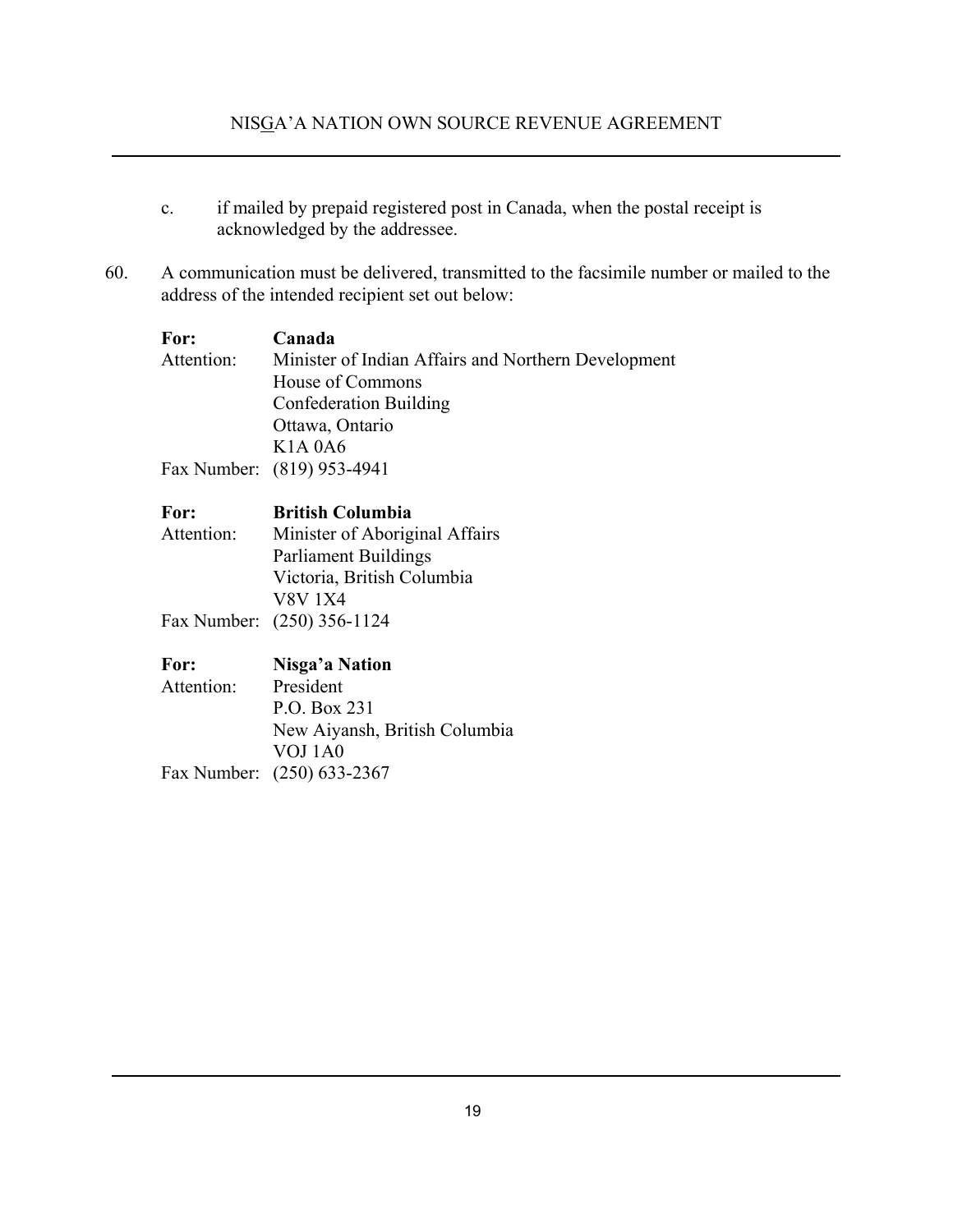c. if mailed by prepaid registered post in Canada, when the postal receipt is acknowledged by the addressee.

60. A communication must be delivered, transmitted to the facsimile number or mailed to the address of the intended recipient set out below:

**For:** **Canada**
Attention: Minister of Indian Affairs and Northern Development
House of Commons
Confederation Building
Ottawa, Ontario
K1A 0A6
Fax Number: (819) 953-4941

**For:** **British Columbia**
Attention: Minister of Aboriginal Affairs
Parliament Buildings
Victoria, British Columbia
V8V 1X4
Fax Number: (250) 356-1124

**For:** **Nisga'a Nation**
Attention: President
P.O. Box 231
New Aiyansh, British Columbia
VOJ 1A0
Fax Number: (250) 633-2367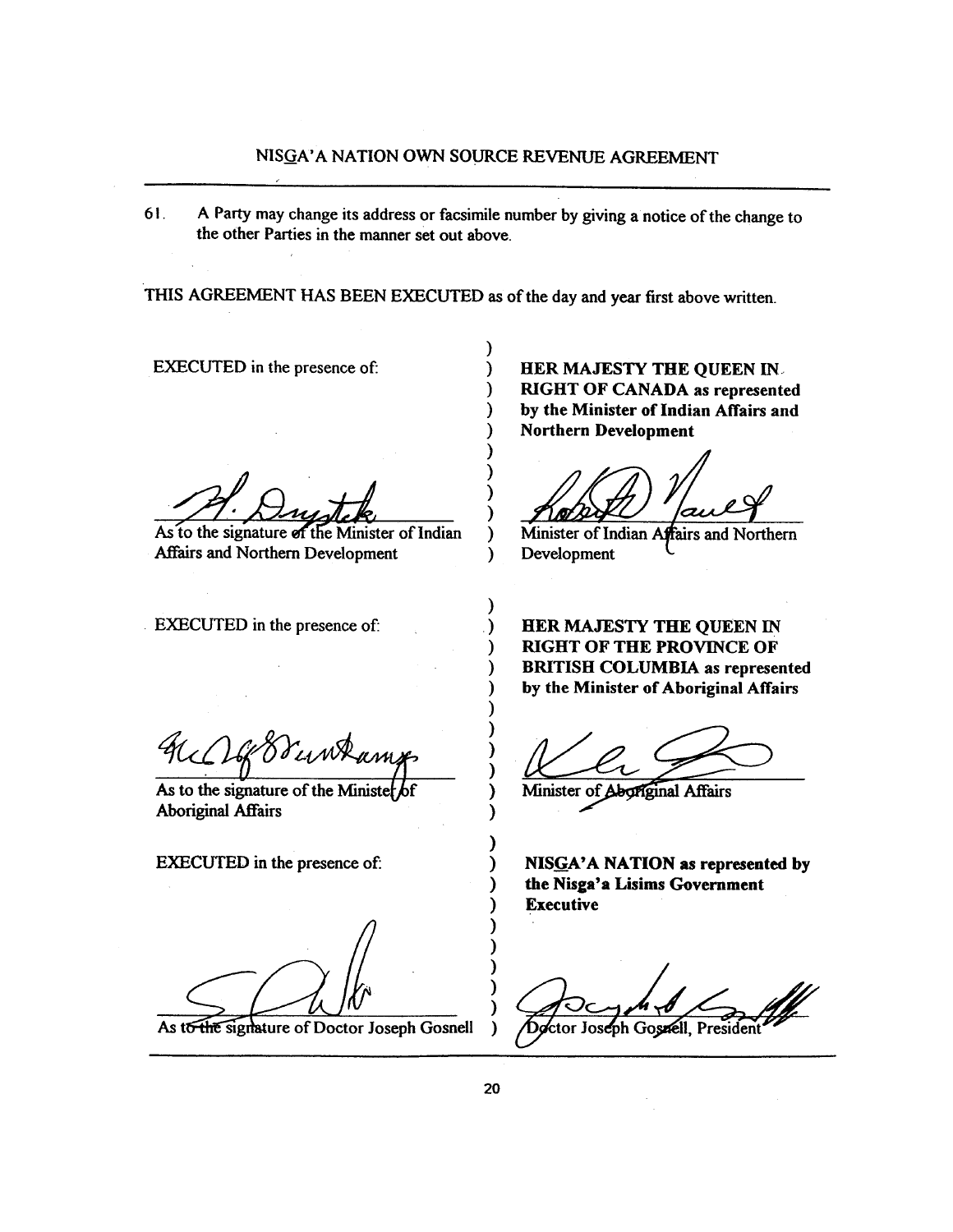61. A Party may change its address or facsimile number by giving a notice of the change to the other Parties in the manner set out above.

THIS AGREEMENT HAS BEEN EXECUTED as of the day and year first above written.

| | |
|---|---|
| EXECUTED in the presence of: | **HER MAJESTY THE QUEEN IN RIGHT OF CANADA as represented by the Minister of Indian Affairs and Northern Development** |
| As to the signature of the Minister of Indian Affairs and Northern Development | Minister of Indian Affairs and Northern Development |
| EXECUTED in the presence of: | **HER MAJESTY THE QUEEN IN RIGHT OF THE PROVINCE OF BRITISH COLUMBIA as represented by the Minister of Aboriginal Affairs** |
| As to the signature of the Minister of Aboriginal Affairs | Minister of Aboriginal Affairs |
| EXECUTED in the presence of: | **NISGA'A NATION as represented by the Nisga'a Lisims Government Executive** |
| As to the signature of Doctor Joseph Gosnell | Doctor Joseph Gosnell, President |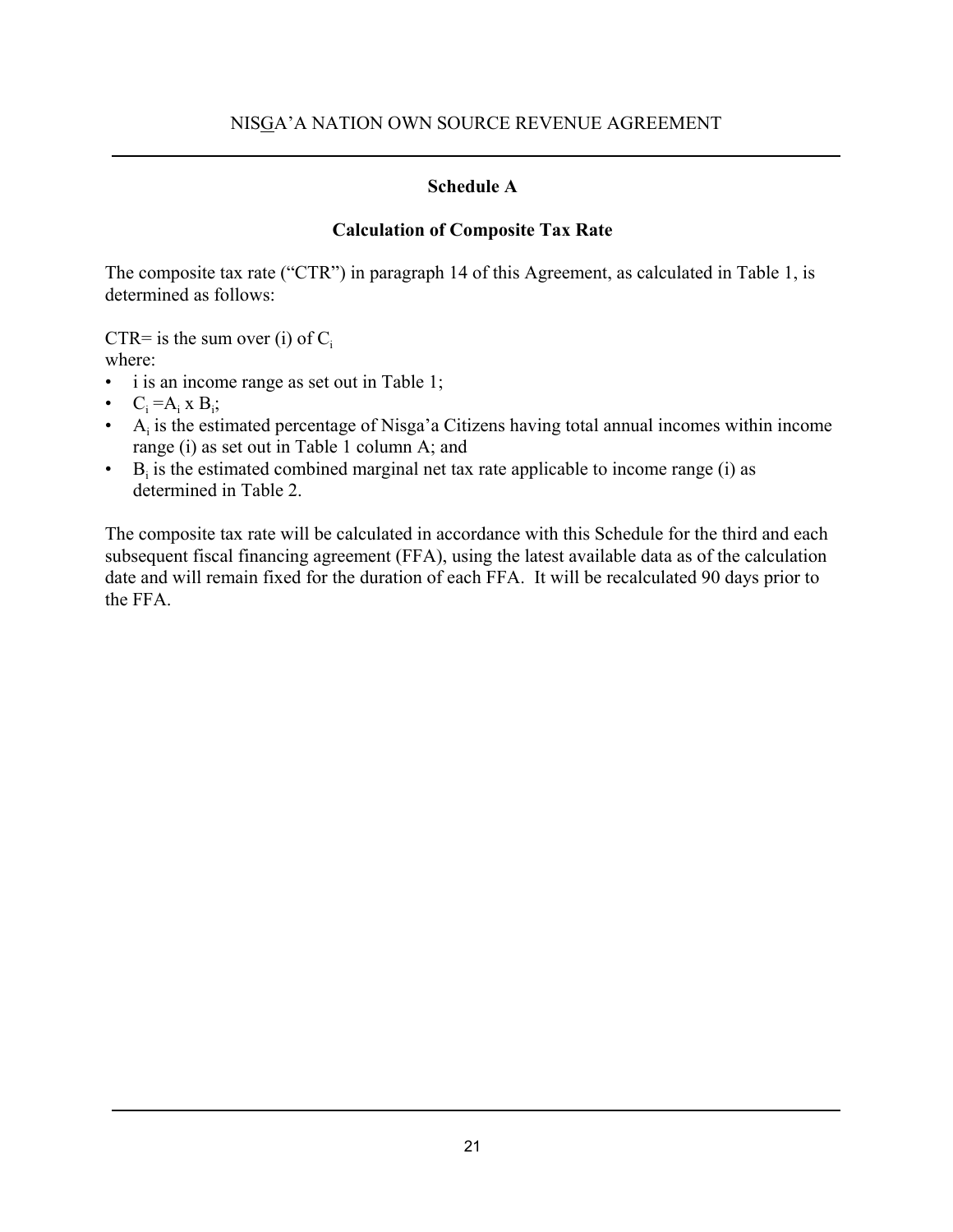## Schedule A

### Calculation of Composite Tax Rate

The composite tax rate ("CTR") in paragraph 14 of this Agreement, as calculated in Table 1, is determined as follows:

CTR= is the sum over (i) of $C_i$
where:

- i is an income range as set out in Table 1;
- $C_i = A_i \times B_i$;
- $A_i$ is the estimated percentage of Nisga'a Citizens having total annual incomes within income range (i) as set out in Table 1 column A; and
- $B_i$ is the estimated combined marginal net tax rate applicable to income range (i) as determined in Table 2.

The composite tax rate will be calculated in accordance with this Schedule for the third and each subsequent fiscal financing agreement (FFA), using the latest available data as of the calculation date and will remain fixed for the duration of each FFA. It will be recalculated 90 days prior to the FFA.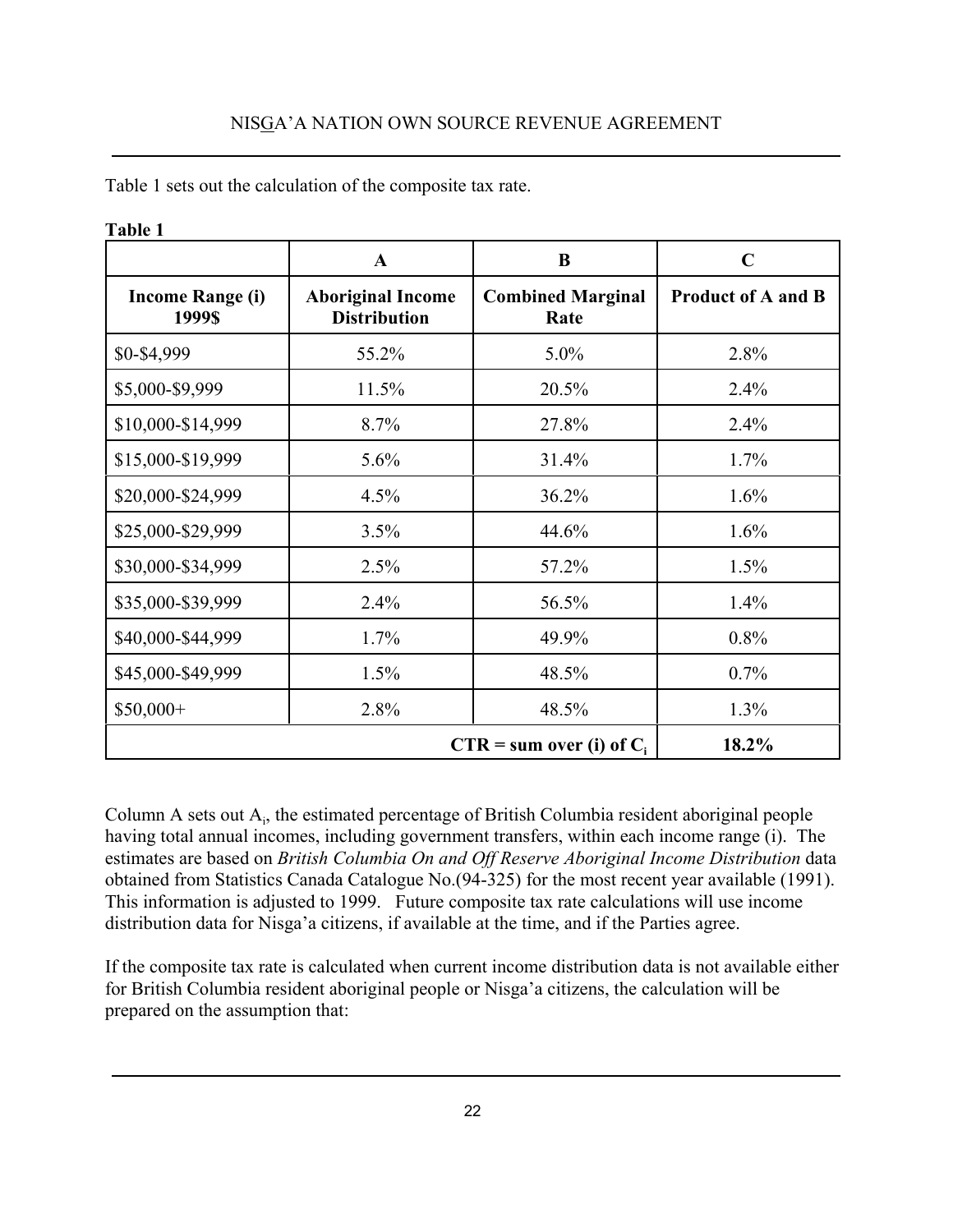Table 1 sets out the calculation of the composite tax rate.

**Table 1**

| | A | B | C |
|---|---|---|---|
| **Income Range (i) 1999$** | **Aboriginal Income Distribution** | **Combined Marginal Rate** | **Product of A and B** |
| $0-$4,999 | 55.2% | 5.0% | 2.8% |
| $5,000-$9,999 | 11.5% | 20.5% | 2.4% |
| $10,000-$14,999 | 8.7% | 27.8% | 2.4% |
| $15,000-$19,999 | 5.6% | 31.4% | 1.7% |
| $20,000-$24,999 | 4.5% | 36.2% | 1.6% |
| $25,000-$29,999 | 3.5% | 44.6% | 1.6% |
| $30,000-$34,999 | 2.5% | 57.2% | 1.5% |
| $35,000-$39,999 | 2.4% | 56.5% | 1.4% |
| $40,000-$44,999 | 1.7% | 49.9% | 0.8% |
| $45,000-$49,999 | 1.5% | 48.5% | 0.7% |
| $50,000+ | 2.8% | 48.5% | 1.3% |
| | | **CTR = sum over (i) of $C_i$** | **18.2%** |

Column A sets out $A_i$, the estimated percentage of British Columbia resident aboriginal people having total annual incomes, including government transfers, within each income range (i). The estimates are based on *British Columbia On and Off Reserve Aboriginal Income Distribution* data obtained from Statistics Canada Catalogue No.(94-325) for the most recent year available (1991). This information is adjusted to 1999. Future composite tax rate calculations will use income distribution data for Nisga'a citizens, if available at the time, and if the Parties agree.

If the composite tax rate is calculated when current income distribution data is not available either for British Columbia resident aboriginal people or Nisga'a citizens, the calculation will be prepared on the assumption that: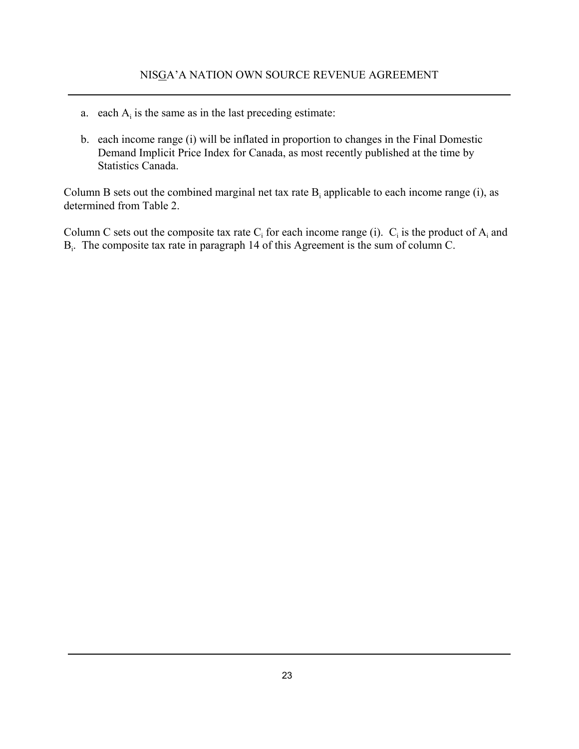a. each $A_i$ is the same as in the last preceding estimate:

b. each income range (i) will be inflated in proportion to changes in the Final Domestic Demand Implicit Price Index for Canada, as most recently published at the time by Statistics Canada.

Column B sets out the combined marginal net tax rate $B_i$ applicable to each income range (i), as determined from Table 2.

Column C sets out the composite tax rate $C_i$ for each income range (i). $C_i$ is the product of $A_i$ and $B_i$. The composite tax rate in paragraph 14 of this Agreement is the sum of column C.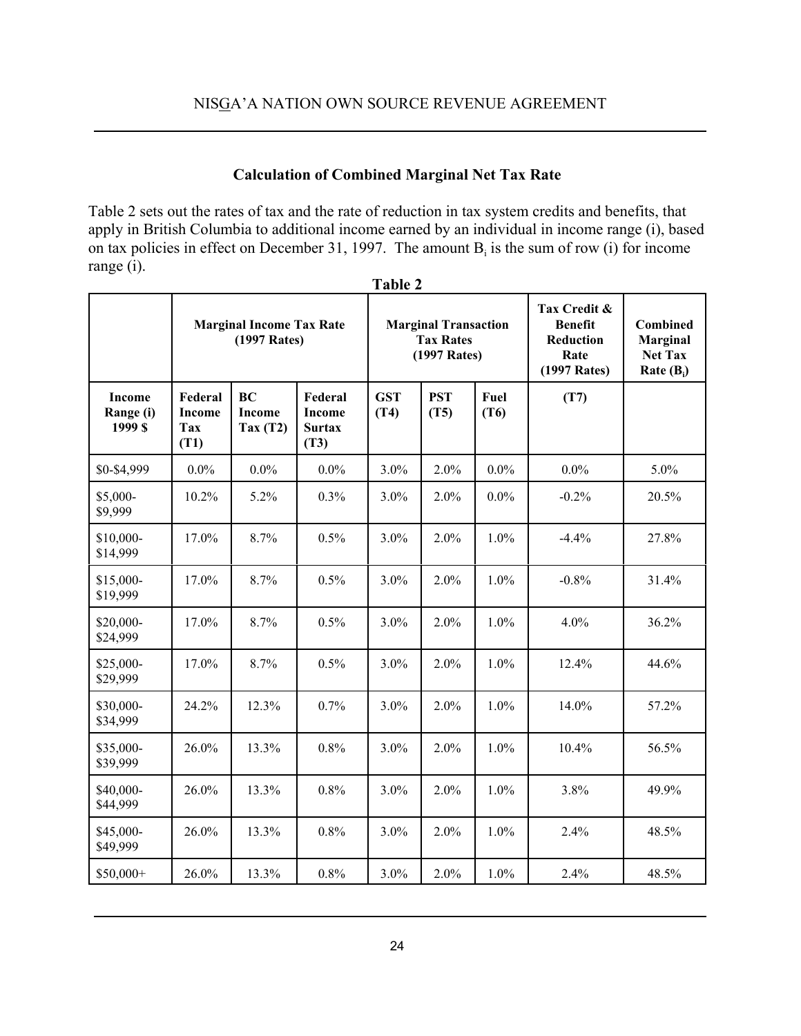### Calculation of Combined Marginal Net Tax Rate

Table 2 sets out the rates of tax and the rate of reduction in tax system credits and benefits, that apply in British Columbia to additional income earned by an individual in income range (i), based on tax policies in effect on December 31, 1997. The amount $B_i$ is the sum of row (i) for income range (i).

**Table 2**

| | Marginal Income Tax Rate (1997 Rates) | | | Marginal Transaction Tax Rates (1997 Rates) | | | Tax Credit & Benefit Reduction Rate (1997 Rates) | Combined Marginal Net Tax Rate ($B_i$) |
|---|---|---|---|---|---|---|---|---|
| **Income Range (i) 1999 $** | **Federal Income Tax (T1)** | **BC Income Tax (T2)** | **Federal Income Surtax (T3)** | **GST (T4)** | **PST (T5)** | **Fuel (T6)** | **(T7)** | |
| $0-$4,999 | 0.0% | 0.0% | 0.0% | 3.0% | 2.0% | 0.0% | 0.0% | 5.0% |
| $5,000-$9,999 | 10.2% | 5.2% | 0.3% | 3.0% | 2.0% | 0.0% | -0.2% | 20.5% |
| $10,000-$14,999 | 17.0% | 8.7% | 0.5% | 3.0% | 2.0% | 1.0% | -4.4% | 27.8% |
| $15,000-$19,999 | 17.0% | 8.7% | 0.5% | 3.0% | 2.0% | 1.0% | -0.8% | 31.4% |
| $20,000-$24,999 | 17.0% | 8.7% | 0.5% | 3.0% | 2.0% | 1.0% | 4.0% | 36.2% |
| $25,000-$29,999 | 17.0% | 8.7% | 0.5% | 3.0% | 2.0% | 1.0% | 12.4% | 44.6% |
| $30,000-$34,999 | 24.2% | 12.3% | 0.7% | 3.0% | 2.0% | 1.0% | 14.0% | 57.2% |
| $35,000-$39,999 | 26.0% | 13.3% | 0.8% | 3.0% | 2.0% | 1.0% | 10.4% | 56.5% |
| $40,000-$44,999 | 26.0% | 13.3% | 0.8% | 3.0% | 2.0% | 1.0% | 3.8% | 49.9% |
| $45,000-$49,999 | 26.0% | 13.3% | 0.8% | 3.0% | 2.0% | 1.0% | 2.4% | 48.5% |
| $50,000+ | 26.0% | 13.3% | 0.8% | 3.0% | 2.0% | 1.0% | 2.4% | 48.5% |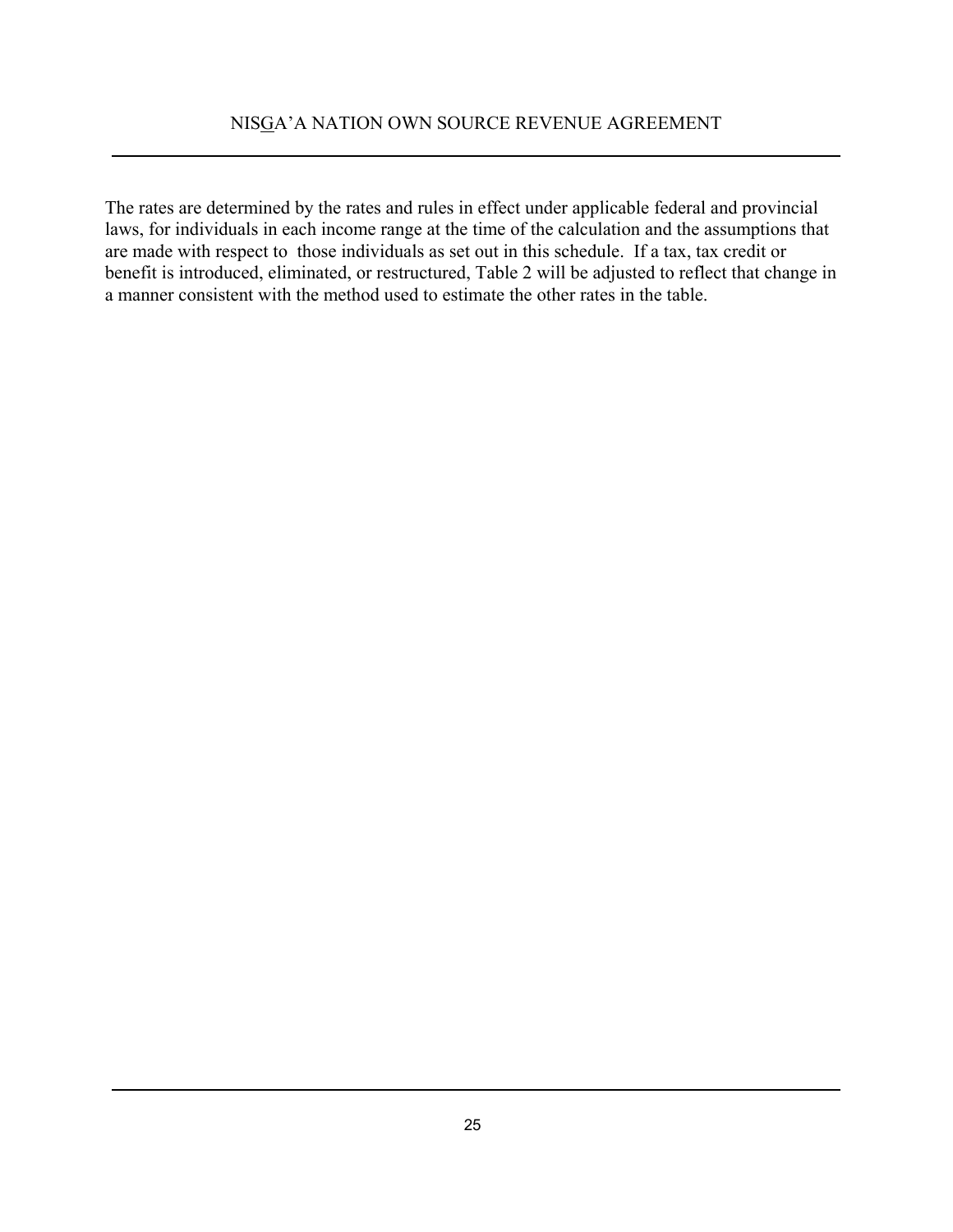The rates are determined by the rates and rules in effect under applicable federal and provincial laws, for individuals in each income range at the time of the calculation and the assumptions that are made with respect to those individuals as set out in this schedule. If a tax, tax credit or benefit is introduced, eliminated, or restructured, Table 2 will be adjusted to reflect that change in a manner consistent with the method used to estimate the other rates in the table.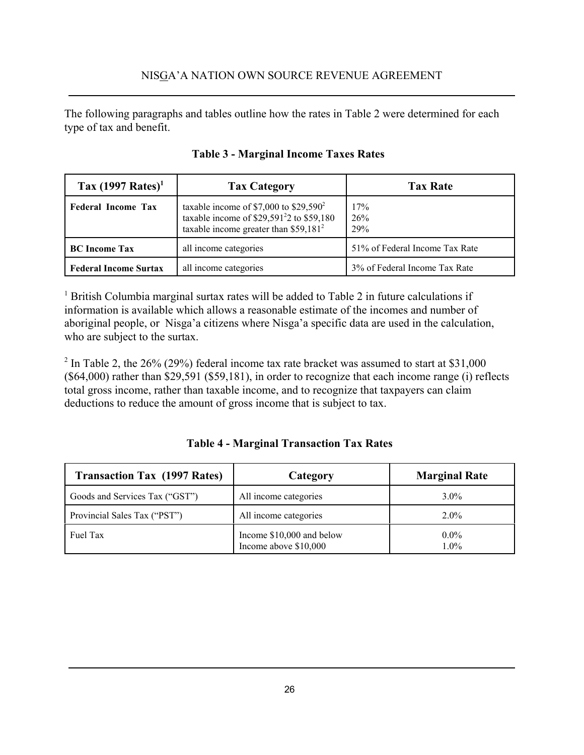The following paragraphs and tables outline how the rates in Table 2 were determined for each type of tax and benefit.

**Table 3 - Marginal Income Taxes Rates**

| Tax (1997 Rates)[1] | Tax Category | Tax Rate |
| --- | --- | --- |
| **Federal Income Tax** | taxable income of $7,000 to $29,590[2]<br>taxable income of $29,591[2]2 to $59,180<br>taxable income greater than $59,181[2] | 17%<br>26%<br>29% |
| **BC Income Tax** | all income categories | 51% of Federal Income Tax Rate |
| **Federal Income Surtax** | all income categories | 3% of Federal Income Tax Rate |

[1] British Columbia marginal surtax rates will be added to Table 2 in future calculations if information is available which allows a reasonable estimate of the incomes and number of aboriginal people, or Nisga'a citizens where Nisga'a specific data are used in the calculation, who are subject to the surtax.

[2] In Table 2, the 26% (29%) federal income tax rate bracket was assumed to start at $31,000 ($64,000) rather than $29,591 ($59,181), in order to recognize that each income range (i) reflects total gross income, rather than taxable income, and to recognize that taxpayers can claim deductions to reduce the amount of gross income that is subject to tax.

**Table 4 - Marginal Transaction Tax Rates**

| Transaction Tax (1997 Rates) | Category | Marginal Rate |
| --- | --- | --- |
| Goods and Services Tax ("GST") | All income categories | 3.0% |
| Provincial Sales Tax ("PST") | All income categories | 2.0% |
| Fuel Tax | Income $10,000 and below<br>Income above $10,000 | 0.0%<br>1.0% |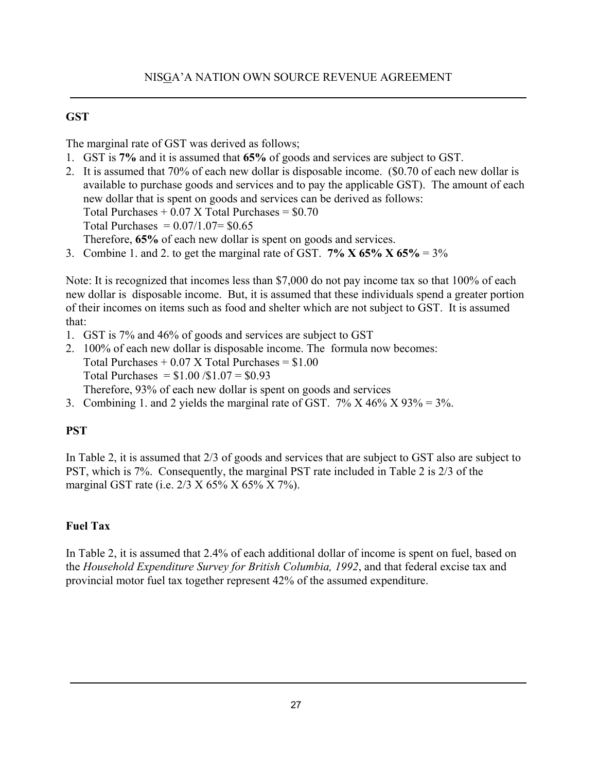## GST

The marginal rate of GST was derived as follows;

1. GST is **7%** and it is assumed that **65%** of goods and services are subject to GST.
2. It is assumed that 70% of each new dollar is disposable income. ($0.70 of each new dollar is available to purchase goods and services and to pay the applicable GST). The amount of each new dollar that is spent on goods and services can be derived as follows:
   Total Purchases + 0.07 X Total Purchases = $0.70
   Total Purchases = 0.07/1.07= $0.65
   Therefore, **65%** of each new dollar is spent on goods and services.
3. Combine 1. and 2. to get the marginal rate of GST. **7% X 65% X 65%** = 3%

Note: It is recognized that incomes less than $7,000 do not pay income tax so that 100% of each new dollar is disposable income. But, it is assumed that these individuals spend a greater portion of their incomes on items such as food and shelter which are not subject to GST. It is assumed that:

1. GST is 7% and 46% of goods and services are subject to GST
2. 100% of each new dollar is disposable income. The formula now becomes:
   Total Purchases + 0.07 X Total Purchases = $1.00
   Total Purchases = $1.00 /$1.07 = $0.93
   Therefore, 93% of each new dollar is spent on goods and services
3. Combining 1. and 2 yields the marginal rate of GST. 7% X 46% X 93% = 3%.

## PST

In Table 2, it is assumed that 2/3 of goods and services that are subject to GST also are subject to PST, which is 7%. Consequently, the marginal PST rate included in Table 2 is 2/3 of the marginal GST rate (i.e. 2/3 X 65% X 65% X 7%).

## Fuel Tax

In Table 2, it is assumed that 2.4% of each additional dollar of income is spent on fuel, based on the *Household Expenditure Survey for British Columbia, 1992*, and that federal excise tax and provincial motor fuel tax together represent 42% of the assumed expenditure.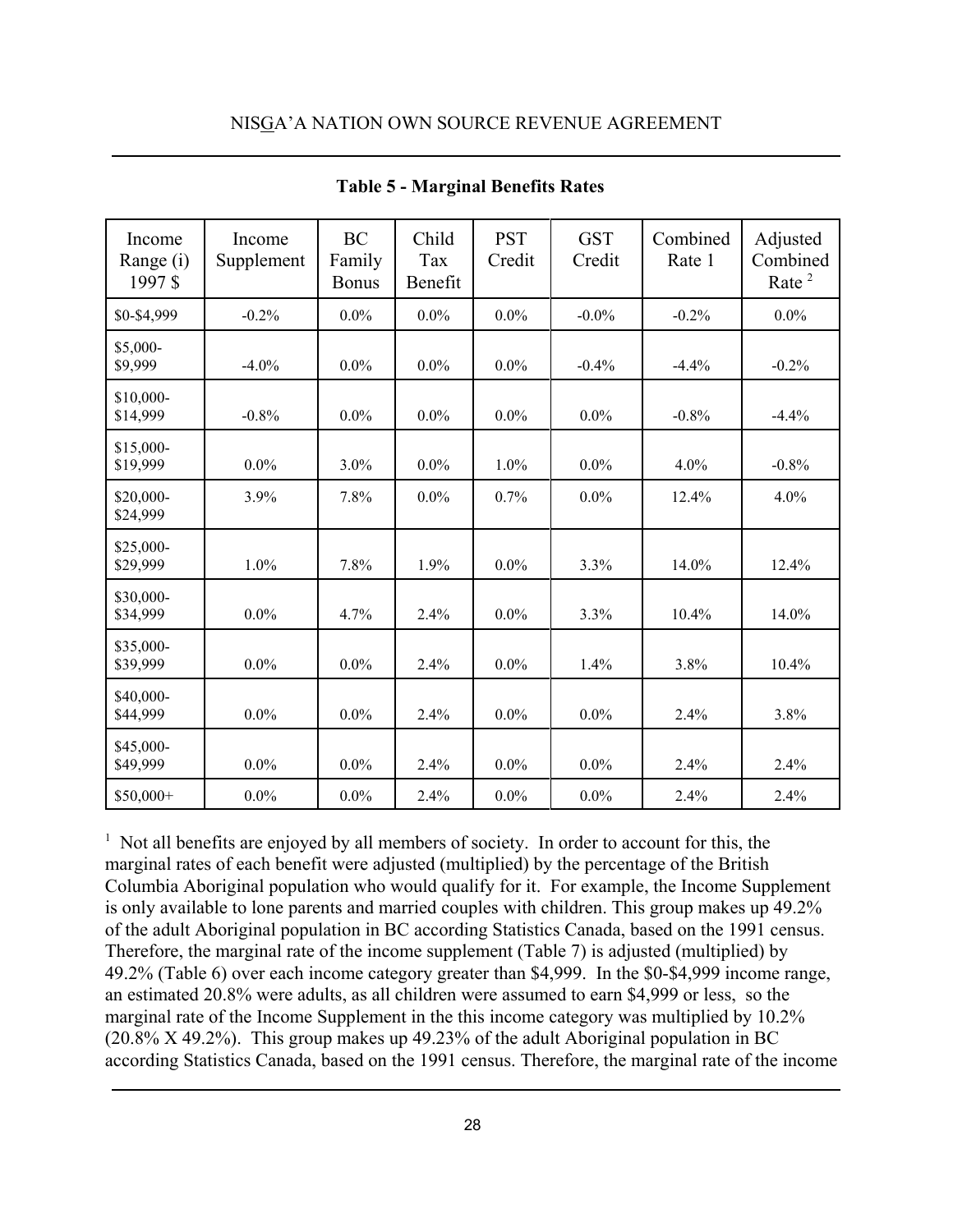**Table 5 - Marginal Benefits Rates**

| Income Range (i) 1997 $ | Income Supplement | BC Family Bonus | Child Tax Benefit | PST Credit | GST Credit | Combined Rate 1 | Adjusted Combined Rate [2] |
|---|---|---|---|---|---|---|---|
| $0-$4,999 | -0.2% | 0.0% | 0.0% | 0.0% | -0.0% | -0.2% | 0.0% |
| $5,000-$9,999 | -4.0% | 0.0% | 0.0% | 0.0% | -0.4% | -4.4% | -0.2% |
| $10,000-$14,999 | -0.8% | 0.0% | 0.0% | 0.0% | 0.0% | -0.8% | -4.4% |
| $15,000-$19,999 | 0.0% | 3.0% | 0.0% | 1.0% | 0.0% | 4.0% | -0.8% |
| $20,000-$24,999 | 3.9% | 7.8% | 0.0% | 0.7% | 0.0% | 12.4% | 4.0% |
| $25,000-$29,999 | 1.0% | 7.8% | 1.9% | 0.0% | 3.3% | 14.0% | 12.4% |
| $30,000-$34,999 | 0.0% | 4.7% | 2.4% | 0.0% | 3.3% | 10.4% | 14.0% |
| $35,000-$39,999 | 0.0% | 0.0% | 2.4% | 0.0% | 1.4% | 3.8% | 10.4% |
| $40,000-$44,999 | 0.0% | 0.0% | 2.4% | 0.0% | 0.0% | 2.4% | 3.8% |
| $45,000-$49,999 | 0.0% | 0.0% | 2.4% | 0.0% | 0.0% | 2.4% | 2.4% |
| $50,000+ | 0.0% | 0.0% | 2.4% | 0.0% | 0.0% | 2.4% | 2.4% |

[1] Not all benefits are enjoyed by all members of society. In order to account for this, the marginal rates of each benefit were adjusted (multiplied) by the percentage of the British Columbia Aboriginal population who would qualify for it. For example, the Income Supplement is only available to lone parents and married couples with children. This group makes up 49.2% of the adult Aboriginal population in BC according Statistics Canada, based on the 1991 census. Therefore, the marginal rate of the income supplement (Table 7) is adjusted (multiplied) by 49.2% (Table 6) over each income category greater than $4,999. In the $0-$4,999 income range, an estimated 20.8% were adults, as all children were assumed to earn $4,999 or less, so the marginal rate of the Income Supplement in the this income category was multiplied by 10.2% (20.8% X 49.2%). This group makes up 49.23% of the adult Aboriginal population in BC according Statistics Canada, based on the 1991 census. Therefore, the marginal rate of the income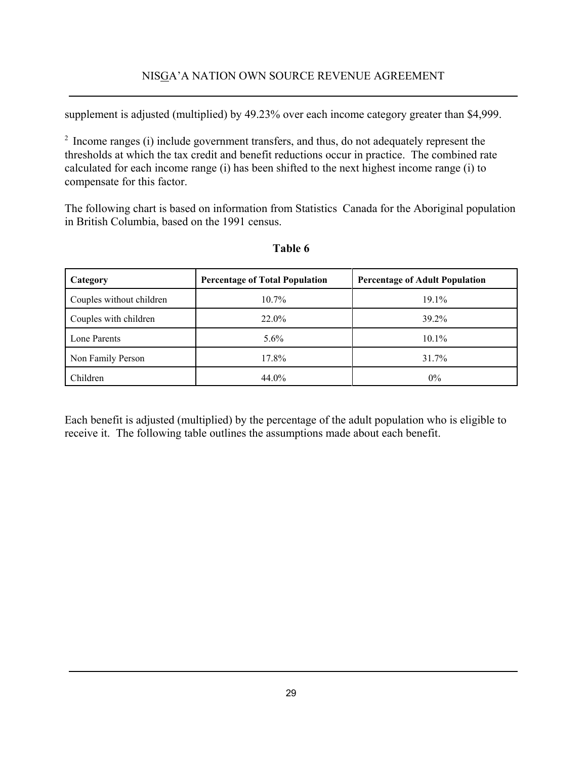supplement is adjusted (multiplied) by 49.23% over each income category greater than $4,999.

[2] Income ranges (i) include government transfers, and thus, do not adequately represent the thresholds at which the tax credit and benefit reductions occur in practice. The combined rate calculated for each income range (i) has been shifted to the next highest income range (i) to compensate for this factor.

The following chart is based on information from Statistics Canada for the Aboriginal population in British Columbia, based on the 1991 census.

**Table 6**

| Category | Percentage of Total Population | Percentage of Adult Population |
|---|---|---|
| Couples without children | 10.7% | 19.1% |
| Couples with children | 22.0% | 39.2% |
| Lone Parents | 5.6% | 10.1% |
| Non Family Person | 17.8% | 31.7% |
| Children | 44.0% | 0% |

Each benefit is adjusted (multiplied) by the percentage of the adult population who is eligible to receive it. The following table outlines the assumptions made about each benefit.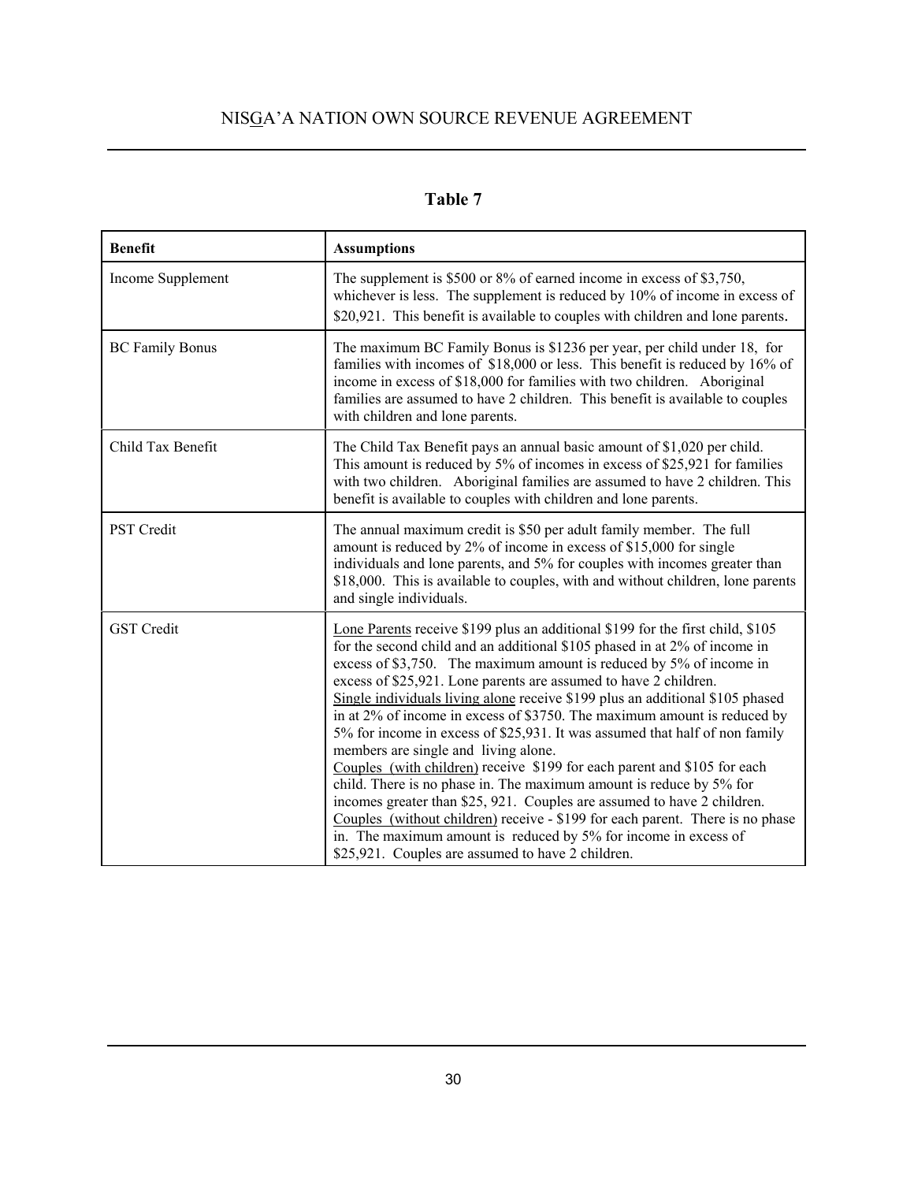## Table 7

| **Benefit** | **Assumptions** |
|---|---|
| Income Supplement | The supplement is $500 or 8% of earned income in excess of $3,750, whichever is less. The supplement is reduced by 10% of income in excess of $20,921. This benefit is available to couples with children and lone parents. |
| BC Family Bonus | The maximum BC Family Bonus is $1236 per year, per child under 18, for families with incomes of $18,000 or less. This benefit is reduced by 16% of income in excess of $18,000 for families with two children. Aboriginal families are assumed to have 2 children. This benefit is available to couples with children and lone parents. |
| Child Tax Benefit | The Child Tax Benefit pays an annual basic amount of $1,020 per child. This amount is reduced by 5% of incomes in excess of $25,921 for families with two children. Aboriginal families are assumed to have 2 children. This benefit is available to couples with children and lone parents. |
| PST Credit | The annual maximum credit is $50 per adult family member. The full amount is reduced by 2% of income in excess of $15,000 for single individuals and lone parents, and 5% for couples with incomes greater than $18,000. This is available to couples, with and without children, lone parents and single individuals. |
| GST Credit | <u>Lone Parents</u> receive $199 plus an additional $199 for the first child, $105 for the second child and an additional $105 phased in at 2% of income in excess of $3,750. The maximum amount is reduced by 5% of income in excess of $25,921. Lone parents are assumed to have 2 children. <u>Single individuals living alone</u> receive $199 plus an additional $105 phased in at 2% of income in excess of $3750. The maximum amount is reduced by 5% for income in excess of $25,931. It was assumed that half of non family members are single and living alone. <u>Couples (with children)</u> receive $199 for each parent and $105 for each child. There is no phase in. The maximum amount is reduce by 5% for incomes greater than $25, 921. Couples are assumed to have 2 children. <u>Couples (without children)</u> receive - $199 for each parent. There is no phase in. The maximum amount is reduced by 5% for income in excess of $25,921. Couples are assumed to have 2 children. |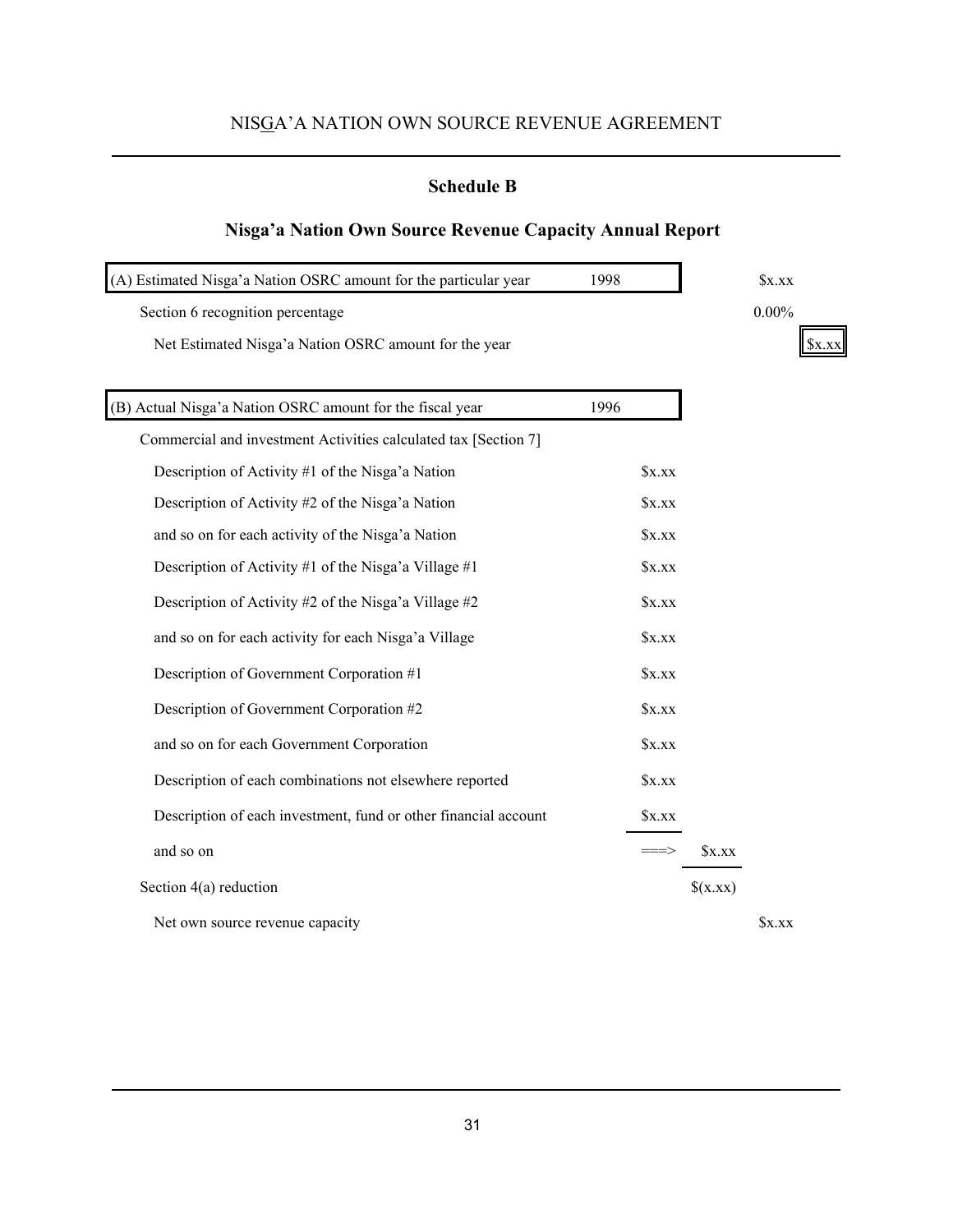## Schedule B

## Nisga'a Nation Own Source Revenue Capacity Annual Report

| | | | | | |
|---|---|---|---|---|---|
| (A) Estimated Nisga'a Nation OSRC amount for the particular year | 1998 | | | $x.xx | |
| Section 6 recognition percentage | | | | 0.00% | |
| Net Estimated Nisga'a Nation OSRC amount for the year | | | | | $x.xx |
| | | | | | |
| (B) Actual Nisga'a Nation OSRC amount for the fiscal year | 1996 | | | | |
| Commercial and investment Activities calculated tax [Section 7] | | | | | |
| Description of Activity #1 of the Nisga'a Nation | | $x.xx | | | |
| Description of Activity #2 of the Nisga'a Nation | | $x.xx | | | |
| and so on for each activity of the Nisga'a Nation | | $x.xx | | | |
| Description of Activity #1 of the Nisga'a Village #1 | | $x.xx | | | |
| Description of Activity #2 of the Nisga'a Village #2 | | $x.xx | | | |
| and so on for each activity for each Nisga'a Village | | $x.xx | | | |
| Description of Government Corporation #1 | | $x.xx | | | |
| Description of Government Corporation #2 | | $x.xx | | | |
| and so on for each Government Corporation | | $x.xx | | | |
| Description of each combinations not elsewhere reported | | $x.xx | | | |
| Description of each investment, fund or other financial account | | $x.xx | | | |
| and so on | | ===> | $x.xx | | |
| Section 4(a) reduction | | | $(x.xx) | | |
| Net own source revenue capacity | | | | $x.xx | |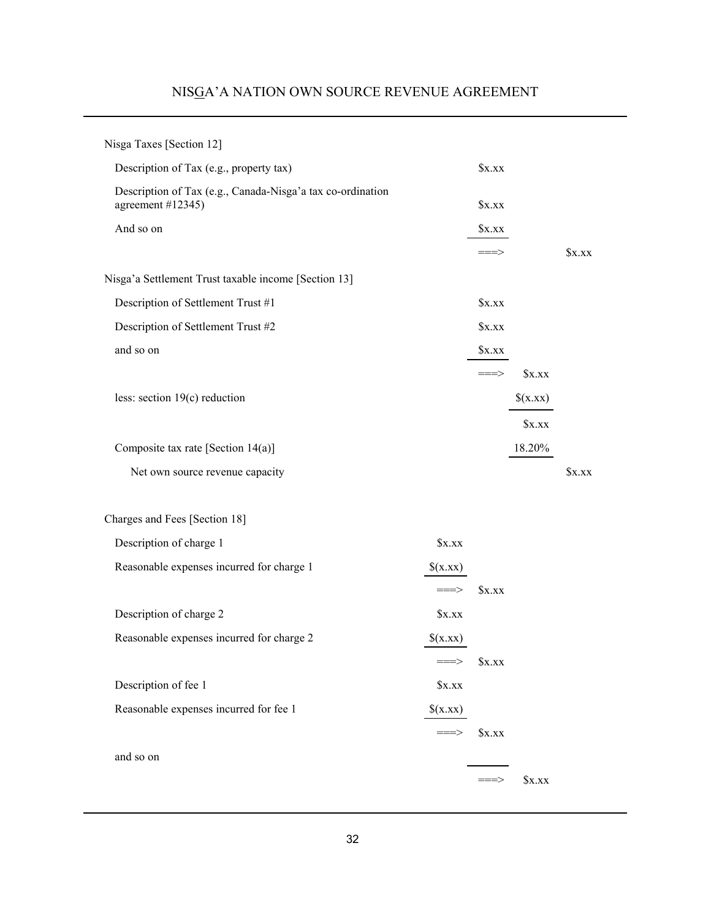| | | | | |
|---|---|---|---|---|
| Nisga Taxes [Section 12] | | | | |
| Description of Tax (e.g., property tax) | | $x.xx | | |
| Description of Tax (e.g., Canada-Nisga'a tax co-ordination agreement #12345) | | $x.xx | | |
| And so on | | $x.xx | | |
| | | ===> | | $x.xx |
| Nisga'a Settlement Trust taxable income [Section 13] | | | | |
| Description of Settlement Trust #1 | | $x.xx | | |
| Description of Settlement Trust #2 | | $x.xx | | |
| and so on | | $x.xx | | |
| | | ===> | $x.xx | |
| less: section 19(c) reduction | | | $(x.xx) | |
| | | | $x.xx | |
| Composite tax rate [Section 14(a)] | | | 18.20% | |
| Net own source revenue capacity | | | | $x.xx |
| | | | | |
| Charges and Fees [Section 18] | | | | |
| Description of charge 1 | $x.xx | | | |
| Reasonable expenses incurred for charge 1 | $(x.xx) | | | |
| | ===> | $x.xx | | |
| Description of charge 2 | $x.xx | | | |
| Reasonable expenses incurred for charge 2 | $(x.xx) | | | |
| | ===> | $x.xx | | |
| Description of fee 1 | $x.xx | | | |
| Reasonable expenses incurred for fee 1 | $(x.xx) | | | |
| | ===> | $x.xx | | |
| and so on | | | | |
| | | ===> | $x.xx | |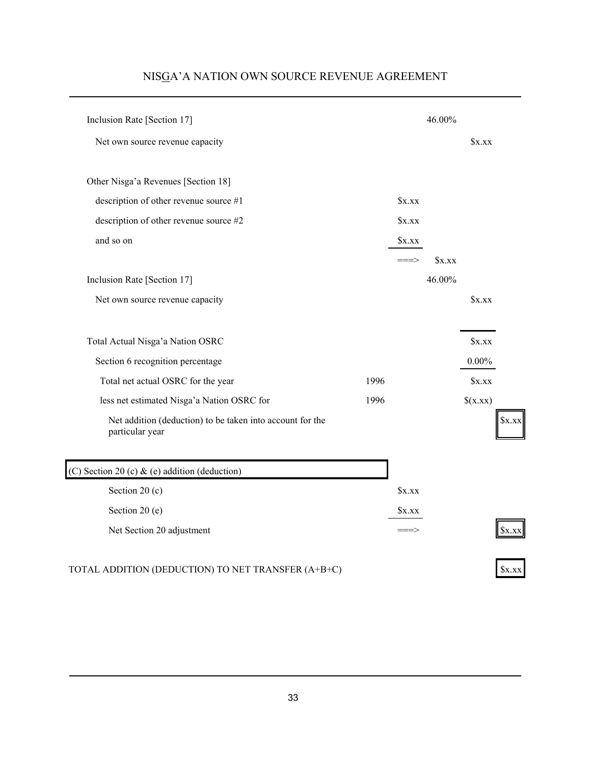| | | | | | |
|---|---|---|---|---|---|
| Inclusion Rate [Section 17] | | | 46.00% | | |
| Net own source revenue capacity | | | | $x.xx | |
| | | | | | |
| Other Nisga'a Revenues [Section 18] | | | | | |
| description of other revenue source #1 | | $x.xx | | | |
| description of other revenue source #2 | | $x.xx | | | |
| and so on | | $x.xx | | | |
| | | ===> | $x.xx | | |
| Inclusion Rate [Section 17] | | | 46.00% | | |
| Net own source revenue capacity | | | | $x.xx | |
| | | | | | |
| Total Actual Nisga'a Nation OSRC | | | | $x.xx | |
| Section 6 recognition percentage | | | | 0.00% | |
| Total net actual OSRC for the year | 1996 | | | $x.xx | |
| less net estimated Nisga'a Nation OSRC for | 1996 | | | $(x.xx) | |
| Net addition (deduction) to be taken into account for the particular year | | | | | $x.xx |
| | | | | | |
| (C) Section 20 (c) & (e) addition (deduction) | | | | | |
| Section 20 (c) | | $x.xx | | | |
| Section 20 (e) | | $x.xx | | | |
| Net Section 20 adjustment | | ===> | | | $x.xx |
| | | | | | |
| TOTAL ADDITION (DEDUCTION) TO NET TRANSFER (A+B+C) | | | | | $x.xx |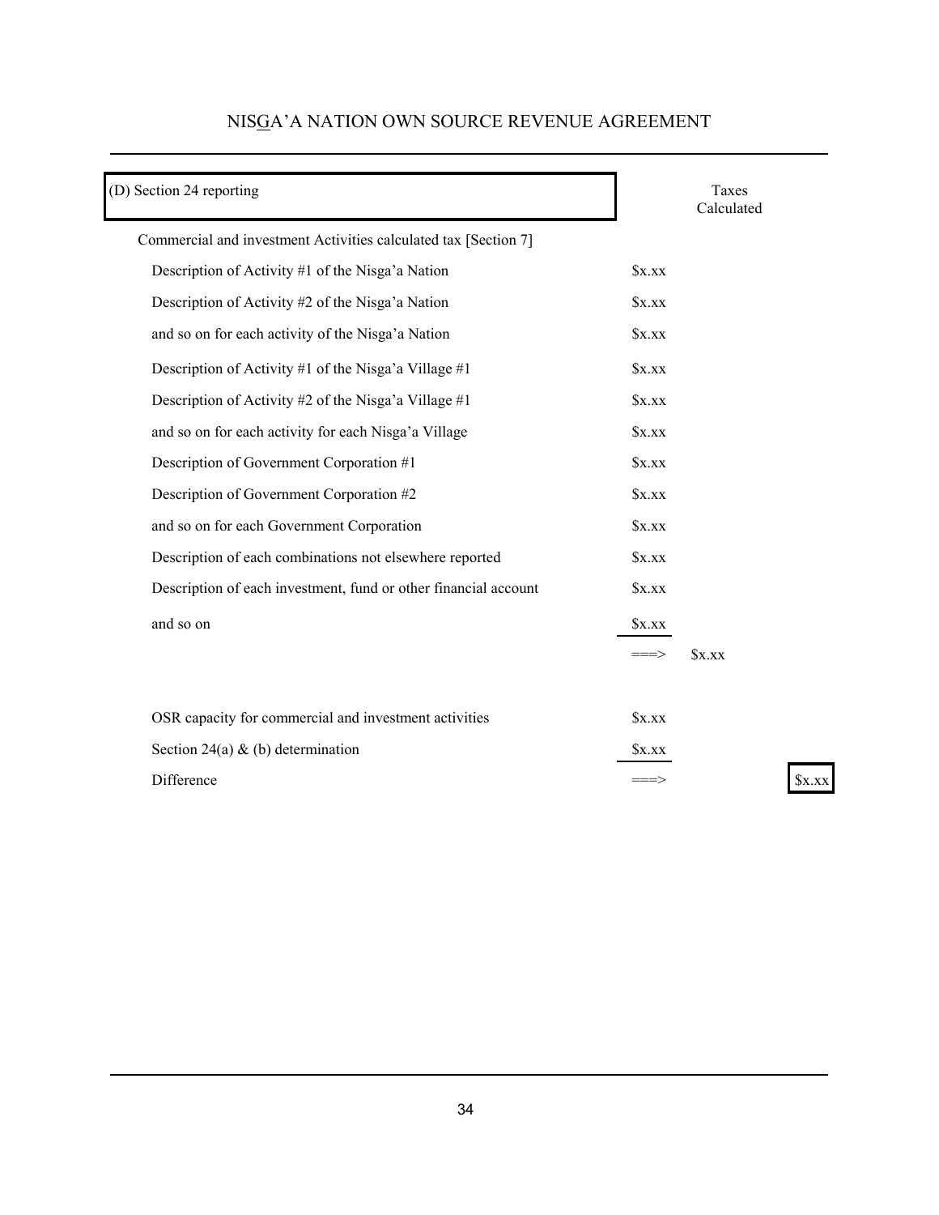| (D) Section 24 reporting | | Taxes Calculated | |
|---|---|---|---|
| Commercial and investment Activities calculated tax [Section 7] | | | |
| Description of Activity #1 of the Nisga'a Nation | $x.xx | | |
| Description of Activity #2 of the Nisga'a Nation | $x.xx | | |
| and so on for each activity of the Nisga'a Nation | $x.xx | | |
| Description of Activity #1 of the Nisga'a Village #1 | $x.xx | | |
| Description of Activity #2 of the Nisga'a Village #1 | $x.xx | | |
| and so on for each activity for each Nisga'a Village | $x.xx | | |
| Description of Government Corporation #1 | $x.xx | | |
| Description of Government Corporation #2 | $x.xx | | |
| and so on for each Government Corporation | $x.xx | | |
| Description of each combinations not elsewhere reported | $x.xx | | |
| Description of each investment, fund or other financial account | $x.xx | | |
| and so on | $x.xx | | |
| | ===> | $x.xx | |
| | | | |
| OSR capacity for commercial and investment activities | $x.xx | | |
| Section 24(a) & (b) determination | $x.xx | | |
| Difference | ===> | | $x.xx |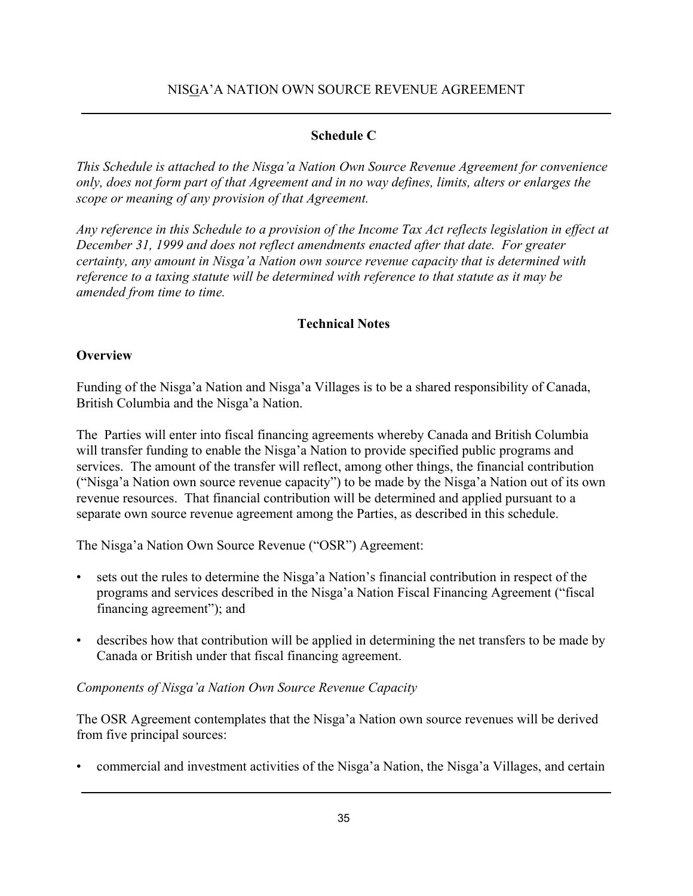## Schedule C

*This Schedule is attached to the Nisga'a Nation Own Source Revenue Agreement for convenience only, does not form part of that Agreement and in no way defines, limits, alters or enlarges the scope or meaning of any provision of that Agreement.*

*Any reference in this Schedule to a provision of the Income Tax Act reflects legislation in effect at December 31, 1999 and does not reflect amendments enacted after that date. For greater certainty, any amount in Nisga'a Nation own source revenue capacity that is determined with reference to a taxing statute will be determined with reference to that statute as it may be amended from time to time.*

## Technical Notes

### Overview

Funding of the Nisga'a Nation and Nisga'a Villages is to be a shared responsibility of Canada, British Columbia and the Nisga'a Nation.

The Parties will enter into fiscal financing agreements whereby Canada and British Columbia will transfer funding to enable the Nisga'a Nation to provide specified public programs and services. The amount of the transfer will reflect, among other things, the financial contribution ("Nisga'a Nation own source revenue capacity") to be made by the Nisga'a Nation out of its own revenue resources. That financial contribution will be determined and applied pursuant to a separate own source revenue agreement among the Parties, as described in this schedule.

The Nisga'a Nation Own Source Revenue ("OSR") Agreement:

- sets out the rules to determine the Nisga'a Nation's financial contribution in respect of the programs and services described in the Nisga'a Nation Fiscal Financing Agreement ("fiscal financing agreement"); and
- describes how that contribution will be applied in determining the net transfers to be made by Canada or British under that fiscal financing agreement.

*Components of Nisga'a Nation Own Source Revenue Capacity*

The OSR Agreement contemplates that the Nisga'a Nation own source revenues will be derived from five principal sources:

- commercial and investment activities of the Nisga'a Nation, the Nisga'a Villages, and certain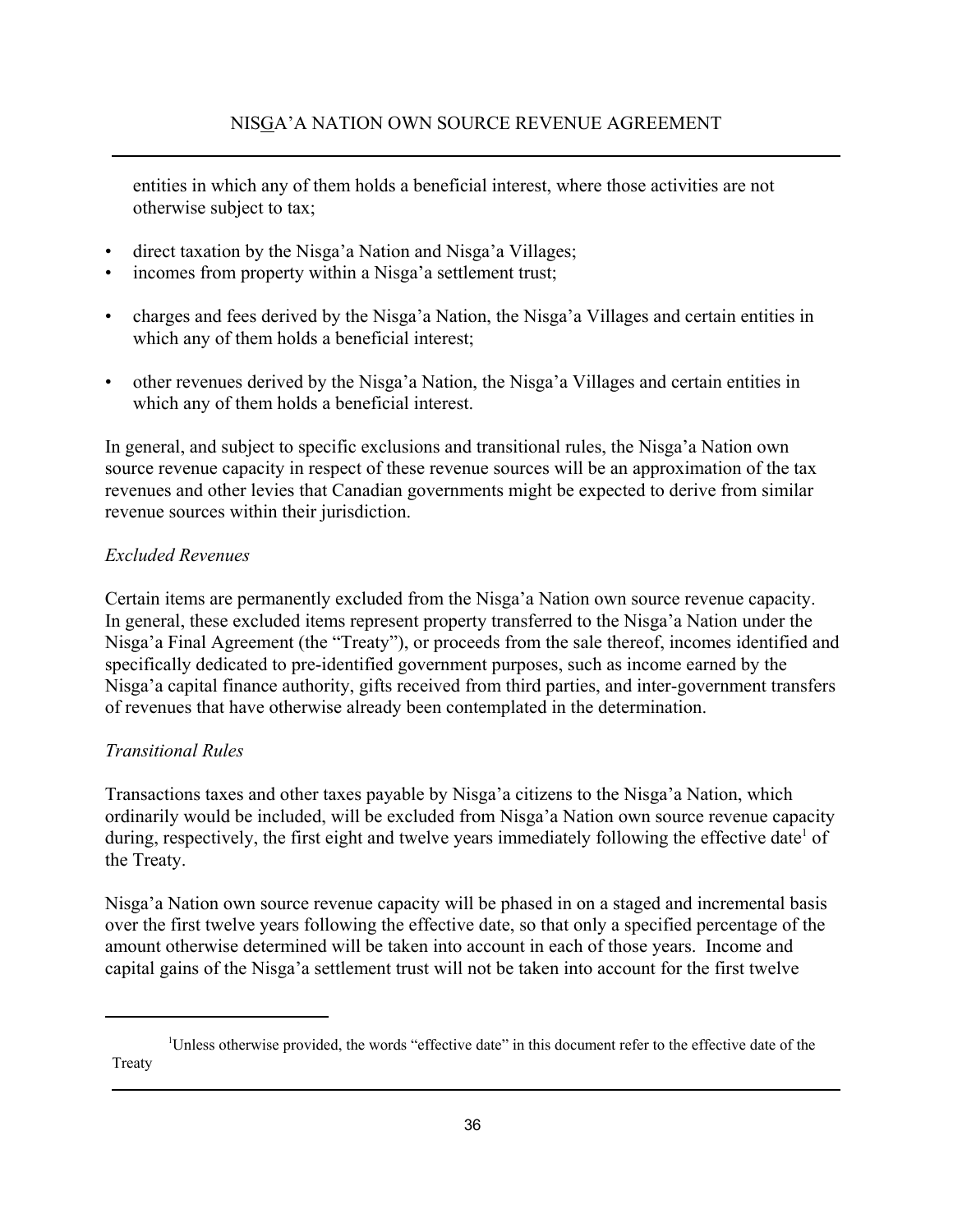entities in which any of them holds a beneficial interest, where those activities are not otherwise subject to tax;

- direct taxation by the Nisga'a Nation and Nisga'a Villages;
- incomes from property within a Nisga'a settlement trust;
- charges and fees derived by the Nisga'a Nation, the Nisga'a Villages and certain entities in which any of them holds a beneficial interest;
- other revenues derived by the Nisga'a Nation, the Nisga'a Villages and certain entities in which any of them holds a beneficial interest.

In general, and subject to specific exclusions and transitional rules, the Nisga'a Nation own source revenue capacity in respect of these revenue sources will be an approximation of the tax revenues and other levies that Canadian governments might be expected to derive from similar revenue sources within their jurisdiction.

*Excluded Revenues*

Certain items are permanently excluded from the Nisga'a Nation own source revenue capacity. In general, these excluded items represent property transferred to the Nisga'a Nation under the Nisga'a Final Agreement (the "Treaty"), or proceeds from the sale thereof, incomes identified and specifically dedicated to pre-identified government purposes, such as income earned by the Nisga'a capital finance authority, gifts received from third parties, and inter-government transfers of revenues that have otherwise already been contemplated in the determination.

*Transitional Rules*

Transactions taxes and other taxes payable by Nisga'a citizens to the Nisga'a Nation, which ordinarily would be included, will be excluded from Nisga'a Nation own source revenue capacity during, respectively, the first eight and twelve years immediately following the effective date[1] of the Treaty.

Nisga'a Nation own source revenue capacity will be phased in on a staged and incremental basis over the first twelve years following the effective date, so that only a specified percentage of the amount otherwise determined will be taken into account in each of those years. Income and capital gains of the Nisga'a settlement trust will not be taken into account for the first twelve

[1] Unless otherwise provided, the words "effective date" in this document refer to the effective date of the Treaty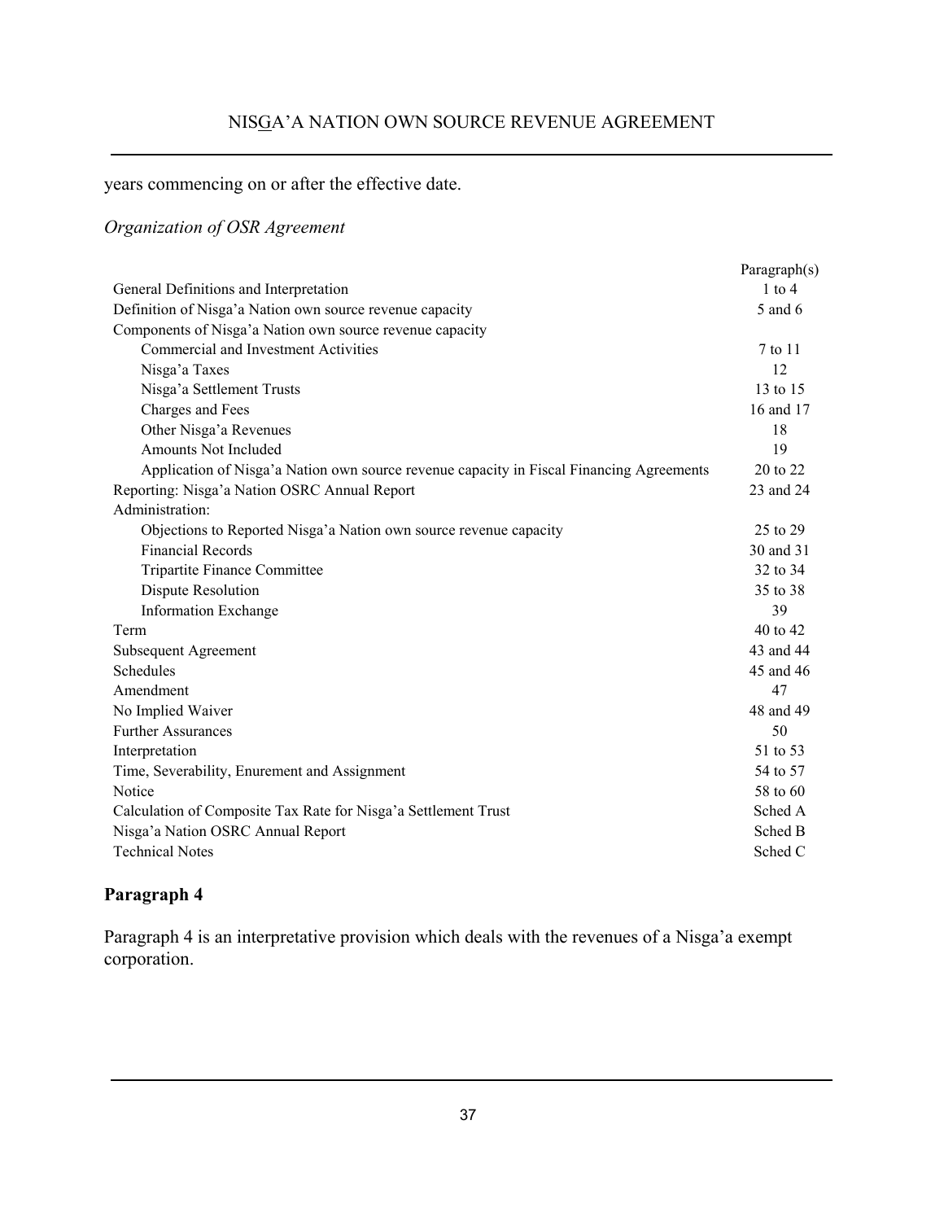years commencing on or after the effective date.

*Organization of OSR Agreement*

| | Paragraph(s) |
|---|---|
| General Definitions and Interpretation | 1 to 4 |
| Definition of Nisga'a Nation own source revenue capacity | 5 and 6 |
| Components of Nisga'a Nation own source revenue capacity | |
| Commercial and Investment Activities | 7 to 11 |
| Nisga'a Taxes | 12 |
| Nisga'a Settlement Trusts | 13 to 15 |
| Charges and Fees | 16 and 17 |
| Other Nisga'a Revenues | 18 |
| Amounts Not Included | 19 |
| Application of Nisga'a Nation own source revenue capacity in Fiscal Financing Agreements | 20 to 22 |
| Reporting: Nisga'a Nation OSRC Annual Report | 23 and 24 |
| Administration: | |
| Objections to Reported Nisga'a Nation own source revenue capacity | 25 to 29 |
| Financial Records | 30 and 31 |
| Tripartite Finance Committee | 32 to 34 |
| Dispute Resolution | 35 to 38 |
| Information Exchange | 39 |
| Term | 40 to 42 |
| Subsequent Agreement | 43 and 44 |
| Schedules | 45 and 46 |
| Amendment | 47 |
| No Implied Waiver | 48 and 49 |
| Further Assurances | 50 |
| Interpretation | 51 to 53 |
| Time, Severability, Enurement and Assignment | 54 to 57 |
| Notice | 58 to 60 |
| Calculation of Composite Tax Rate for Nisga'a Settlement Trust | Sched A |
| Nisga'a Nation OSRC Annual Report | Sched B |
| Technical Notes | Sched C |

## Paragraph 4

Paragraph 4 is an interpretative provision which deals with the revenues of a Nisga'a exempt corporation.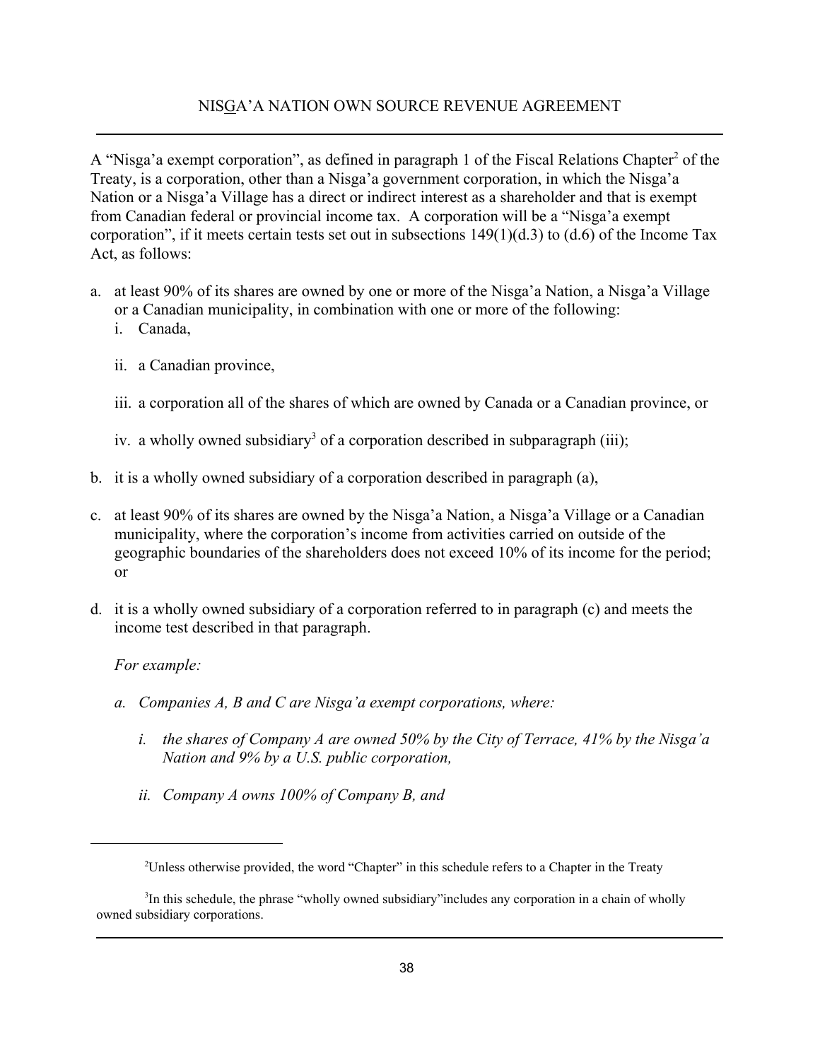A "Nisga'a exempt corporation", as defined in paragraph 1 of the Fiscal Relations Chapter[2] of the Treaty, is a corporation, other than a Nisga'a government corporation, in which the Nisga'a Nation or a Nisga'a Village has a direct or indirect interest as a shareholder and that is exempt from Canadian federal or provincial income tax. A corporation will be a "Nisga'a exempt corporation", if it meets certain tests set out in subsections 149(1)(d.3) to (d.6) of the Income Tax Act, as follows:

a. at least 90% of its shares are owned by one or more of the Nisga'a Nation, a Nisga'a Village or a Canadian municipality, in combination with one or more of the following:
   i. Canada,
   ii. a Canadian province,
   iii. a corporation all of the shares of which are owned by Canada or a Canadian province, or
   iv. a wholly owned subsidiary[3] of a corporation described in subparagraph (iii);
b. it is a wholly owned subsidiary of a corporation described in paragraph (a),
c. at least 90% of its shares are owned by the Nisga'a Nation, a Nisga'a Village or a Canadian municipality, where the corporation's income from activities carried on outside of the geographic boundaries of the shareholders does not exceed 10% of its income for the period; or
d. it is a wholly owned subsidiary of a corporation referred to in paragraph (c) and meets the income test described in that paragraph.

*For example:*

*a. Companies A, B and C are Nisga'a exempt corporations, where:*

*i. the shares of Company A are owned 50% by the City of Terrace, 41% by the Nisga'a Nation and 9% by a U.S. public corporation,*

*ii. Company A owns 100% of Company B, and*

---

[2] Unless otherwise provided, the word "Chapter" in this schedule refers to a Chapter in the Treaty

[3] In this schedule, the phrase "wholly owned subsidiary" includes any corporation in a chain of wholly owned subsidiary corporations.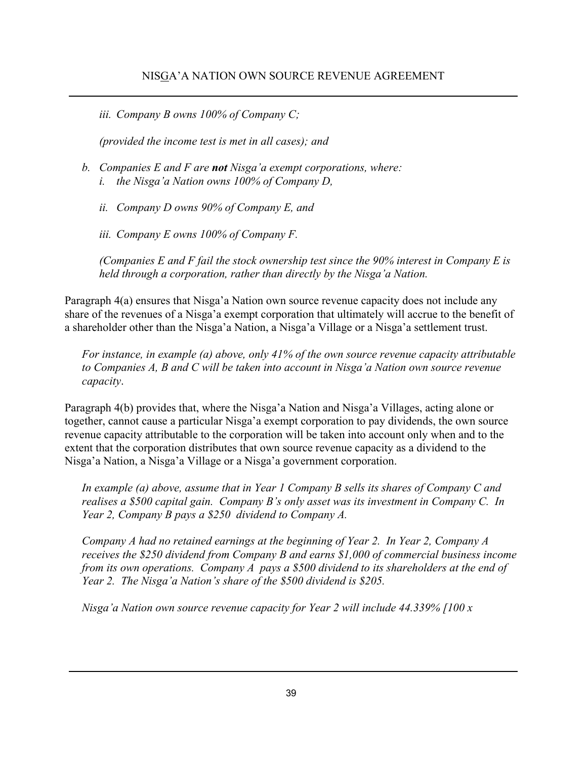*iii. Company B owns 100% of Company C;*

*(provided the income test is met in all cases); and*

*b. Companies E and F are **not** Nisga'a exempt corporations, where:*
  *i. the Nisga'a Nation owns 100% of Company D,*

  *ii. Company D owns 90% of Company E, and*

  *iii. Company E owns 100% of Company F.*

*(Companies E and F fail the stock ownership test since the 90% interest in Company E is held through a corporation, rather than directly by the Nisga'a Nation.*

Paragraph 4(a) ensures that Nisga'a Nation own source revenue capacity does not include any share of the revenues of a Nisga'a exempt corporation that ultimately will accrue to the benefit of a shareholder other than the Nisga'a Nation, a Nisga'a Village or a Nisga'a settlement trust.

*For instance, in example (a) above, only 41% of the own source revenue capacity attributable to Companies A, B and C will be taken into account in Nisga'a Nation own source revenue capacity*.

Paragraph 4(b) provides that, where the Nisga'a Nation and Nisga'a Villages, acting alone or together, cannot cause a particular Nisga'a exempt corporation to pay dividends, the own source revenue capacity attributable to the corporation will be taken into account only when and to the extent that the corporation distributes that own source revenue capacity as a dividend to the Nisga'a Nation, a Nisga'a Village or a Nisga'a government corporation.

*In example (a) above, assume that in Year 1 Company B sells its shares of Company C and realises a $500 capital gain. Company B's only asset was its investment in Company C. In Year 2, Company B pays a $250 dividend to Company A.*

*Company A had no retained earnings at the beginning of Year 2. In Year 2, Company A receives the $250 dividend from Company B and earns $1,000 of commercial business income from its own operations. Company A pays a $500 dividend to its shareholders at the end of Year 2. The Nisga'a Nation's share of the $500 dividend is $205.*

*Nisga'a Nation own source revenue capacity for Year 2 will include 44.339% [100 x*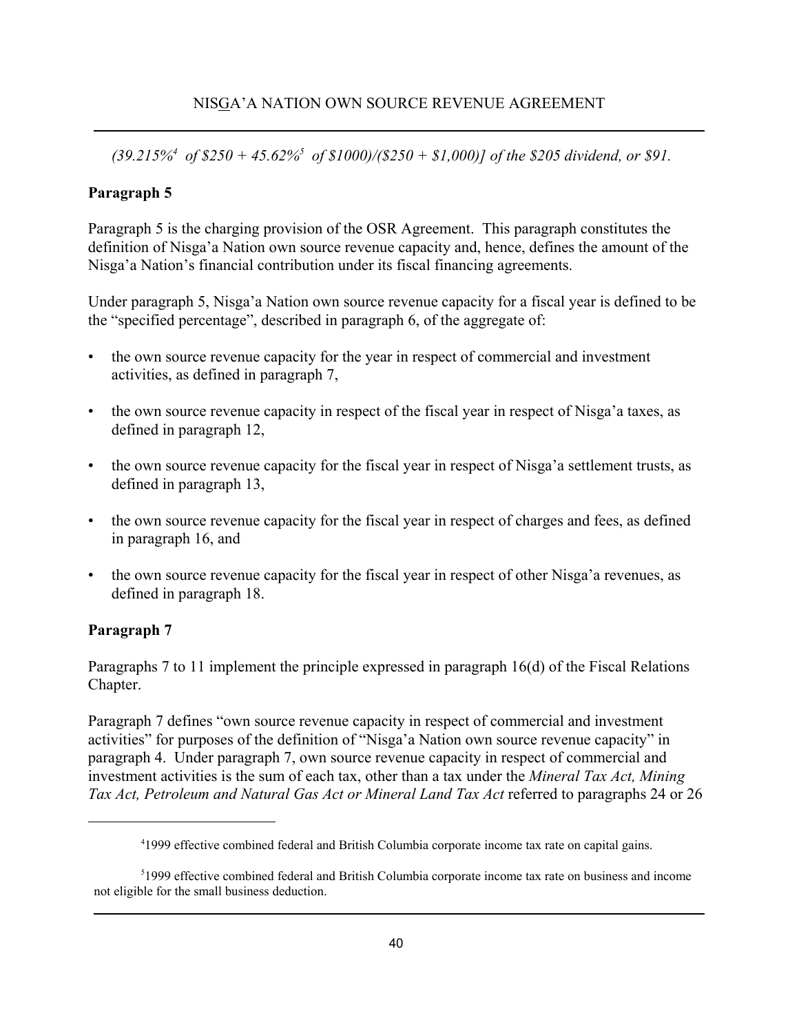*(39.215%[4] of $250 + 45.62%[5] of $1000)/($250 + $1,000)] of the $205 dividend, or $91.*

**Paragraph 5**

Paragraph 5 is the charging provision of the OSR Agreement. This paragraph constitutes the definition of Nisga'a Nation own source revenue capacity and, hence, defines the amount of the Nisga'a Nation's financial contribution under its fiscal financing agreements.

Under paragraph 5, Nisga'a Nation own source revenue capacity for a fiscal year is defined to be the "specified percentage", described in paragraph 6, of the aggregate of:

- the own source revenue capacity for the year in respect of commercial and investment activities, as defined in paragraph 7,
- the own source revenue capacity in respect of the fiscal year in respect of Nisga'a taxes, as defined in paragraph 12,
- the own source revenue capacity for the fiscal year in respect of Nisga'a settlement trusts, as defined in paragraph 13,
- the own source revenue capacity for the fiscal year in respect of charges and fees, as defined in paragraph 16, and
- the own source revenue capacity for the fiscal year in respect of other Nisga'a revenues, as defined in paragraph 18.

**Paragraph 7**

Paragraphs 7 to 11 implement the principle expressed in paragraph 16(d) of the Fiscal Relations Chapter.

Paragraph 7 defines "own source revenue capacity in respect of commercial and investment activities" for purposes of the definition of "Nisga'a Nation own source revenue capacity" in paragraph 4. Under paragraph 7, own source revenue capacity in respect of commercial and investment activities is the sum of each tax, other than a tax under the *Mineral Tax Act, Mining Tax Act, Petroleum and Natural Gas Act or Mineral Land Tax Act* referred to paragraphs 24 or 26

---

[4] 1999 effective combined federal and British Columbia corporate income tax rate on capital gains.

[5] 1999 effective combined federal and British Columbia corporate income tax rate on business and income not eligible for the small business deduction.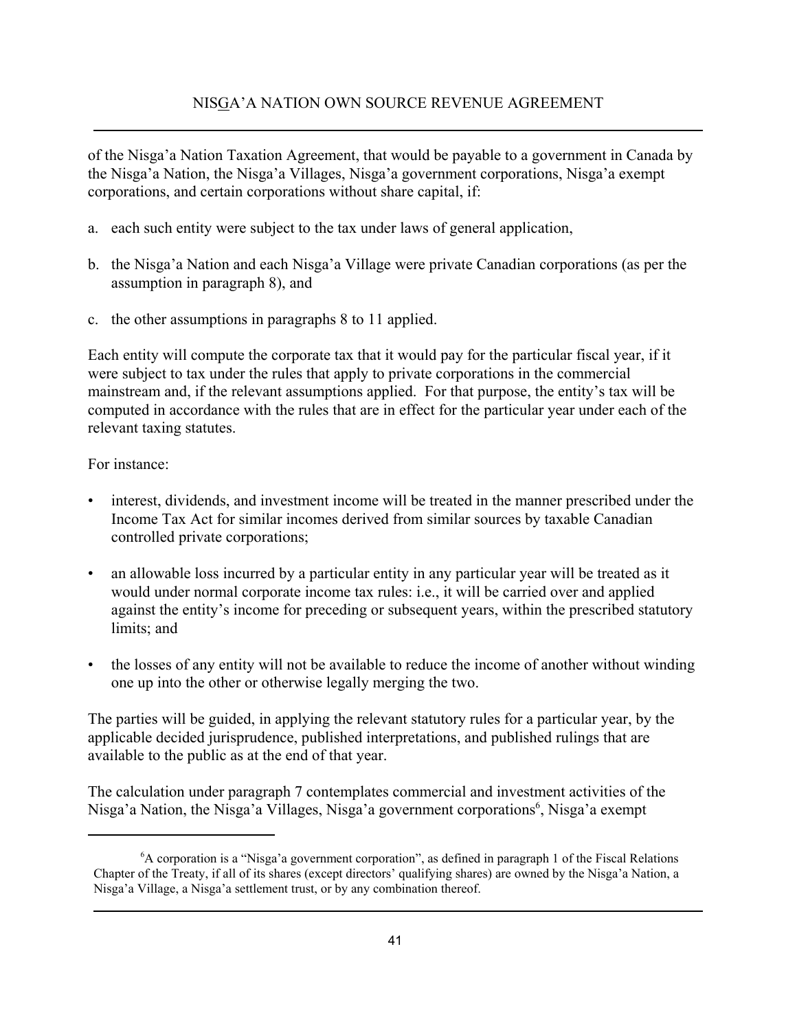of the Nisga'a Nation Taxation Agreement, that would be payable to a government in Canada by the Nisga'a Nation, the Nisga'a Villages, Nisga'a government corporations, Nisga'a exempt corporations, and certain corporations without share capital, if:

a. each such entity were subject to the tax under laws of general application,

b. the Nisga'a Nation and each Nisga'a Village were private Canadian corporations (as per the assumption in paragraph 8), and

c. the other assumptions in paragraphs 8 to 11 applied.

Each entity will compute the corporate tax that it would pay for the particular fiscal year, if it were subject to tax under the rules that apply to private corporations in the commercial mainstream and, if the relevant assumptions applied. For that purpose, the entity's tax will be computed in accordance with the rules that are in effect for the particular year under each of the relevant taxing statutes.

For instance:

- interest, dividends, and investment income will be treated in the manner prescribed under the Income Tax Act for similar incomes derived from similar sources by taxable Canadian controlled private corporations;
- an allowable loss incurred by a particular entity in any particular year will be treated as it would under normal corporate income tax rules: i.e., it will be carried over and applied against the entity's income for preceding or subsequent years, within the prescribed statutory limits; and
- the losses of any entity will not be available to reduce the income of another without winding one up into the other or otherwise legally merging the two.

The parties will be guided, in applying the relevant statutory rules for a particular year, by the applicable decided jurisprudence, published interpretations, and published rulings that are available to the public as at the end of that year.

The calculation under paragraph 7 contemplates commercial and investment activities of the Nisga'a Nation, the Nisga'a Villages, Nisga'a government corporations[6], Nisga'a exempt

[6] A corporation is a "Nisga'a government corporation", as defined in paragraph 1 of the Fiscal Relations Chapter of the Treaty, if all of its shares (except directors' qualifying shares) are owned by the Nisga'a Nation, a Nisga'a Village, a Nisga'a settlement trust, or by any combination thereof.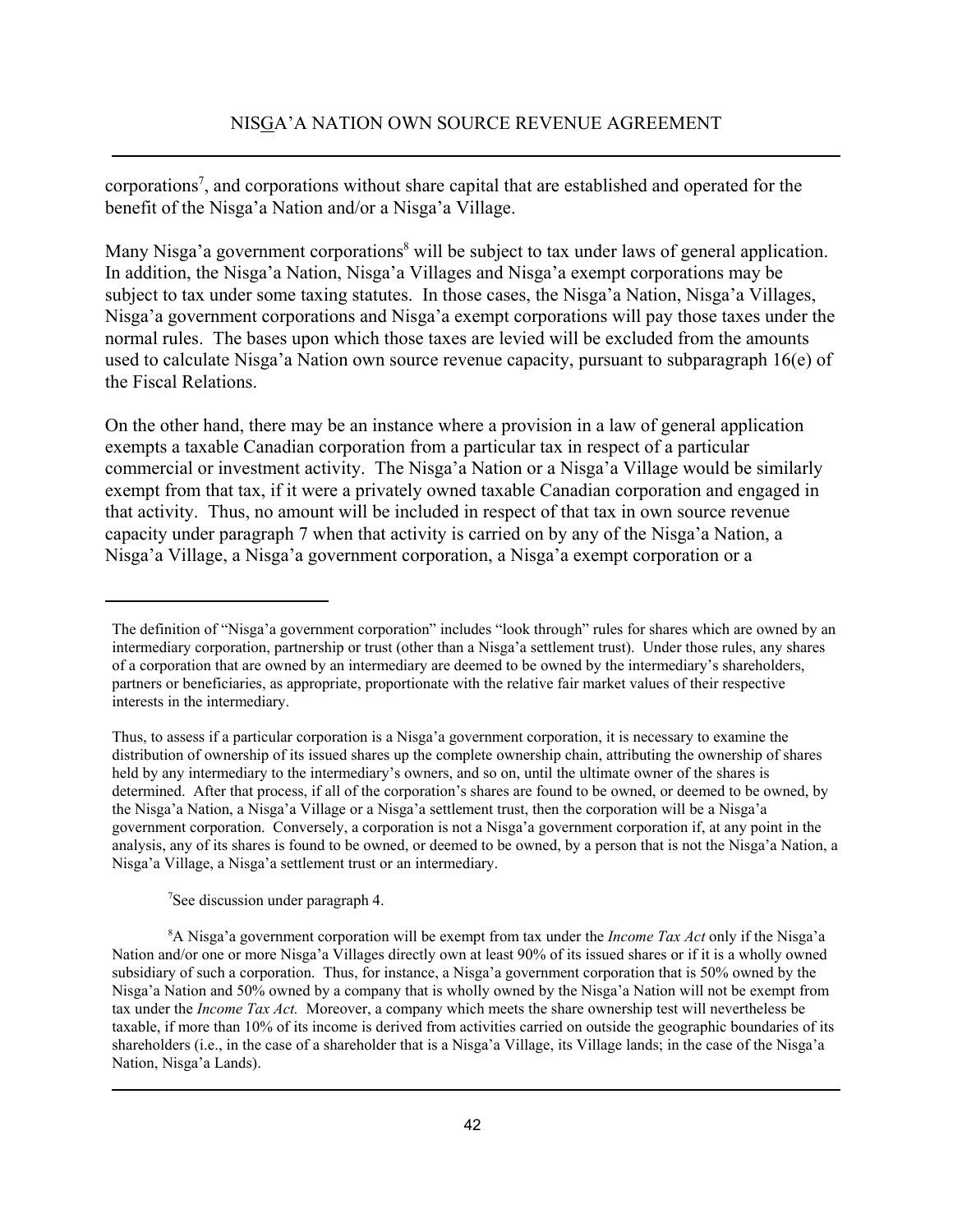corporations[7], and corporations without share capital that are established and operated for the benefit of the Nisga'a Nation and/or a Nisga'a Village.

Many Nisga'a government corporations[8] will be subject to tax under laws of general application. In addition, the Nisga'a Nation, Nisga'a Villages and Nisga'a exempt corporations may be subject to tax under some taxing statutes. In those cases, the Nisga'a Nation, Nisga'a Villages, Nisga'a government corporations and Nisga'a exempt corporations will pay those taxes under the normal rules. The bases upon which those taxes are levied will be excluded from the amounts used to calculate Nisga'a Nation own source revenue capacity, pursuant to subparagraph 16(e) of the Fiscal Relations.

On the other hand, there may be an instance where a provision in a law of general application exempts a taxable Canadian corporation from a particular tax in respect of a particular commercial or investment activity. The Nisga'a Nation or a Nisga'a Village would be similarly exempt from that tax, if it were a privately owned taxable Canadian corporation and engaged in that activity. Thus, no amount will be included in respect of that tax in own source revenue capacity under paragraph 7 when that activity is carried on by any of the Nisga'a Nation, a Nisga'a Village, a Nisga'a government corporation, a Nisga'a exempt corporation or a

---

The definition of "Nisga'a government corporation" includes "look through" rules for shares which are owned by an intermediary corporation, partnership or trust (other than a Nisga'a settlement trust). Under those rules, any shares of a corporation that are owned by an intermediary are deemed to be owned by the intermediary's shareholders, partners or beneficiaries, as appropriate, proportionate with the relative fair market values of their respective interests in the intermediary.

Thus, to assess if a particular corporation is a Nisga'a government corporation, it is necessary to examine the distribution of ownership of its issued shares up the complete ownership chain, attributing the ownership of shares held by any intermediary to the intermediary's owners, and so on, until the ultimate owner of the shares is determined. After that process, if all of the corporation's shares are found to be owned, or deemed to be owned, by the Nisga'a Nation, a Nisga'a Village or a Nisga'a settlement trust, then the corporation will be a Nisga'a government corporation. Conversely, a corporation is not a Nisga'a government corporation if, at any point in the analysis, any of its shares is found to be owned, or deemed to be owned, by a person that is not the Nisga'a Nation, a Nisga'a Village, a Nisga'a settlement trust or an intermediary.

[7] See discussion under paragraph 4.

[8] A Nisga'a government corporation will be exempt from tax under the *Income Tax Act* only if the Nisga'a Nation and/or one or more Nisga'a Villages directly own at least 90% of its issued shares or if it is a wholly owned subsidiary of such a corporation. Thus, for instance, a Nisga'a government corporation that is 50% owned by the Nisga'a Nation and 50% owned by a company that is wholly owned by the Nisga'a Nation will not be exempt from tax under the *Income Tax Act.* Moreover, a company which meets the share ownership test will nevertheless be taxable, if more than 10% of its income is derived from activities carried on outside the geographic boundaries of its shareholders (i.e., in the case of a shareholder that is a Nisga'a Village, its Village lands; in the case of the Nisga'a Nation, Nisga'a Lands).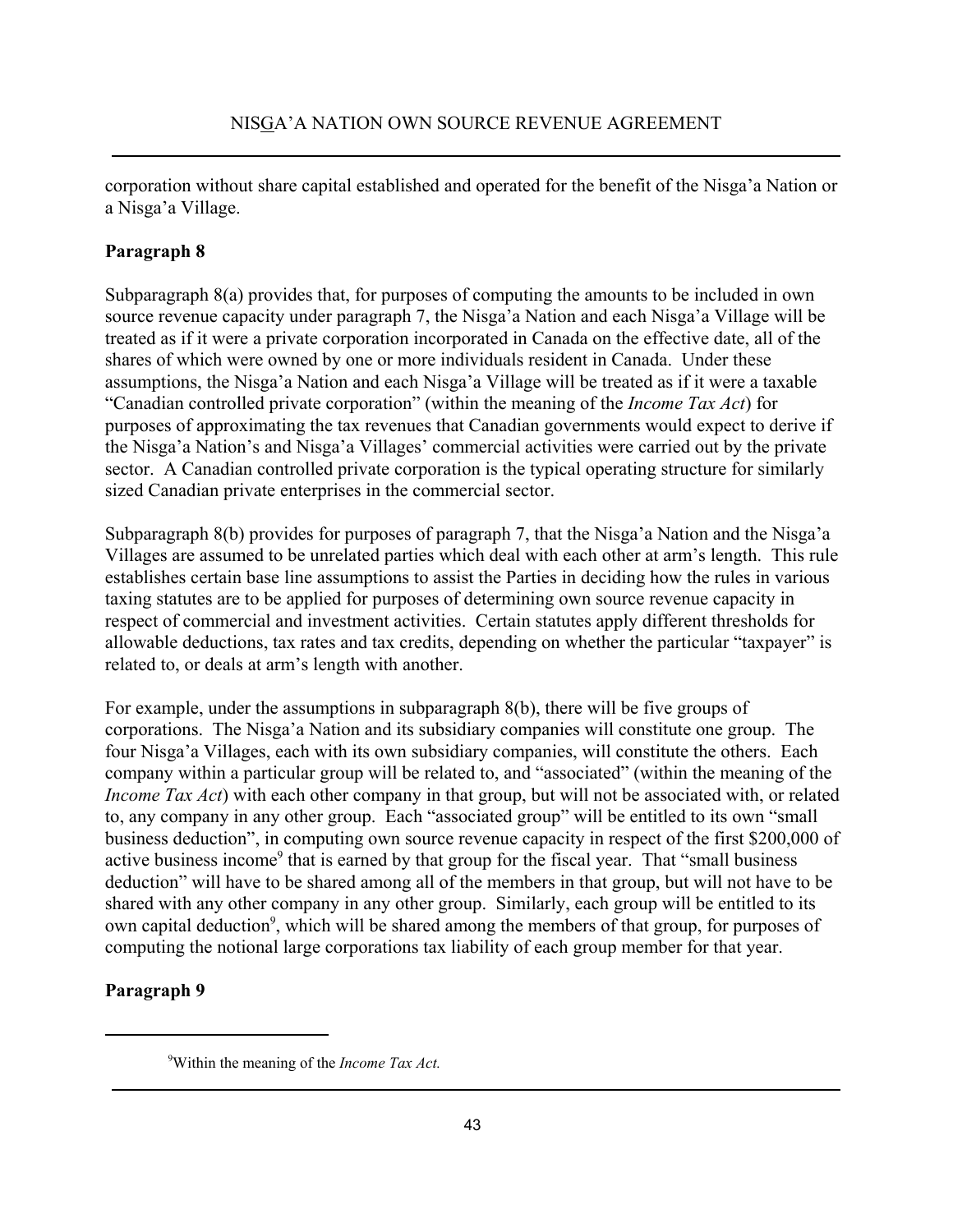corporation without share capital established and operated for the benefit of the Nisga'a Nation or a Nisga'a Village.

**Paragraph 8**

Subparagraph 8(a) provides that, for purposes of computing the amounts to be included in own source revenue capacity under paragraph 7, the Nisga'a Nation and each Nisga'a Village will be treated as if it were a private corporation incorporated in Canada on the effective date, all of the shares of which were owned by one or more individuals resident in Canada. Under these assumptions, the Nisga'a Nation and each Nisga'a Village will be treated as if it were a taxable "Canadian controlled private corporation" (within the meaning of the *Income Tax Act*) for purposes of approximating the tax revenues that Canadian governments would expect to derive if the Nisga'a Nation's and Nisga'a Villages' commercial activities were carried out by the private sector. A Canadian controlled private corporation is the typical operating structure for similarly sized Canadian private enterprises in the commercial sector.

Subparagraph 8(b) provides for purposes of paragraph 7, that the Nisga'a Nation and the Nisga'a Villages are assumed to be unrelated parties which deal with each other at arm's length. This rule establishes certain base line assumptions to assist the Parties in deciding how the rules in various taxing statutes are to be applied for purposes of determining own source revenue capacity in respect of commercial and investment activities. Certain statutes apply different thresholds for allowable deductions, tax rates and tax credits, depending on whether the particular "taxpayer" is related to, or deals at arm's length with another.

For example, under the assumptions in subparagraph 8(b), there will be five groups of corporations. The Nisga'a Nation and its subsidiary companies will constitute one group. The four Nisga'a Villages, each with its own subsidiary companies, will constitute the others. Each company within a particular group will be related to, and "associated" (within the meaning of the *Income Tax Act*) with each other company in that group, but will not be associated with, or related to, any company in any other group. Each "associated group" will be entitled to its own "small business deduction", in computing own source revenue capacity in respect of the first $200,000 of active business income[9] that is earned by that group for the fiscal year. That "small business deduction" will have to be shared among all of the members in that group, but will not have to be shared with any other company in any other group. Similarly, each group will be entitled to its own capital deduction[9], which will be shared among the members of that group, for purposes of computing the notional large corporations tax liability of each group member for that year.

**Paragraph 9**

[9]Within the meaning of the *Income Tax Act.*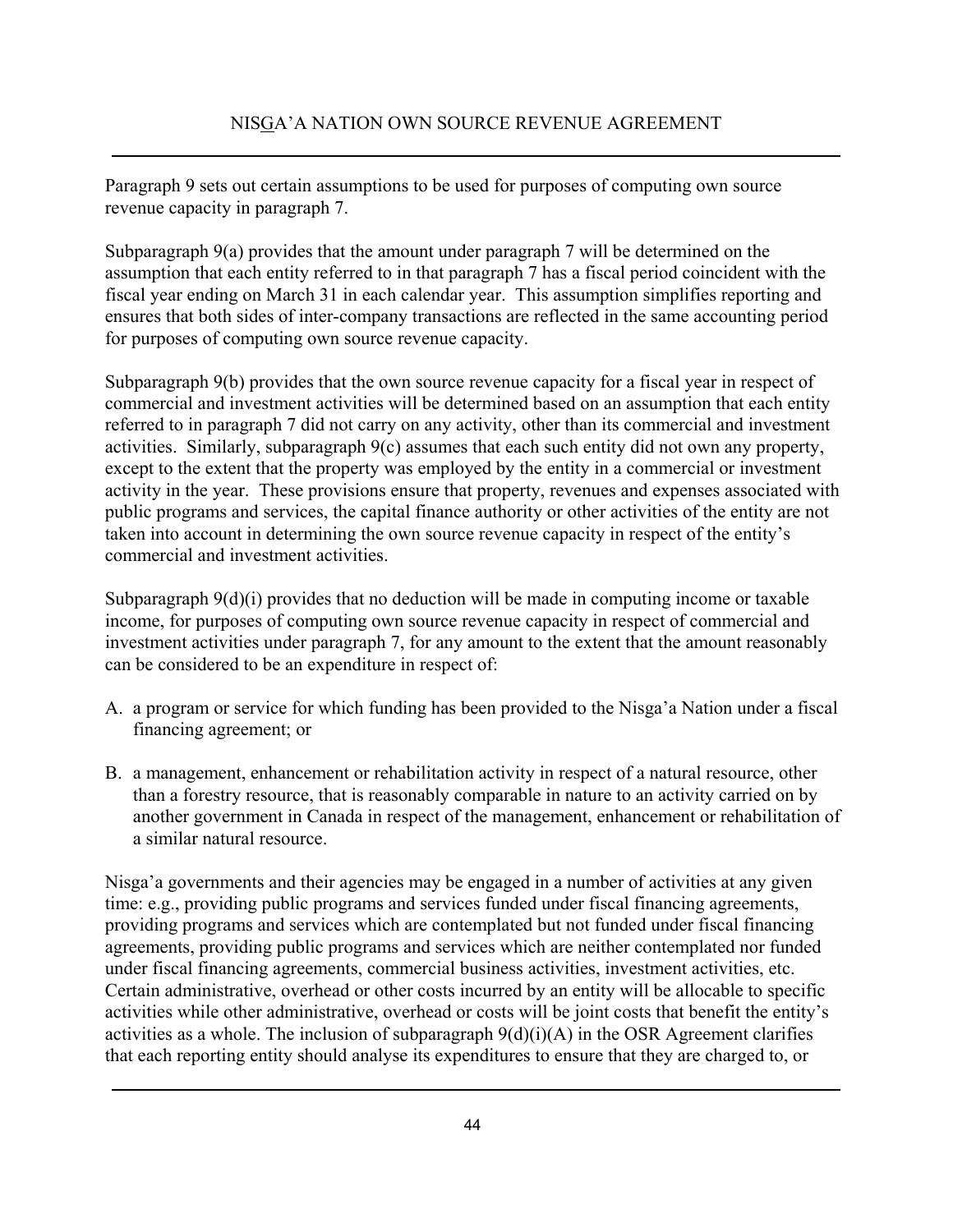Paragraph 9 sets out certain assumptions to be used for purposes of computing own source revenue capacity in paragraph 7.

Subparagraph 9(a) provides that the amount under paragraph 7 will be determined on the assumption that each entity referred to in that paragraph 7 has a fiscal period coincident with the fiscal year ending on March 31 in each calendar year. This assumption simplifies reporting and ensures that both sides of inter-company transactions are reflected in the same accounting period for purposes of computing own source revenue capacity.

Subparagraph 9(b) provides that the own source revenue capacity for a fiscal year in respect of commercial and investment activities will be determined based on an assumption that each entity referred to in paragraph 7 did not carry on any activity, other than its commercial and investment activities. Similarly, subparagraph 9(c) assumes that each such entity did not own any property, except to the extent that the property was employed by the entity in a commercial or investment activity in the year. These provisions ensure that property, revenues and expenses associated with public programs and services, the capital finance authority or other activities of the entity are not taken into account in determining the own source revenue capacity in respect of the entity's commercial and investment activities.

Subparagraph 9(d)(i) provides that no deduction will be made in computing income or taxable income, for purposes of computing own source revenue capacity in respect of commercial and investment activities under paragraph 7, for any amount to the extent that the amount reasonably can be considered to be an expenditure in respect of:

A. a program or service for which funding has been provided to the Nisga'a Nation under a fiscal financing agreement; or

B. a management, enhancement or rehabilitation activity in respect of a natural resource, other than a forestry resource, that is reasonably comparable in nature to an activity carried on by another government in Canada in respect of the management, enhancement or rehabilitation of a similar natural resource.

Nisga'a governments and their agencies may be engaged in a number of activities at any given time: e.g., providing public programs and services funded under fiscal financing agreements, providing programs and services which are contemplated but not funded under fiscal financing agreements, providing public programs and services which are neither contemplated nor funded under fiscal financing agreements, commercial business activities, investment activities, etc. Certain administrative, overhead or other costs incurred by an entity will be allocable to specific activities while other administrative, overhead or costs will be joint costs that benefit the entity's activities as a whole. The inclusion of subparagraph 9(d)(i)(A) in the OSR Agreement clarifies that each reporting entity should analyse its expenditures to ensure that they are charged to, or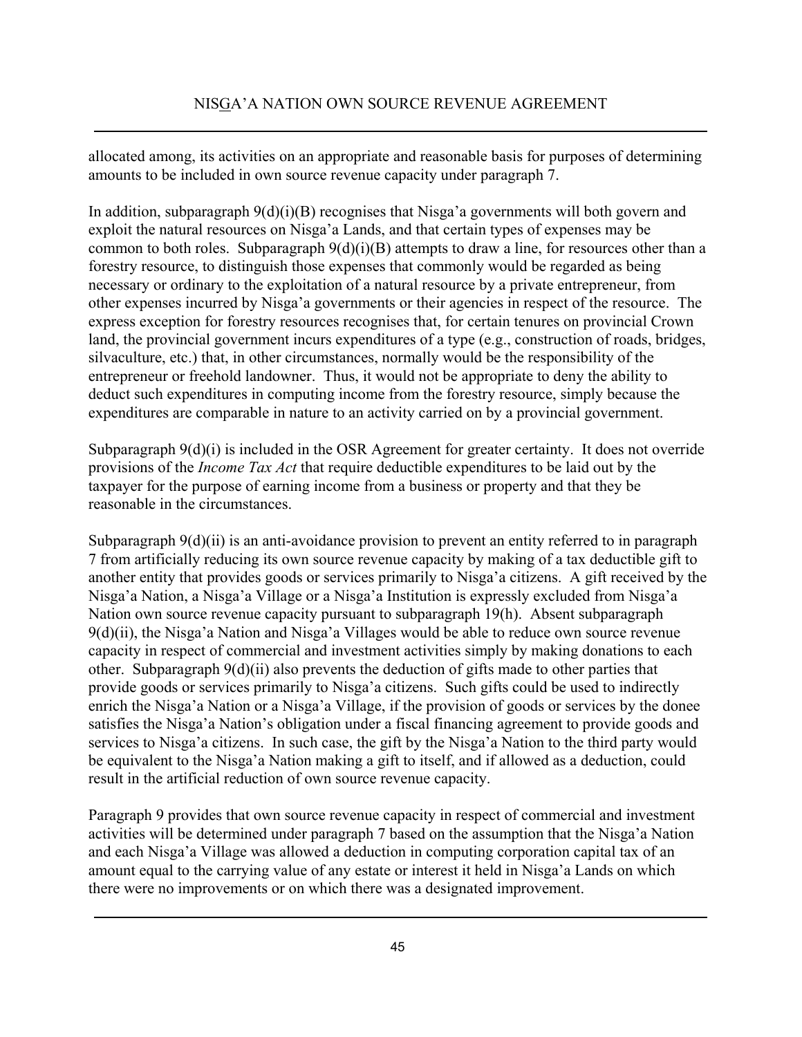allocated among, its activities on an appropriate and reasonable basis for purposes of determining amounts to be included in own source revenue capacity under paragraph 7.

In addition, subparagraph 9(d)(i)(B) recognises that Nisga'a governments will both govern and exploit the natural resources on Nisga'a Lands, and that certain types of expenses may be common to both roles. Subparagraph 9(d)(i)(B) attempts to draw a line, for resources other than a forestry resource, to distinguish those expenses that commonly would be regarded as being necessary or ordinary to the exploitation of a natural resource by a private entrepreneur, from other expenses incurred by Nisga'a governments or their agencies in respect of the resource. The express exception for forestry resources recognises that, for certain tenures on provincial Crown land, the provincial government incurs expenditures of a type (e.g., construction of roads, bridges, silvaculture, etc.) that, in other circumstances, normally would be the responsibility of the entrepreneur or freehold landowner. Thus, it would not be appropriate to deny the ability to deduct such expenditures in computing income from the forestry resource, simply because the expenditures are comparable in nature to an activity carried on by a provincial government.

Subparagraph 9(d)(i) is included in the OSR Agreement for greater certainty. It does not override provisions of the *Income Tax Act* that require deductible expenditures to be laid out by the taxpayer for the purpose of earning income from a business or property and that they be reasonable in the circumstances.

Subparagraph 9(d)(ii) is an anti-avoidance provision to prevent an entity referred to in paragraph 7 from artificially reducing its own source revenue capacity by making of a tax deductible gift to another entity that provides goods or services primarily to Nisga'a citizens. A gift received by the Nisga'a Nation, a Nisga'a Village or a Nisga'a Institution is expressly excluded from Nisga'a Nation own source revenue capacity pursuant to subparagraph 19(h). Absent subparagraph 9(d)(ii), the Nisga'a Nation and Nisga'a Villages would be able to reduce own source revenue capacity in respect of commercial and investment activities simply by making donations to each other. Subparagraph 9(d)(ii) also prevents the deduction of gifts made to other parties that provide goods or services primarily to Nisga'a citizens. Such gifts could be used to indirectly enrich the Nisga'a Nation or a Nisga'a Village, if the provision of goods or services by the donee satisfies the Nisga'a Nation's obligation under a fiscal financing agreement to provide goods and services to Nisga'a citizens. In such case, the gift by the Nisga'a Nation to the third party would be equivalent to the Nisga'a Nation making a gift to itself, and if allowed as a deduction, could result in the artificial reduction of own source revenue capacity.

Paragraph 9 provides that own source revenue capacity in respect of commercial and investment activities will be determined under paragraph 7 based on the assumption that the Nisga'a Nation and each Nisga'a Village was allowed a deduction in computing corporation capital tax of an amount equal to the carrying value of any estate or interest it held in Nisga'a Lands on which there were no improvements or on which there was a designated improvement.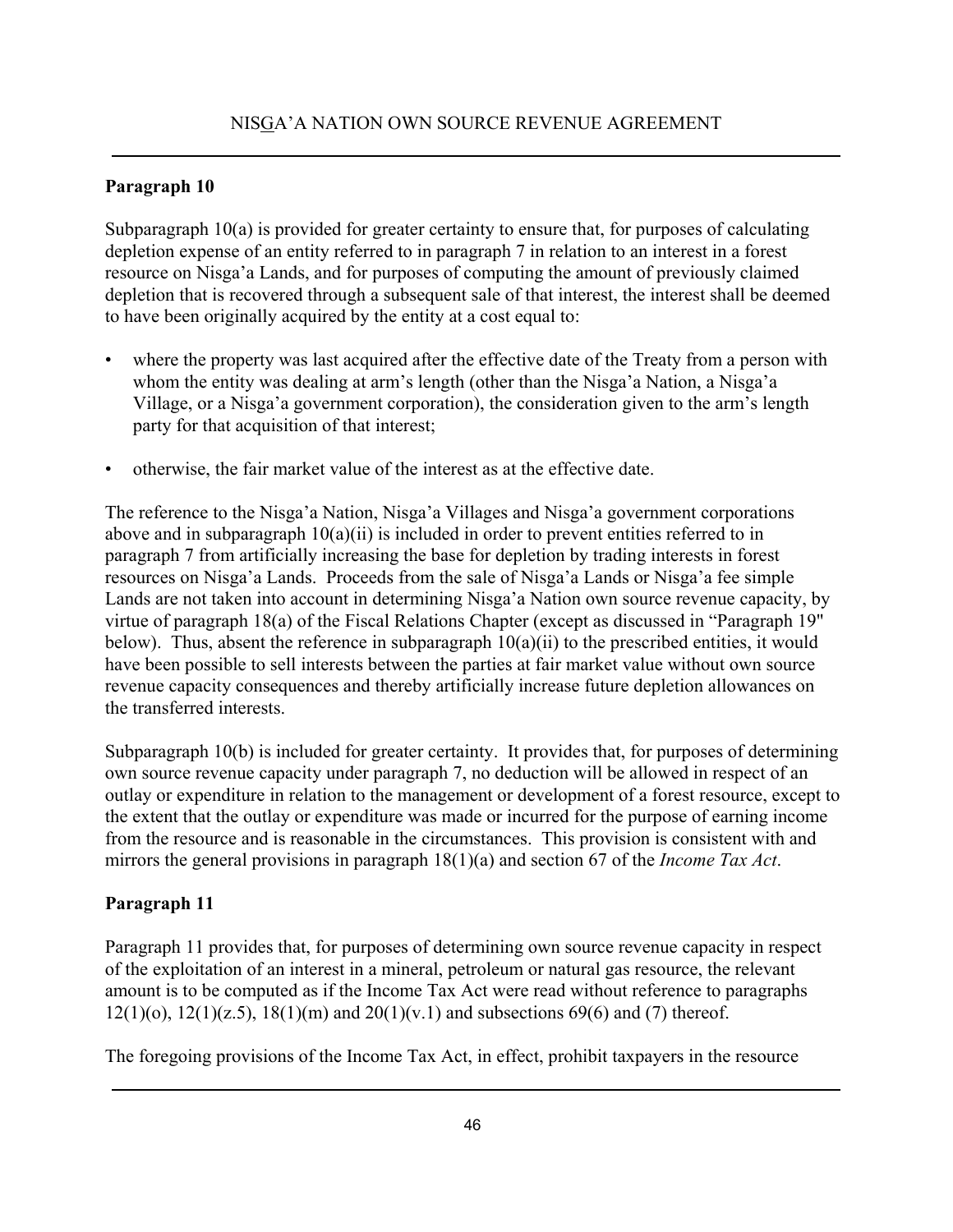## Paragraph 10

Subparagraph 10(a) is provided for greater certainty to ensure that, for purposes of calculating depletion expense of an entity referred to in paragraph 7 in relation to an interest in a forest resource on Nisga'a Lands, and for purposes of computing the amount of previously claimed depletion that is recovered through a subsequent sale of that interest, the interest shall be deemed to have been originally acquired by the entity at a cost equal to:

- where the property was last acquired after the effective date of the Treaty from a person with whom the entity was dealing at arm's length (other than the Nisga'a Nation, a Nisga'a Village, or a Nisga'a government corporation), the consideration given to the arm's length party for that acquisition of that interest;
- otherwise, the fair market value of the interest as at the effective date.

The reference to the Nisga'a Nation, Nisga'a Villages and Nisga'a government corporations above and in subparagraph 10(a)(ii) is included in order to prevent entities referred to in paragraph 7 from artificially increasing the base for depletion by trading interests in forest resources on Nisga'a Lands. Proceeds from the sale of Nisga'a Lands or Nisga'a fee simple Lands are not taken into account in determining Nisga'a Nation own source revenue capacity, by virtue of paragraph 18(a) of the Fiscal Relations Chapter (except as discussed in "Paragraph 19" below). Thus, absent the reference in subparagraph 10(a)(ii) to the prescribed entities, it would have been possible to sell interests between the parties at fair market value without own source revenue capacity consequences and thereby artificially increase future depletion allowances on the transferred interests.

Subparagraph 10(b) is included for greater certainty. It provides that, for purposes of determining own source revenue capacity under paragraph 7, no deduction will be allowed in respect of an outlay or expenditure in relation to the management or development of a forest resource, except to the extent that the outlay or expenditure was made or incurred for the purpose of earning income from the resource and is reasonable in the circumstances. This provision is consistent with and mirrors the general provisions in paragraph 18(1)(a) and section 67 of the *Income Tax Act*.

## Paragraph 11

Paragraph 11 provides that, for purposes of determining own source revenue capacity in respect of the exploitation of an interest in a mineral, petroleum or natural gas resource, the relevant amount is to be computed as if the Income Tax Act were read without reference to paragraphs 12(1)(o), 12(1)(z.5), 18(1)(m) and 20(1)(v.1) and subsections 69(6) and (7) thereof.

The foregoing provisions of the Income Tax Act, in effect, prohibit taxpayers in the resource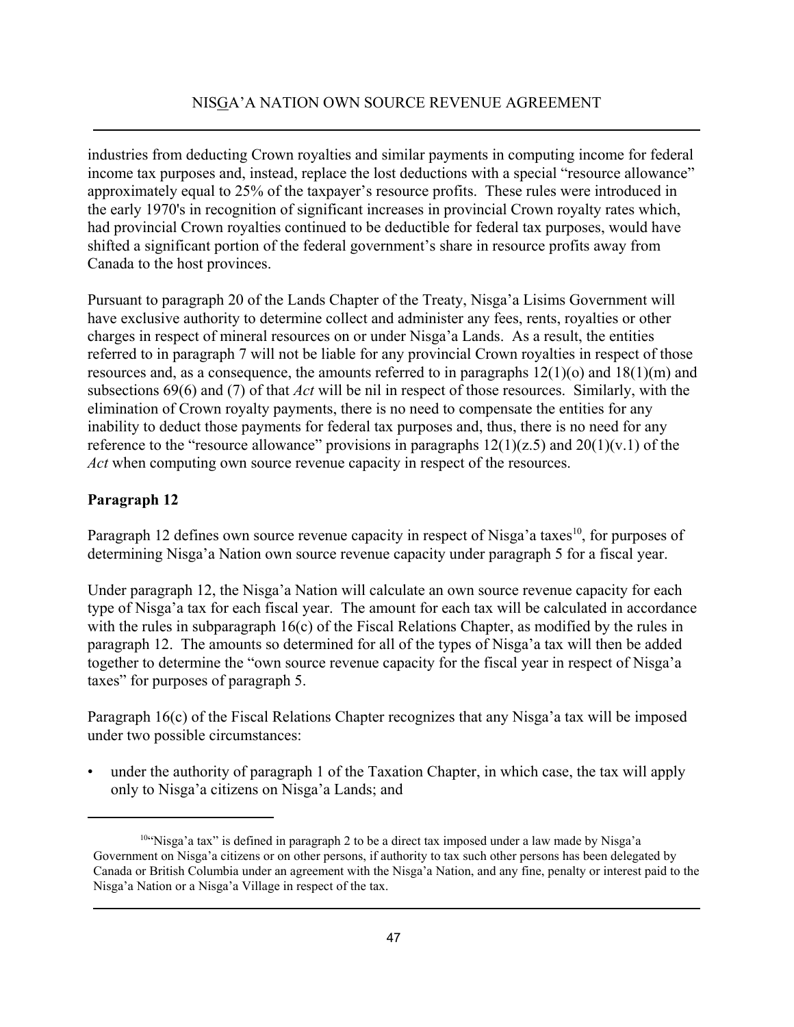industries from deducting Crown royalties and similar payments in computing income for federal income tax purposes and, instead, replace the lost deductions with a special "resource allowance" approximately equal to 25% of the taxpayer's resource profits. These rules were introduced in the early 1970's in recognition of significant increases in provincial Crown royalty rates which, had provincial Crown royalties continued to be deductible for federal tax purposes, would have shifted a significant portion of the federal government's share in resource profits away from Canada to the host provinces.

Pursuant to paragraph 20 of the Lands Chapter of the Treaty, Nisga'a Lisims Government will have exclusive authority to determine collect and administer any fees, rents, royalties or other charges in respect of mineral resources on or under Nisga'a Lands. As a result, the entities referred to in paragraph 7 will not be liable for any provincial Crown royalties in respect of those resources and, as a consequence, the amounts referred to in paragraphs 12(1)(o) and 18(1)(m) and subsections 69(6) and (7) of that *Act* will be nil in respect of those resources. Similarly, with the elimination of Crown royalty payments, there is no need to compensate the entities for any inability to deduct those payments for federal tax purposes and, thus, there is no need for any reference to the "resource allowance" provisions in paragraphs 12(1)(z.5) and 20(1)(v.1) of the *Act* when computing own source revenue capacity in respect of the resources.

**Paragraph 12**

Paragraph 12 defines own source revenue capacity in respect of Nisga'a taxes[10], for purposes of determining Nisga'a Nation own source revenue capacity under paragraph 5 for a fiscal year.

Under paragraph 12, the Nisga'a Nation will calculate an own source revenue capacity for each type of Nisga'a tax for each fiscal year. The amount for each tax will be calculated in accordance with the rules in subparagraph 16(c) of the Fiscal Relations Chapter, as modified by the rules in paragraph 12. The amounts so determined for all of the types of Nisga'a tax will then be added together to determine the "own source revenue capacity for the fiscal year in respect of Nisga'a taxes" for purposes of paragraph 5.

Paragraph 16(c) of the Fiscal Relations Chapter recognizes that any Nisga'a tax will be imposed under two possible circumstances:

- under the authority of paragraph 1 of the Taxation Chapter, in which case, the tax will apply only to Nisga'a citizens on Nisga'a Lands; and

---

[10] "Nisga'a tax" is defined in paragraph 2 to be a direct tax imposed under a law made by Nisga'a Government on Nisga'a citizens or on other persons, if authority to tax such other persons has been delegated by Canada or British Columbia under an agreement with the Nisga'a Nation, and any fine, penalty or interest paid to the Nisga'a Nation or a Nisga'a Village in respect of the tax.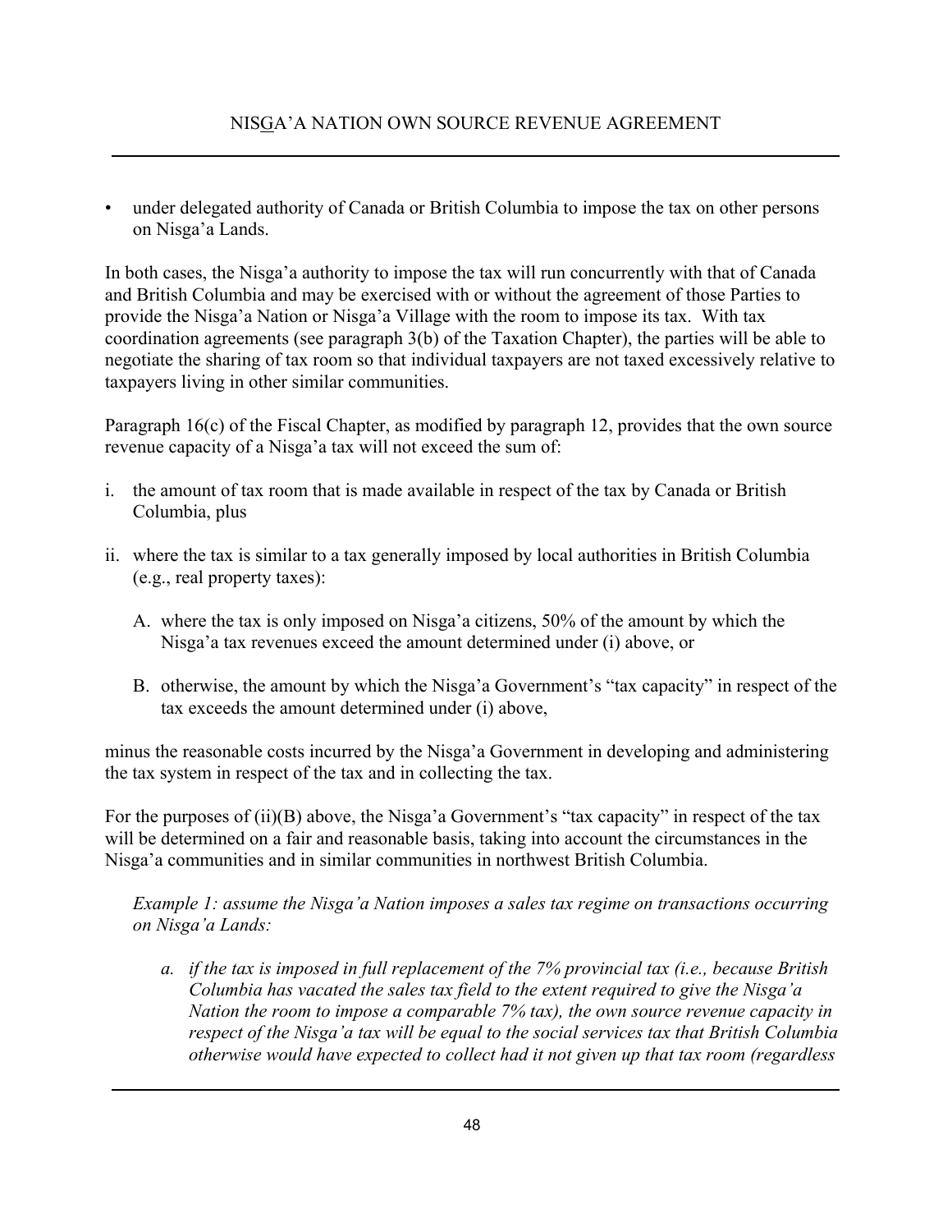- under delegated authority of Canada or British Columbia to impose the tax on other persons on Nisga'a Lands.

In both cases, the Nisga'a authority to impose the tax will run concurrently with that of Canada and British Columbia and may be exercised with or without the agreement of those Parties to provide the Nisga'a Nation or Nisga'a Village with the room to impose its tax. With tax coordination agreements (see paragraph 3(b) of the Taxation Chapter), the parties will be able to negotiate the sharing of tax room so that individual taxpayers are not taxed excessively relative to taxpayers living in other similar communities.

Paragraph 16(c) of the Fiscal Chapter, as modified by paragraph 12, provides that the own source revenue capacity of a Nisga'a tax will not exceed the sum of:

i. the amount of tax room that is made available in respect of the tax by Canada or British Columbia, plus

ii. where the tax is similar to a tax generally imposed by local authorities in British Columbia (e.g., real property taxes):

   A. where the tax is only imposed on Nisga'a citizens, 50% of the amount by which the Nisga'a tax revenues exceed the amount determined under (i) above, or

   B. otherwise, the amount by which the Nisga'a Government's "tax capacity" in respect of the tax exceeds the amount determined under (i) above,

minus the reasonable costs incurred by the Nisga'a Government in developing and administering the tax system in respect of the tax and in collecting the tax.

For the purposes of (ii)(B) above, the Nisga'a Government's "tax capacity" in respect of the tax will be determined on a fair and reasonable basis, taking into account the circumstances in the Nisga'a communities and in similar communities in northwest British Columbia.

*Example 1: assume the Nisga'a Nation imposes a sales tax regime on transactions occurring on Nisga'a Lands:*

*a. if the tax is imposed in full replacement of the 7% provincial tax (i.e., because British Columbia has vacated the sales tax field to the extent required to give the Nisga'a Nation the room to impose a comparable 7% tax), the own source revenue capacity in respect of the Nisga'a tax will be equal to the social services tax that British Columbia otherwise would have expected to collect had it not given up that tax room (regardless*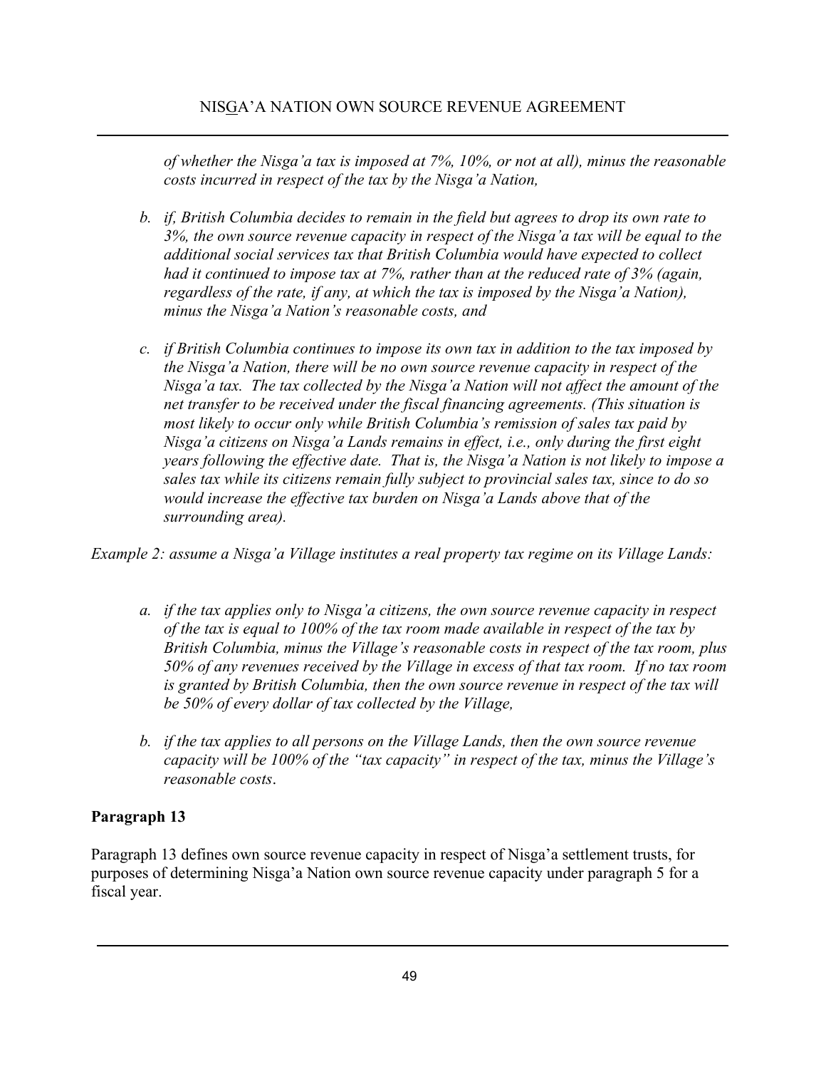*of whether the Nisga'a tax is imposed at 7%, 10%, or not at all), minus the reasonable costs incurred in respect of the tax by the Nisga'a Nation,*

*b. if, British Columbia decides to remain in the field but agrees to drop its own rate to 3%, the own source revenue capacity in respect of the Nisga'a tax will be equal to the additional social services tax that British Columbia would have expected to collect had it continued to impose tax at 7%, rather than at the reduced rate of 3% (again, regardless of the rate, if any, at which the tax is imposed by the Nisga'a Nation), minus the Nisga'a Nation's reasonable costs, and*

*c. if British Columbia continues to impose its own tax in addition to the tax imposed by the Nisga'a Nation, there will be no own source revenue capacity in respect of the Nisga'a tax. The tax collected by the Nisga'a Nation will not affect the amount of the net transfer to be received under the fiscal financing agreements. (This situation is most likely to occur only while British Columbia's remission of sales tax paid by Nisga'a citizens on Nisga'a Lands remains in effect, i.e., only during the first eight years following the effective date. That is, the Nisga'a Nation is not likely to impose a sales tax while its citizens remain fully subject to provincial sales tax, since to do so would increase the effective tax burden on Nisga'a Lands above that of the surrounding area).*

*Example 2: assume a Nisga'a Village institutes a real property tax regime on its Village Lands:*

*a. if the tax applies only to Nisga'a citizens, the own source revenue capacity in respect of the tax is equal to 100% of the tax room made available in respect of the tax by British Columbia, minus the Village's reasonable costs in respect of the tax room, plus 50% of any revenues received by the Village in excess of that tax room. If no tax room is granted by British Columbia, then the own source revenue in respect of the tax will be 50% of every dollar of tax collected by the Village,*

*b. if the tax applies to all persons on the Village Lands, then the own source revenue capacity will be 100% of the "tax capacity" in respect of the tax, minus the Village's reasonable costs.*

**Paragraph 13**

Paragraph 13 defines own source revenue capacity in respect of Nisga'a settlement trusts, for purposes of determining Nisga'a Nation own source revenue capacity under paragraph 5 for a fiscal year.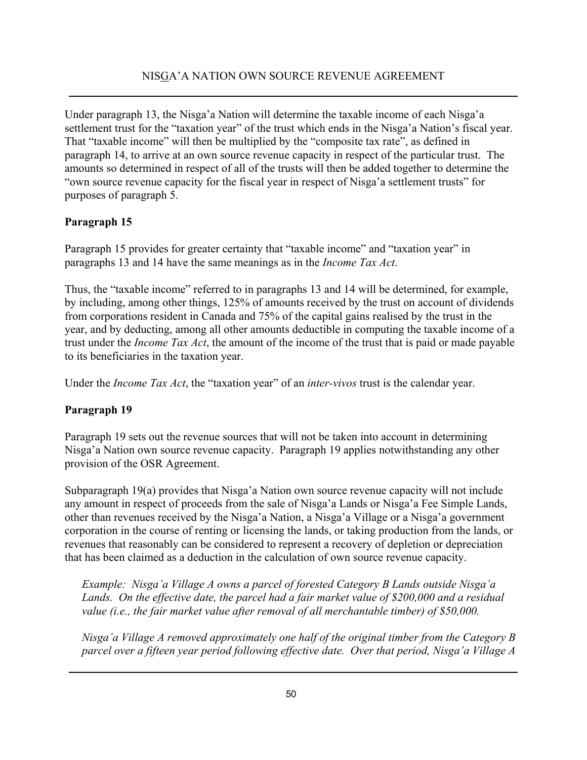Under paragraph 13, the Nisga'a Nation will determine the taxable income of each Nisga'a settlement trust for the "taxation year" of the trust which ends in the Nisga'a Nation's fiscal year. That "taxable income" will then be multiplied by the "composite tax rate", as defined in paragraph 14, to arrive at an own source revenue capacity in respect of the particular trust. The amounts so determined in respect of all of the trusts will then be added together to determine the "own source revenue capacity for the fiscal year in respect of Nisga'a settlement trusts" for purposes of paragraph 5.

**Paragraph 15**

Paragraph 15 provides for greater certainty that "taxable income" and "taxation year" in paragraphs 13 and 14 have the same meanings as in the *Income Tax Act*.

Thus, the "taxable income" referred to in paragraphs 13 and 14 will be determined, for example, by including, among other things, 125% of amounts received by the trust on account of dividends from corporations resident in Canada and 75% of the capital gains realised by the trust in the year, and by deducting, among all other amounts deductible in computing the taxable income of a trust under the *Income Tax Act*, the amount of the income of the trust that is paid or made payable to its beneficiaries in the taxation year.

Under the *Income Tax Act*, the "taxation year" of an *inter-vivos* trust is the calendar year.

**Paragraph 19**

Paragraph 19 sets out the revenue sources that will not be taken into account in determining Nisga'a Nation own source revenue capacity. Paragraph 19 applies notwithstanding any other provision of the OSR Agreement.

Subparagraph 19(a) provides that Nisga'a Nation own source revenue capacity will not include any amount in respect of proceeds from the sale of Nisga'a Lands or Nisga'a Fee Simple Lands, other than revenues received by the Nisga'a Nation, a Nisga'a Village or a Nisga'a government corporation in the course of renting or licensing the lands, or taking production from the lands, or revenues that reasonably can be considered to represent a recovery of depletion or depreciation that has been claimed as a deduction in the calculation of own source revenue capacity.

> *Example: Nisga'a Village A owns a parcel of forested Category B Lands outside Nisga'a Lands. On the effective date, the parcel had a fair market value of $200,000 and a residual value (i.e., the fair market value after removal of all merchantable timber) of $50,000.*
>
> *Nisga'a Village A removed approximately one half of the original timber from the Category B parcel over a fifteen year period following effective date. Over that period, Nisga'a Village A*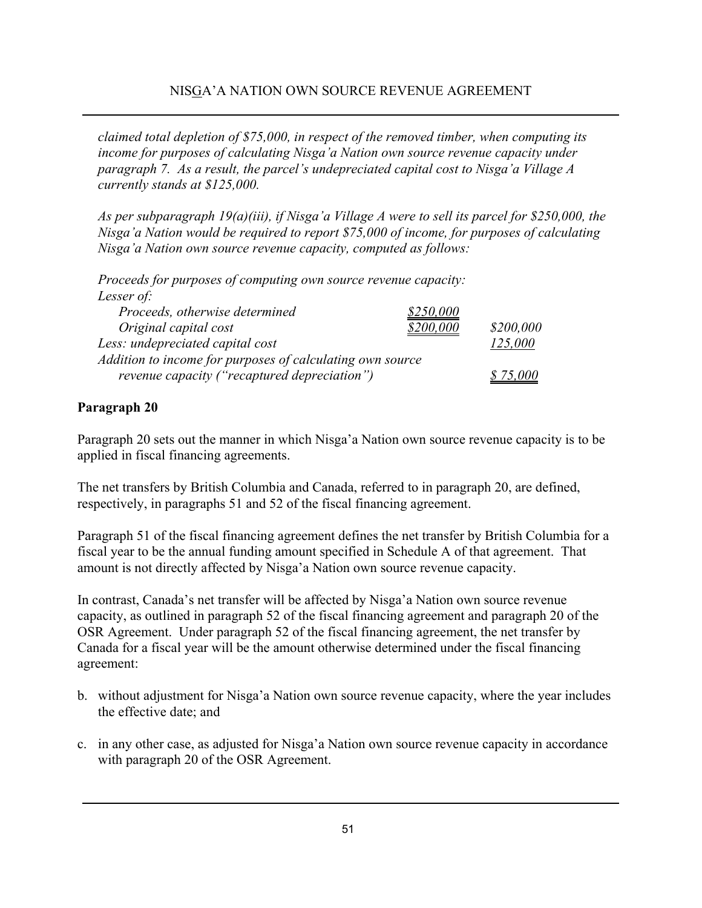*claimed total depletion of $75,000, in respect of the removed timber, when computing its income for purposes of calculating Nisga'a Nation own source revenue capacity under paragraph 7. As a result, the parcel's undepreciated capital cost to Nisga'a Village A currently stands at $125,000.*

*As per subparagraph 19(a)(iii), if Nisga'a Village A were to sell its parcel for $250,000, the Nisga'a Nation would be required to report $75,000 of income, for purposes of calculating Nisga'a Nation own source revenue capacity, computed as follows:*

| | | |
|---|---|---|
| *Proceeds for purposes of computing own source revenue capacity:* | | |
| *Lesser of:* | | |
| *Proceeds, otherwise determined* | *$250,000* | |
| *Original capital cost* | *$200,000* | *$200,000* |
| *Less: undepreciated capital cost* | | *125,000* |
| *Addition to income for purposes of calculating own source revenue capacity ("recaptured depreciation")* | | *$ 75,000* |

**Paragraph 20**

Paragraph 20 sets out the manner in which Nisga'a Nation own source revenue capacity is to be applied in fiscal financing agreements.

The net transfers by British Columbia and Canada, referred to in paragraph 20, are defined, respectively, in paragraphs 51 and 52 of the fiscal financing agreement.

Paragraph 51 of the fiscal financing agreement defines the net transfer by British Columbia for a fiscal year to be the annual funding amount specified in Schedule A of that agreement. That amount is not directly affected by Nisga'a Nation own source revenue capacity.

In contrast, Canada's net transfer will be affected by Nisga'a Nation own source revenue capacity, as outlined in paragraph 52 of the fiscal financing agreement and paragraph 20 of the OSR Agreement. Under paragraph 52 of the fiscal financing agreement, the net transfer by Canada for a fiscal year will be the amount otherwise determined under the fiscal financing agreement:

b. without adjustment for Nisga'a Nation own source revenue capacity, where the year includes the effective date; and

c. in any other case, as adjusted for Nisga'a Nation own source revenue capacity in accordance with paragraph 20 of the OSR Agreement.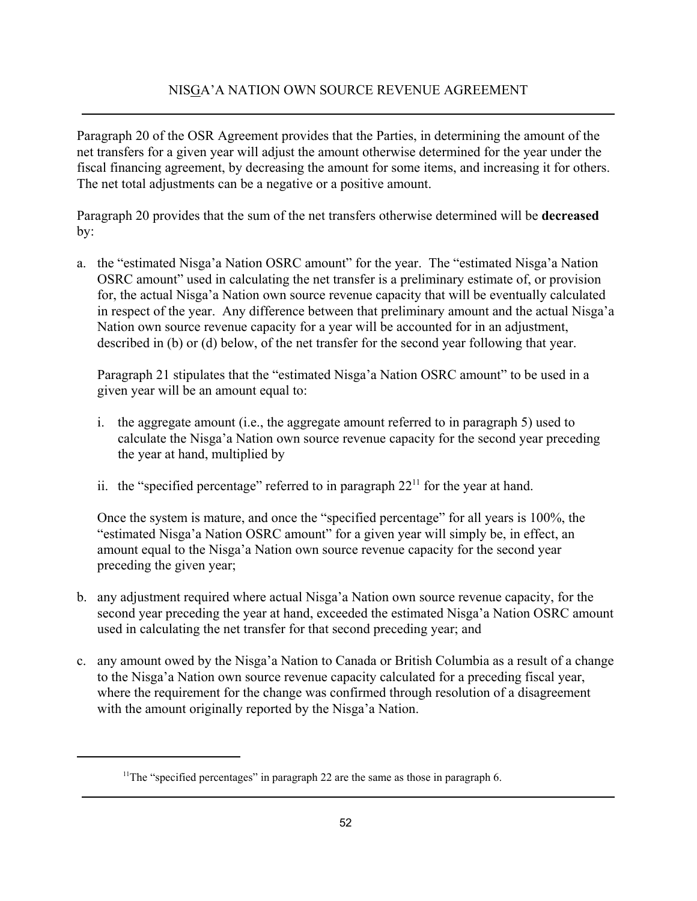Paragraph 20 of the OSR Agreement provides that the Parties, in determining the amount of the net transfers for a given year will adjust the amount otherwise determined for the year under the fiscal financing agreement, by decreasing the amount for some items, and increasing it for others. The net total adjustments can be a negative or a positive amount.

Paragraph 20 provides that the sum of the net transfers otherwise determined will be **decreased** by:

a. the "estimated Nisga'a Nation OSRC amount" for the year. The "estimated Nisga'a Nation OSRC amount" used in calculating the net transfer is a preliminary estimate of, or provision for, the actual Nisga'a Nation own source revenue capacity that will be eventually calculated in respect of the year. Any difference between that preliminary amount and the actual Nisga'a Nation own source revenue capacity for a year will be accounted for in an adjustment, described in (b) or (d) below, of the net transfer for the second year following that year.

   Paragraph 21 stipulates that the "estimated Nisga'a Nation OSRC amount" to be used in a given year will be an amount equal to:

   i. the aggregate amount (i.e., the aggregate amount referred to in paragraph 5) used to calculate the Nisga'a Nation own source revenue capacity for the second year preceding the year at hand, multiplied by

   ii. the "specified percentage" referred to in paragraph 22[11] for the year at hand.

   Once the system is mature, and once the "specified percentage" for all years is 100%, the "estimated Nisga'a Nation OSRC amount" for a given year will simply be, in effect, an amount equal to the Nisga'a Nation own source revenue capacity for the second year preceding the given year;

b. any adjustment required where actual Nisga'a Nation own source revenue capacity, for the second year preceding the year at hand, exceeded the estimated Nisga'a Nation OSRC amount used in calculating the net transfer for that second preceding year; and

c. any amount owed by the Nisga'a Nation to Canada or British Columbia as a result of a change to the Nisga'a Nation own source revenue capacity calculated for a preceding fiscal year, where the requirement for the change was confirmed through resolution of a disagreement with the amount originally reported by the Nisga'a Nation.

[11] The "specified percentages" in paragraph 22 are the same as those in paragraph 6.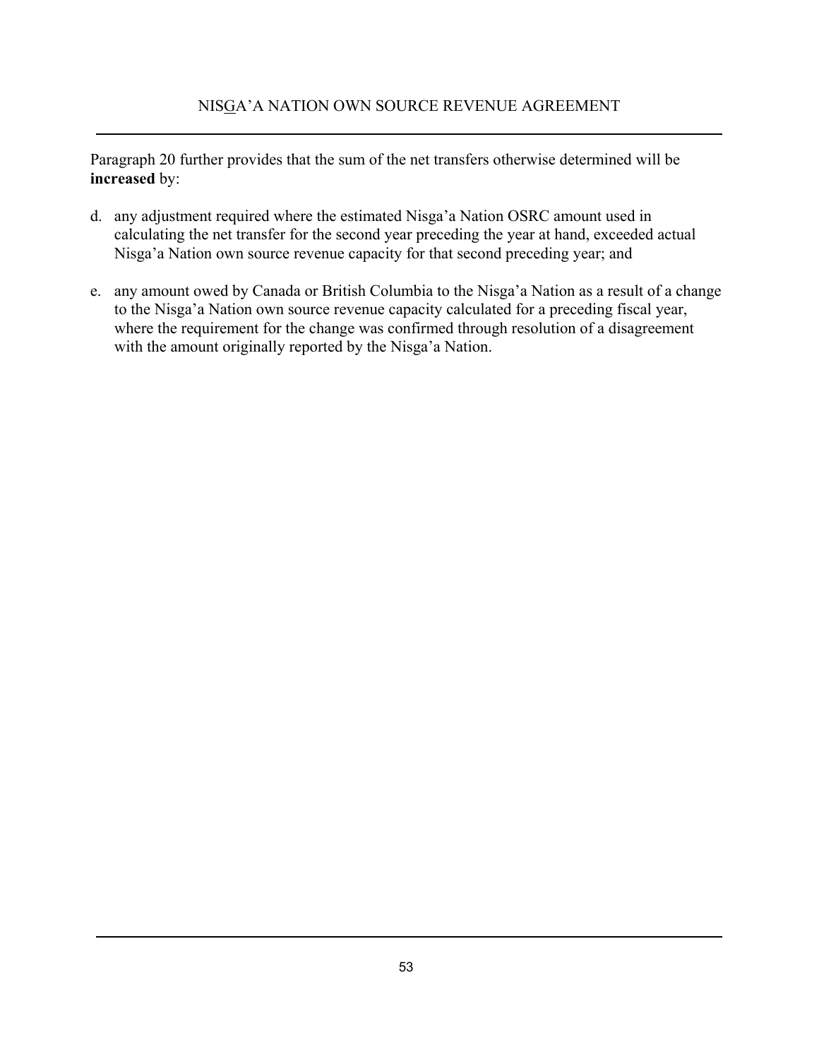Paragraph 20 further provides that the sum of the net transfers otherwise determined will be **increased** by:

d. any adjustment required where the estimated Nisga'a Nation OSRC amount used in calculating the net transfer for the second year preceding the year at hand, exceeded actual Nisga'a Nation own source revenue capacity for that second preceding year; and

e. any amount owed by Canada or British Columbia to the Nisga'a Nation as a result of a change to the Nisga'a Nation own source revenue capacity calculated for a preceding fiscal year, where the requirement for the change was confirmed through resolution of a disagreement with the amount originally reported by the Nisga'a Nation.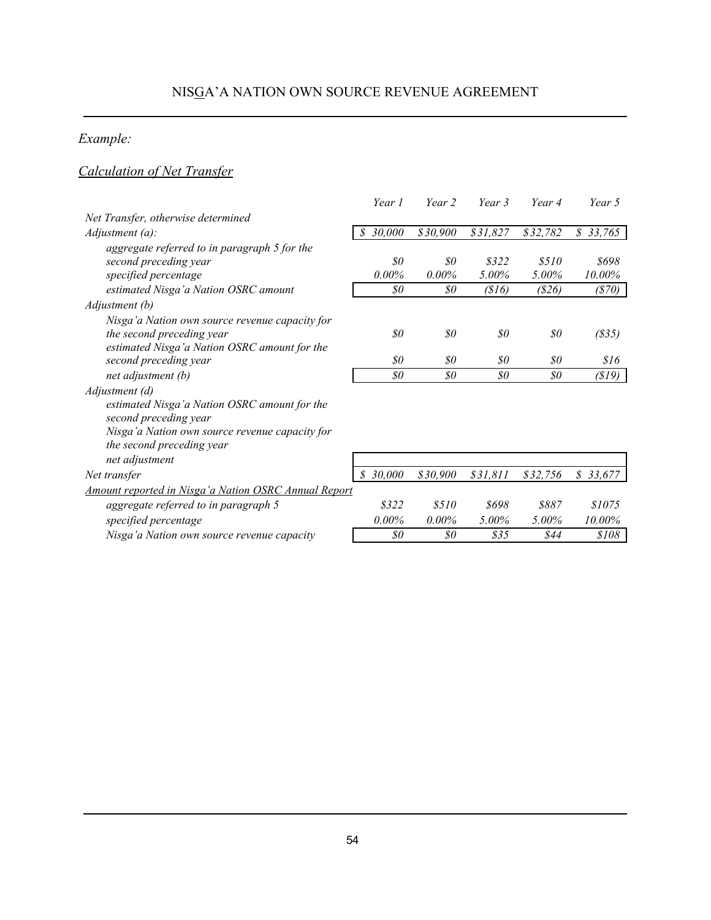*Example:*

*Calculation of Net Transfer*

| | Year 1 | Year 2 | Year 3 | Year 4 | Year 5 |
|---|---|---|---|---|---|
| *Net Transfer, otherwise determined* | | | | | |
| *Adjustment (a):* | *$ 30,000* | *$30,900* | *$31,827* | *$32,782* | *$ 33,765* |
| *aggregate referred to in paragraph 5 for the second preceding year* | *$0* | *$0* | *$322* | *$510* | *$698* |
| *specified percentage* | *0.00%* | *0.00%* | *5.00%* | *5.00%* | *10.00%* |
| *estimated Nisga'a Nation OSRC amount* | *$0* | *$0* | *($16)* | *($26)* | *($70)* |
| *Adjustment (b)* | | | | | |
| *Nisga'a Nation own source revenue capacity for the second preceding year* | *$0* | *$0* | *$0* | *$0* | *($35)* |
| *estimated Nisga'a Nation OSRC amount for the second preceding year* | *$0* | *$0* | *$0* | *$0* | *$16* |
| *net adjustment (b)* | *$0* | *$0* | *$0* | *$0* | *($19)* |
| *Adjustment (d)* | | | | | |
| *estimated Nisga'a Nation OSRC amount for the second preceding year* | | | | | |
| *Nisga'a Nation own source revenue capacity for the second preceding year* | | | | | |
| *net adjustment* | | | | | |
| *Net transfer* | *$ 30,000* | *$30,900* | *$31,811* | *$32,756* | *$ 33,677* |
| *Amount reported in Nisga'a Nation OSRC Annual Report* | | | | | |
| *aggregate referred to in paragraph 5* | *$322* | *$510* | *$698* | *$887* | *$1075* |
| *specified percentage* | *0.00%* | *0.00%* | *5.00%* | *5.00%* | *10.00%* |
| *Nisga'a Nation own source revenue capacity* | *$0* | *$0* | *$35* | *$44* | *$108* |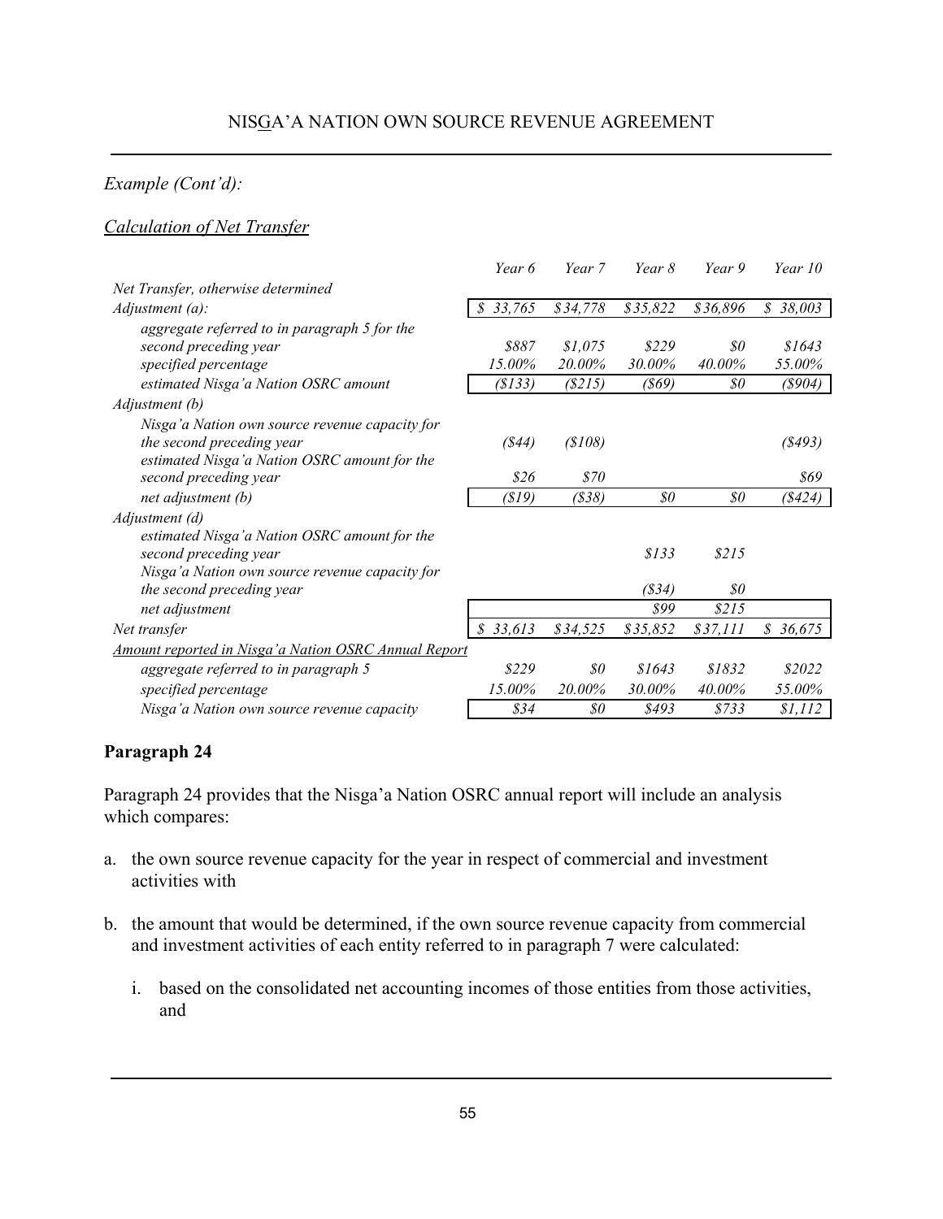*Example (Cont'd):*

*Calculation of Net Transfer*

| | *Year 6* | *Year 7* | *Year 8* | *Year 9* | *Year 10* |
|---|---|---|---|---|---|
| *Net Transfer, otherwise determined* | | | | | |
| *Adjustment (a):* | *$ 33,765* | *$34,778* | *$35,822* | *$36,896* | *$ 38,003* |
| *aggregate referred to in paragraph 5 for the second preceding year* | *$887* | *$1,075* | *$229* | *$0* | *$1643* |
| *specified percentage* | *15.00%* | *20.00%* | *30.00%* | *40.00%* | *55.00%* |
| *estimated Nisga'a Nation OSRC amount* | *($133)* | *($215)* | *($69)* | *$0* | *($904)* |
| *Adjustment (b)* | | | | | |
| *Nisga'a Nation own source revenue capacity for the second preceding year* | *($44)* | *($108)* | | | *($493)* |
| *estimated Nisga'a Nation OSRC amount for the second preceding year* | *$26* | *$70* | | | *$69* |
| *net adjustment (b)* | *($19)* | *($38)* | *$0* | *$0* | *($424)* |
| *Adjustment (d)* | | | | | |
| *estimated Nisga'a Nation OSRC amount for the second preceding year* | | | *$133* | *$215* | |
| *Nisga'a Nation own source revenue capacity for the second preceding year* | | | *($34)* | *$0* | |
| *net adjustment* | | | *$99* | *$215* | |
| *Net transfer* | *$ 33,613* | *$34,525* | *$35,852* | *$37,111* | *$ 36,675* |
| *Amount reported in Nisga'a Nation OSRC Annual Report* | | | | | |
| *aggregate referred to in paragraph 5* | *$229* | *$0* | *$1643* | *$1832* | *$2022* |
| *specified percentage* | *15.00%* | *20.00%* | *30.00%* | *40.00%* | *55.00%* |
| *Nisga'a Nation own source revenue capacity* | *$34* | *$0* | *$493* | *$733* | *$1,112* |

**Paragraph 24**

Paragraph 24 provides that the Nisga'a Nation OSRC annual report will include an analysis which compares:

a. the own source revenue capacity for the year in respect of commercial and investment activities with

b. the amount that would be determined, if the own source revenue capacity from commercial and investment activities of each entity referred to in paragraph 7 were calculated:

   i. based on the consolidated net accounting incomes of those entities from those activities, and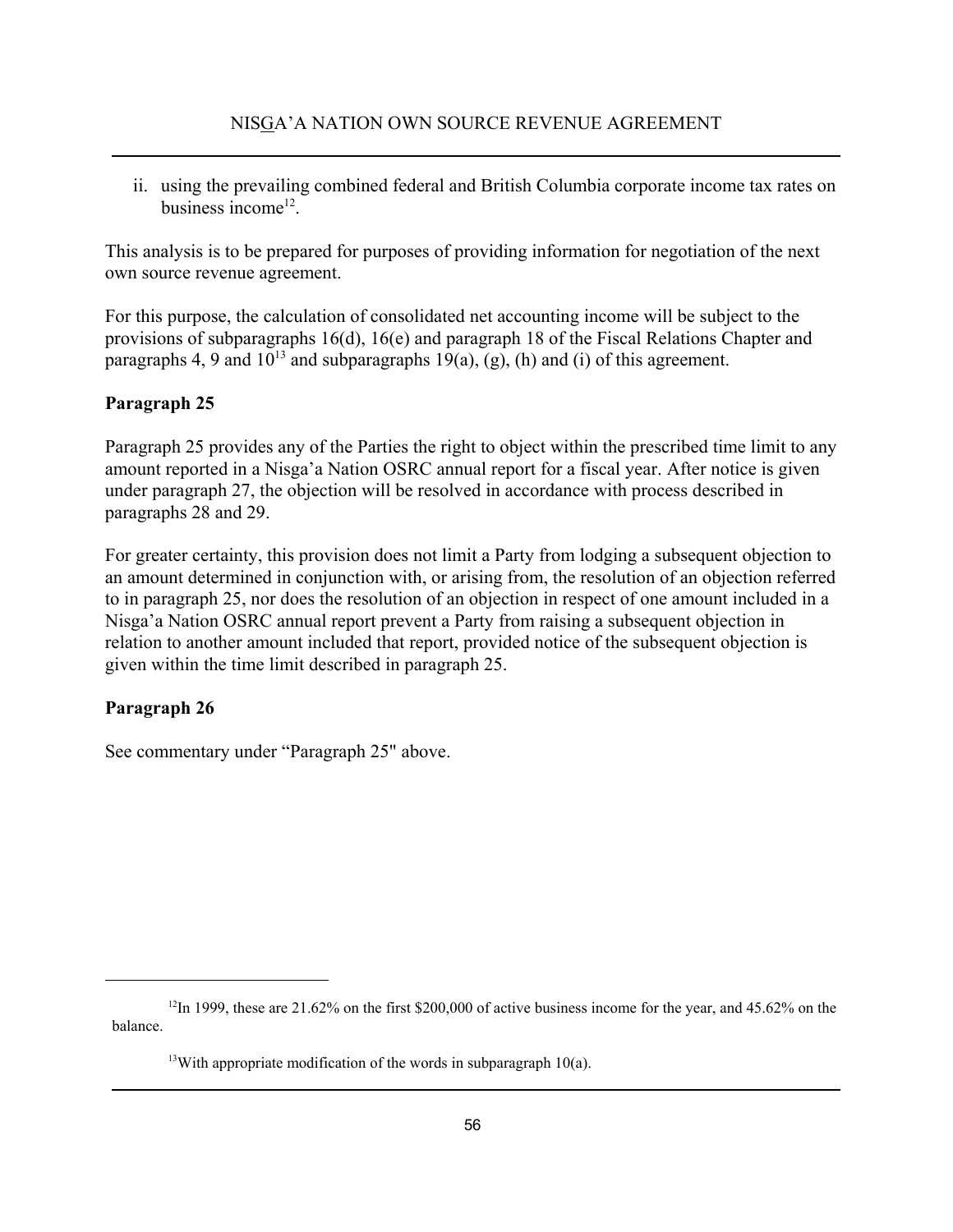ii. using the prevailing combined federal and British Columbia corporate income tax rates on business income[12].

This analysis is to be prepared for purposes of providing information for negotiation of the next own source revenue agreement.

For this purpose, the calculation of consolidated net accounting income will be subject to the provisions of subparagraphs 16(d), 16(e) and paragraph 18 of the Fiscal Relations Chapter and paragraphs 4, 9 and 10[13] and subparagraphs 19(a), (g), (h) and (i) of this agreement.

**Paragraph 25**

Paragraph 25 provides any of the Parties the right to object within the prescribed time limit to any amount reported in a Nisga'a Nation OSRC annual report for a fiscal year. After notice is given under paragraph 27, the objection will be resolved in accordance with process described in paragraphs 28 and 29.

For greater certainty, this provision does not limit a Party from lodging a subsequent objection to an amount determined in conjunction with, or arising from, the resolution of an objection referred to in paragraph 25, nor does the resolution of an objection in respect of one amount included in a Nisga'a Nation OSRC annual report prevent a Party from raising a subsequent objection in relation to another amount included that report, provided notice of the subsequent objection is given within the time limit described in paragraph 25.

**Paragraph 26**

See commentary under "Paragraph 25" above.

---

[12] In 1999, these are 21.62% on the first $200,000 of active business income for the year, and 45.62% on the balance.

[13] With appropriate modification of the words in subparagraph 10(a).